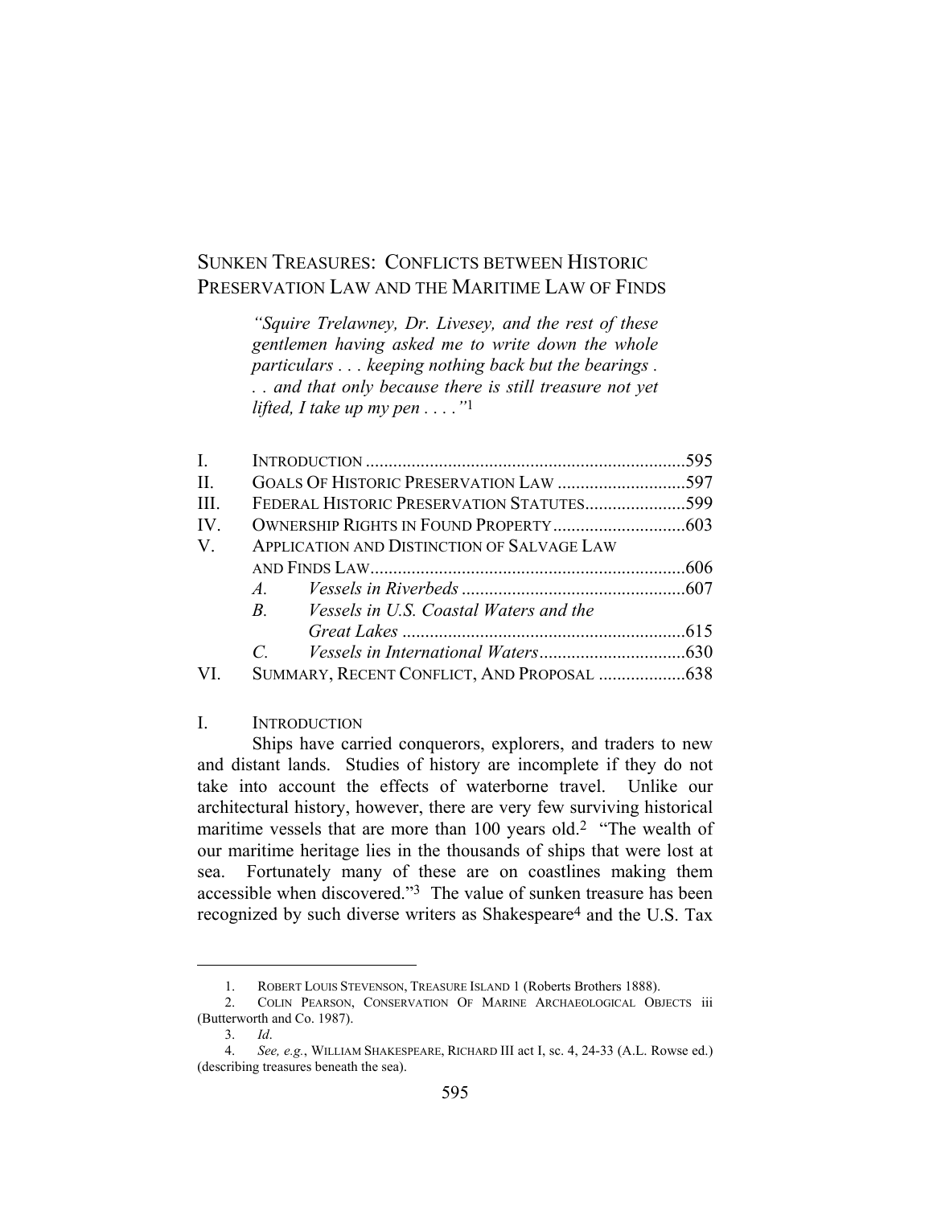# SUNKEN TREASURES: CONFLICTS BETWEEN HISTORIC PRESERVATION LAW AND THE MARITIME LAW OF FINDS

> *"Squire Trelawney, Dr. Livesey, and the rest of these gentlemen having asked me to write down the whole particulars . . . keeping nothing back but the bearings . . . and that only because there is still treasure not yet lifted, I take up my pen . . . ."*[1]

| | | |
|---|---|---|
| I. | INTRODUCTION | 595 |
| II. | GOALS OF HISTORIC PRESERVATION LAW | 597 |
| III. | FEDERAL HISTORIC PRESERVATION STATUTES | 599 |
| IV. | OWNERSHIP RIGHTS IN FOUND PROPERTY | 603 |
| V. | APPLICATION AND DISTINCTION OF SALVAGE LAW AND FINDS LAW | 606 |
| | *A. Vessels in Riverbeds* | 607 |
| | *B. Vessels in U.S. Coastal Waters and the Great Lakes* | 615 |
| | *C. Vessels in International Waters* | 630 |
| VI. | SUMMARY, RECENT CONFLICT, AND PROPOSAL | 638 |

## I. INTRODUCTION

Ships have carried conquerors, explorers, and traders to new and distant lands. Studies of history are incomplete if they do not take into account the effects of waterborne travel. Unlike our architectural history, however, there are very few surviving historical maritime vessels that are more than 100 years old.[2] "The wealth of our maritime heritage lies in the thousands of ships that were lost at sea. Fortunately many of these are on coastlines making them accessible when discovered."[3] The value of sunken treasure has been recognized by such diverse writers as Shakespeare[4] and the U.S. Tax

---

1. ROBERT LOUIS STEVENSON, TREASURE ISLAND 1 (Roberts Brothers 1888).
2. COLIN PEARSON, CONSERVATION OF MARINE ARCHAEOLOGICAL OBJECTS iii (Butterworth and Co. 1987).
3. *Id*.
4. *See, e.g.*, WILLIAM SHAKESPEARE, RICHARD III act I, sc. 4, 24-33 (A.L. Rowse ed.) (describing treasures beneath the sea).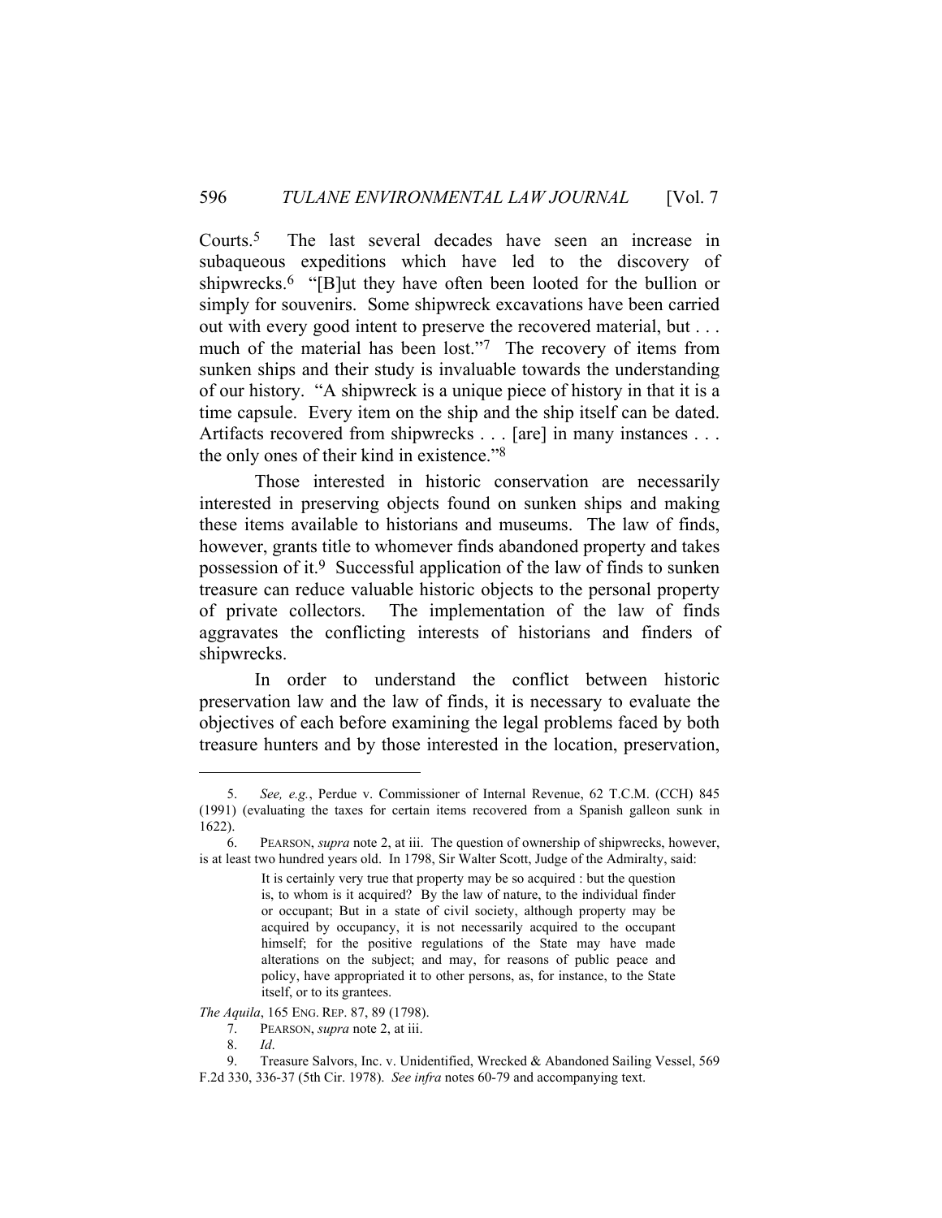Courts.[5] The last several decades have seen an increase in subaqueous expeditions which have led to the discovery of shipwrecks.[6] "[B]ut they have often been looted for the bullion or simply for souvenirs. Some shipwreck excavations have been carried out with every good intent to preserve the recovered material, but . . . much of the material has been lost."[7] The recovery of items from sunken ships and their study is invaluable towards the understanding of our history. "A shipwreck is a unique piece of history in that it is a time capsule. Every item on the ship and the ship itself can be dated. Artifacts recovered from shipwrecks . . . [are] in many instances . . . the only ones of their kind in existence."[8]

Those interested in historic conservation are necessarily interested in preserving objects found on sunken ships and making these items available to historians and museums. The law of finds, however, grants title to whomever finds abandoned property and takes possession of it.[9] Successful application of the law of finds to sunken treasure can reduce valuable historic objects to the personal property of private collectors. The implementation of the law of finds aggravates the conflicting interests of historians and finders of shipwrecks.

In order to understand the conflict between historic preservation law and the law of finds, it is necessary to evaluate the objectives of each before examining the legal problems faced by both treasure hunters and by those interested in the location, preservation,

---

5. *See, e.g.*, Perdue v. Commissioner of Internal Revenue, 62 T.C.M. (CCH) 845 (1991) (evaluating the taxes for certain items recovered from a Spanish galleon sunk in 1622).

6. PEARSON, *supra* note 2, at iii. The question of ownership of shipwrecks, however, is at least two hundred years old. In 1798, Sir Walter Scott, Judge of the Admiralty, said:

> It is certainly very true that property may be so acquired : but the question is, to whom is it acquired? By the law of nature, to the individual finder or occupant; But in a state of civil society, although property may be acquired by occupancy, it is not necessarily acquired to the occupant himself; for the positive regulations of the State may have made alterations on the subject; and may, for reasons of public peace and policy, have appropriated it to other persons, as, for instance, to the State itself, or to its grantees.

*The Aquila*, 165 ENG. REP. 87, 89 (1798).

7. PEARSON, *supra* note 2, at iii.

8. *Id*.

9. Treasure Salvors, Inc. v. Unidentified, Wrecked & Abandoned Sailing Vessel, 569 F.2d 330, 336-37 (5th Cir. 1978). *See infra* notes 60-79 and accompanying text.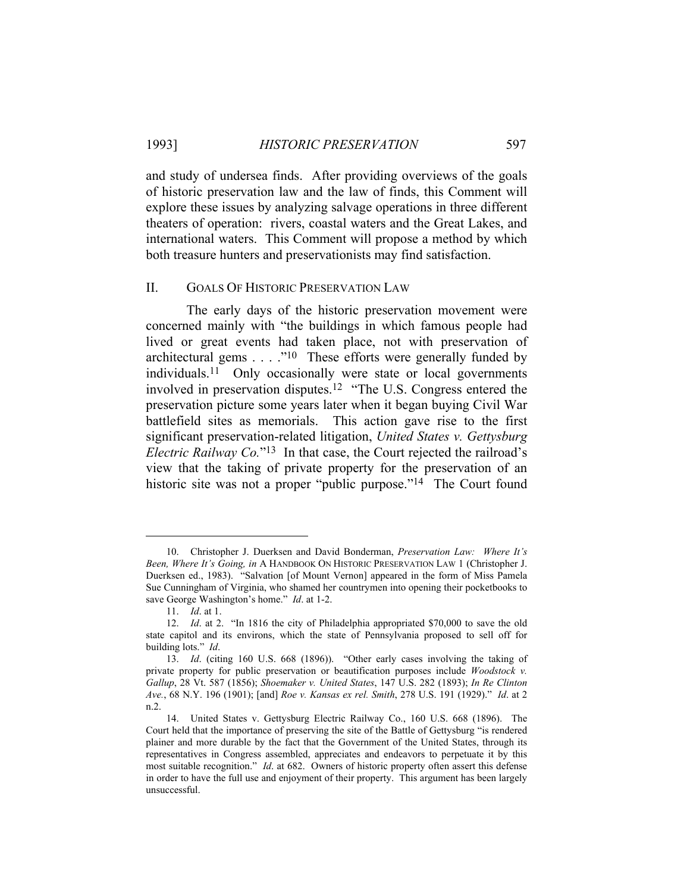and study of undersea finds. After providing overviews of the goals of historic preservation law and the law of finds, this Comment will explore these issues by analyzing salvage operations in three different theaters of operation: rivers, coastal waters and the Great Lakes, and international waters. This Comment will propose a method by which both treasure hunters and preservationists may find satisfaction.

## II. GOALS OF HISTORIC PRESERVATION LAW

The early days of the historic preservation movement were concerned mainly with "the buildings in which famous people had lived or great events had taken place, not with preservation of architectural gems . . . ."[10] These efforts were generally funded by individuals.[11] Only occasionally were state or local governments involved in preservation disputes.[12] "The U.S. Congress entered the preservation picture some years later when it began buying Civil War battlefield sites as memorials. This action gave rise to the first significant preservation-related litigation, *United States v. Gettysburg Electric Railway Co.*"[13] In that case, the Court rejected the railroad's view that the taking of private property for the preservation of an historic site was not a proper "public purpose."[14] The Court found

---

10. Christopher J. Duerksen and David Bonderman, *Preservation Law: Where It's Been, Where It's Going, in* A HANDBOOK ON HISTORIC PRESERVATION LAW 1 (Christopher J. Duerksen ed., 1983). "Salvation [of Mount Vernon] appeared in the form of Miss Pamela Sue Cunningham of Virginia, who shamed her countrymen into opening their pocketbooks to save George Washington's home." *Id*. at 1-2.

11. *Id*. at 1.

12. *Id*. at 2. "In 1816 the city of Philadelphia appropriated $70,000 to save the old state capitol and its environs, which the state of Pennsylvania proposed to sell off for building lots." *Id*.

13. *Id*. (citing 160 U.S. 668 (1896)). "Other early cases involving the taking of private property for public preservation or beautification purposes include *Woodstock v. Gallup*, 28 Vt. 587 (1856); *Shoemaker v. United States*, 147 U.S. 282 (1893); *In Re Clinton Ave.*, 68 N.Y. 196 (1901); [and] *Roe v. Kansas ex rel. Smith*, 278 U.S. 191 (1929)." *Id*. at 2 n.2.

14. United States v. Gettysburg Electric Railway Co., 160 U.S. 668 (1896). The Court held that the importance of preserving the site of the Battle of Gettysburg "is rendered plainer and more durable by the fact that the Government of the United States, through its representatives in Congress assembled, appreciates and endeavors to perpetuate it by this most suitable recognition." *Id*. at 682. Owners of historic property often assert this defense in order to have the full use and enjoyment of their property. This argument has been largely unsuccessful.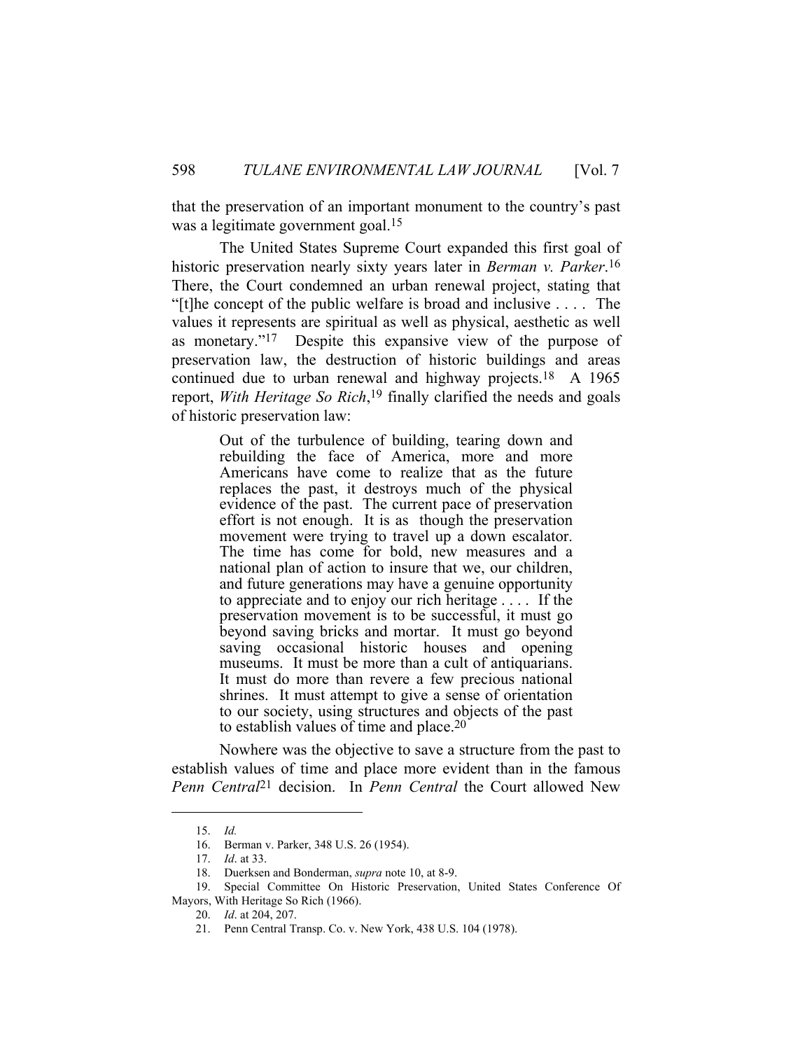that the preservation of an important monument to the country's past was a legitimate government goal.[15]

The United States Supreme Court expanded this first goal of historic preservation nearly sixty years later in *Berman v. Parker*.[16] There, the Court condemned an urban renewal project, stating that "[t]he concept of the public welfare is broad and inclusive . . . . The values it represents are spiritual as well as physical, aesthetic as well as monetary."[17] Despite this expansive view of the purpose of preservation law, the destruction of historic buildings and areas continued due to urban renewal and highway projects.[18] A 1965 report, *With Heritage So Rich*,[19] finally clarified the needs and goals of historic preservation law:

> Out of the turbulence of building, tearing down and rebuilding the face of America, more and more Americans have come to realize that as the future replaces the past, it destroys much of the physical evidence of the past. The current pace of preservation effort is not enough. It is as though the preservation movement were trying to travel up a down escalator. The time has come for bold, new measures and a national plan of action to insure that we, our children, and future generations may have a genuine opportunity to appreciate and to enjoy our rich heritage . . . . If the preservation movement is to be successful, it must go beyond saving bricks and mortar. It must go beyond saving occasional historic houses and opening museums. It must be more than a cult of antiquarians. It must do more than revere a few precious national shrines. It must attempt to give a sense of orientation to our society, using structures and objects of the past to establish values of time and place.[20]

Nowhere was the objective to save a structure from the past to establish values of time and place more evident than in the famous *Penn Central*[21] decision. In *Penn Central* the Court allowed New

---

15. *Id.*
16. Berman v. Parker, 348 U.S. 26 (1954).
17. *Id*. at 33.
18. Duerksen and Bonderman, *supra* note 10, at 8-9.
19. Special Committee On Historic Preservation, United States Conference Of Mayors, With Heritage So Rich (1966).
20. *Id*. at 204, 207.
21. Penn Central Transp. Co. v. New York, 438 U.S. 104 (1978).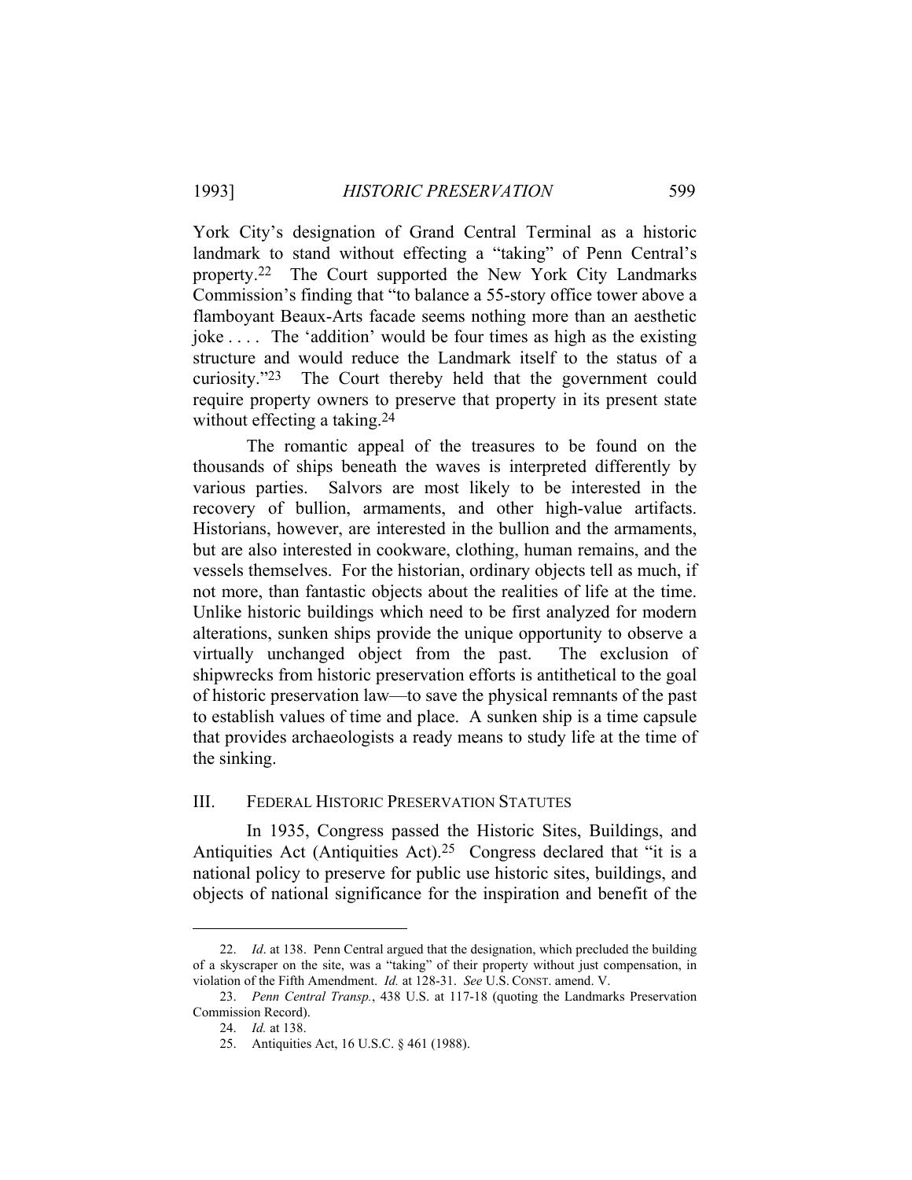York City's designation of Grand Central Terminal as a historic landmark to stand without effecting a "taking" of Penn Central's property.[22] The Court supported the New York City Landmarks Commission's finding that "to balance a 55-story office tower above a flamboyant Beaux-Arts facade seems nothing more than an aesthetic joke . . . . The 'addition' would be four times as high as the existing structure and would reduce the Landmark itself to the status of a curiosity."[23] The Court thereby held that the government could require property owners to preserve that property in its present state without effecting a taking.[24]

The romantic appeal of the treasures to be found on the thousands of ships beneath the waves is interpreted differently by various parties. Salvors are most likely to be interested in the recovery of bullion, armaments, and other high-value artifacts. Historians, however, are interested in the bullion and the armaments, but are also interested in cookware, clothing, human remains, and the vessels themselves. For the historian, ordinary objects tell as much, if not more, than fantastic objects about the realities of life at the time. Unlike historic buildings which need to be first analyzed for modern alterations, sunken ships provide the unique opportunity to observe a virtually unchanged object from the past. The exclusion of shipwrecks from historic preservation efforts is antithetical to the goal of historic preservation law—to save the physical remnants of the past to establish values of time and place. A sunken ship is a time capsule that provides archaeologists a ready means to study life at the time of the sinking.

## III. FEDERAL HISTORIC PRESERVATION STATUTES

In 1935, Congress passed the Historic Sites, Buildings, and Antiquities Act (Antiquities Act).[25] Congress declared that "it is a national policy to preserve for public use historic sites, buildings, and objects of national significance for the inspiration and benefit of the

---

22. *Id*. at 138. Penn Central argued that the designation, which precluded the building of a skyscraper on the site, was a "taking" of their property without just compensation, in violation of the Fifth Amendment. *Id.* at 128-31. *See* U.S. CONST. amend. V.

23. *Penn Central Transp.*, 438 U.S. at 117-18 (quoting the Landmarks Preservation Commission Record).

24. *Id.* at 138.

25. Antiquities Act, 16 U.S.C. § 461 (1988).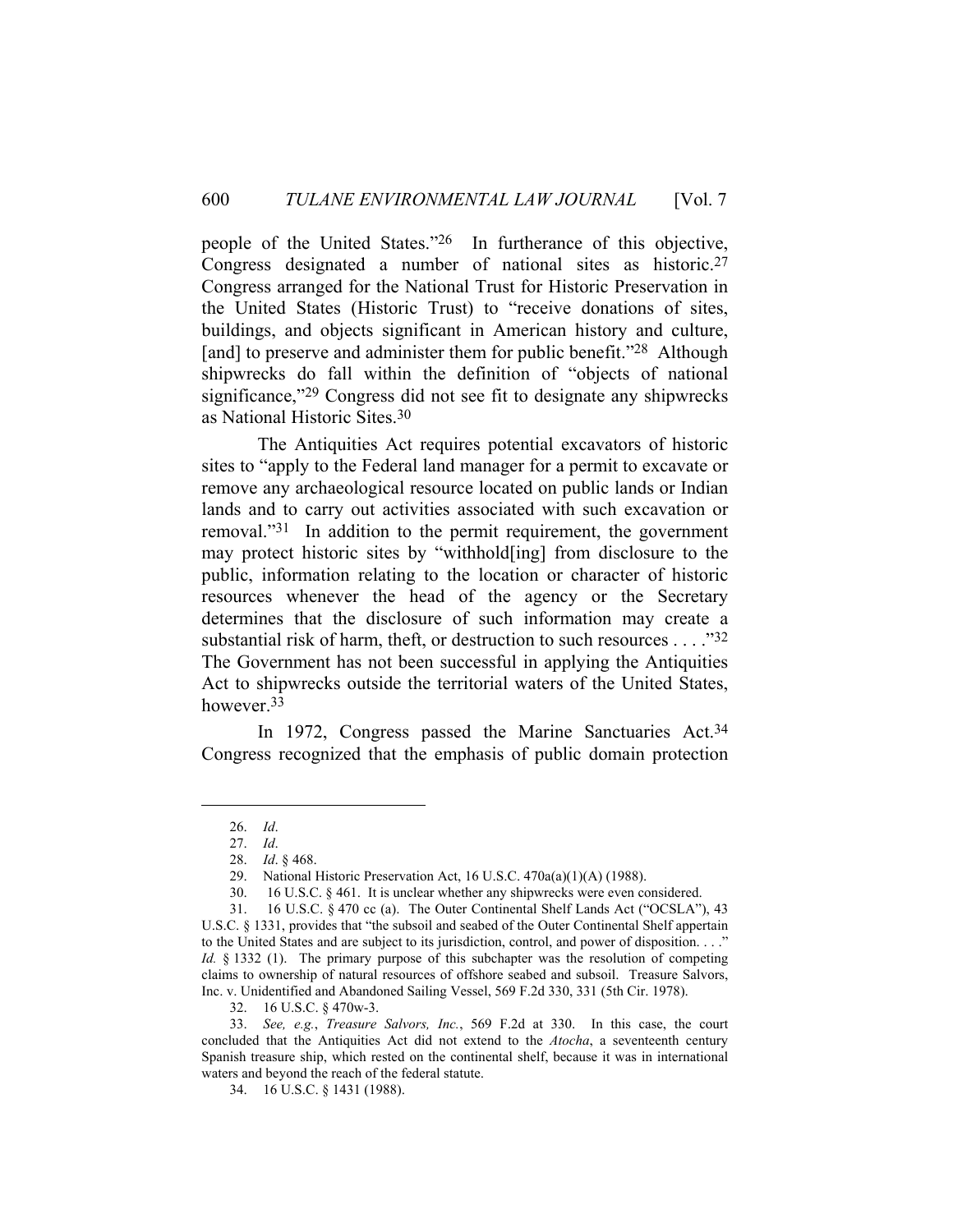people of the United States."[26] In furtherance of this objective, Congress designated a number of national sites as historic.[27] Congress arranged for the National Trust for Historic Preservation in the United States (Historic Trust) to "receive donations of sites, buildings, and objects significant in American history and culture, [and] to preserve and administer them for public benefit."[28] Although shipwrecks do fall within the definition of "objects of national significance,"[29] Congress did not see fit to designate any shipwrecks as National Historic Sites.[30]

The Antiquities Act requires potential excavators of historic sites to "apply to the Federal land manager for a permit to excavate or remove any archaeological resource located on public lands or Indian lands and to carry out activities associated with such excavation or removal."[31] In addition to the permit requirement, the government may protect historic sites by "withhold[ing] from disclosure to the public, information relating to the location or character of historic resources whenever the head of the agency or the Secretary determines that the disclosure of such information may create a substantial risk of harm, theft, or destruction to such resources . . . ."[32] The Government has not been successful in applying the Antiquities Act to shipwrecks outside the territorial waters of the United States, however.[33]

In 1972, Congress passed the Marine Sanctuaries Act.[34] Congress recognized that the emphasis of public domain protection

---

26. *Id*.

27. *Id*.

28. *Id*. § 468.

29. National Historic Preservation Act, 16 U.S.C. 470a(a)(1)(A) (1988).

30. 16 U.S.C. § 461. It is unclear whether any shipwrecks were even considered.

31. 16 U.S.C. § 470 cc (a). The Outer Continental Shelf Lands Act ("OCSLA"), 43 U.S.C. § 1331, provides that "the subsoil and seabed of the Outer Continental Shelf appertain to the United States and are subject to its jurisdiction, control, and power of disposition. . . ." *Id.* § 1332 (1). The primary purpose of this subchapter was the resolution of competing claims to ownership of natural resources of offshore seabed and subsoil. Treasure Salvors, Inc. v. Unidentified and Abandoned Sailing Vessel, 569 F.2d 330, 331 (5th Cir. 1978).

32. 16 U.S.C. § 470w-3.

33. *See, e.g.*, *Treasure Salvors, Inc.*, 569 F.2d at 330. In this case, the court concluded that the Antiquities Act did not extend to the *Atocha*, a seventeenth century Spanish treasure ship, which rested on the continental shelf, because it was in international waters and beyond the reach of the federal statute.

34. 16 U.S.C. § 1431 (1988).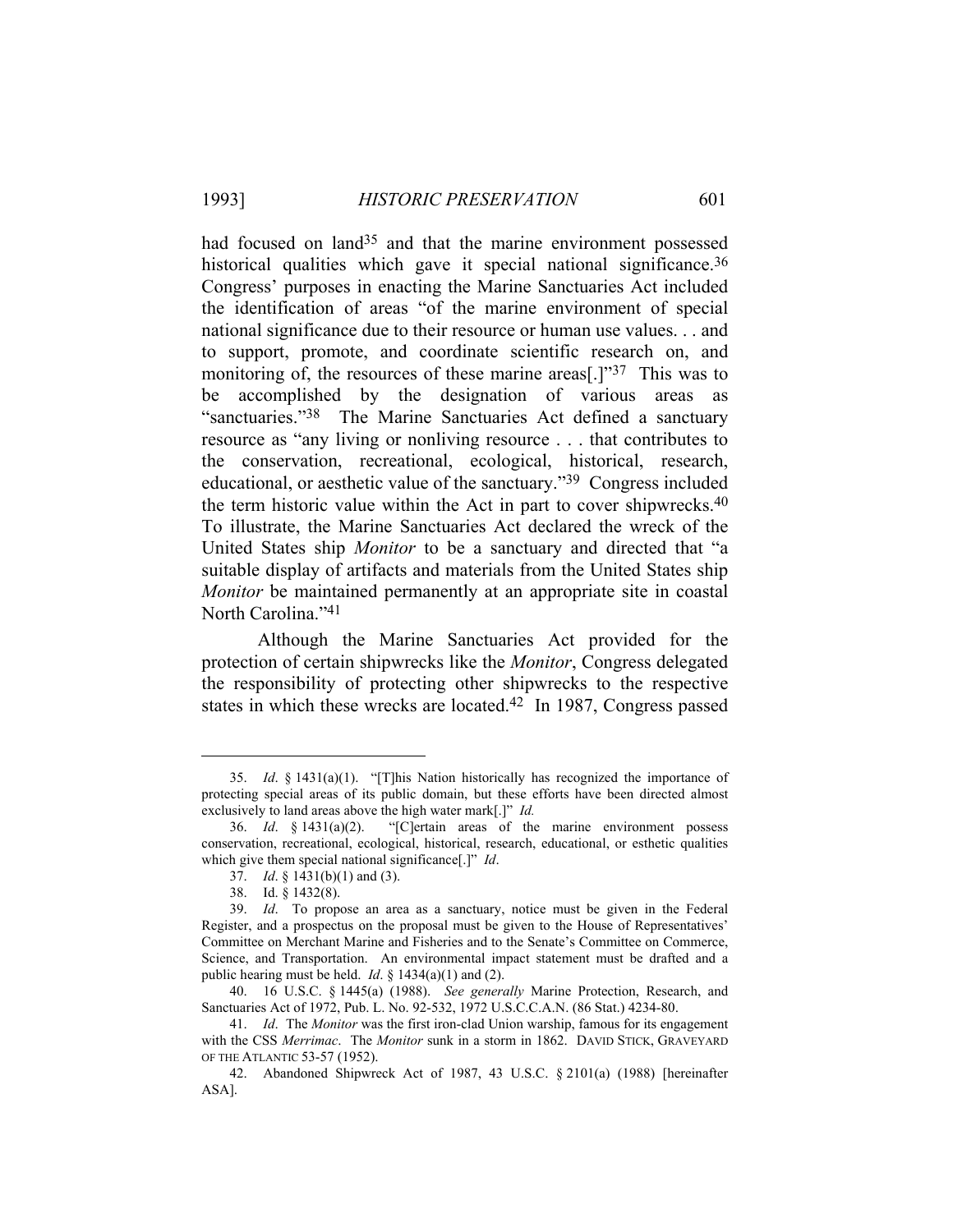had focused on land[35] and that the marine environment possessed historical qualities which gave it special national significance.[36] Congress' purposes in enacting the Marine Sanctuaries Act included the identification of areas "of the marine environment of special national significance due to their resource or human use values. . . and to support, promote, and coordinate scientific research on, and monitoring of, the resources of these marine areas[.]"[37] This was to be accomplished by the designation of various areas as "sanctuaries."[38] The Marine Sanctuaries Act defined a sanctuary resource as "any living or nonliving resource . . . that contributes to the conservation, recreational, ecological, historical, research, educational, or aesthetic value of the sanctuary."[39] Congress included the term historic value within the Act in part to cover shipwrecks.[40] To illustrate, the Marine Sanctuaries Act declared the wreck of the United States ship *Monitor* to be a sanctuary and directed that "a suitable display of artifacts and materials from the United States ship *Monitor* be maintained permanently at an appropriate site in coastal North Carolina."[41]

Although the Marine Sanctuaries Act provided for the protection of certain shipwrecks like the *Monitor*, Congress delegated the responsibility of protecting other shipwrecks to the respective states in which these wrecks are located.[42] In 1987, Congress passed

---

35. *Id*. § 1431(a)(1). "[T]his Nation historically has recognized the importance of protecting special areas of its public domain, but these efforts have been directed almost exclusively to land areas above the high water mark[.]" *Id.*

36. *Id*. § 1431(a)(2). "[C]ertain areas of the marine environment possess conservation, recreational, ecological, historical, research, educational, or esthetic qualities which give them special national significance[.]" *Id*.

37. *Id*. § 1431(b)(1) and (3).

38. Id. § 1432(8).

39. *Id*. To propose an area as a sanctuary, notice must be given in the Federal Register, and a prospectus on the proposal must be given to the House of Representatives' Committee on Merchant Marine and Fisheries and to the Senate's Committee on Commerce, Science, and Transportation. An environmental impact statement must be drafted and a public hearing must be held. *Id*. § 1434(a)(1) and (2).

40. 16 U.S.C. § 1445(a) (1988). *See generally* Marine Protection, Research, and Sanctuaries Act of 1972, Pub. L. No. 92-532, 1972 U.S.C.C.A.N. (86 Stat.) 4234-80.

41. *Id*. The *Monitor* was the first iron-clad Union warship, famous for its engagement with the CSS *Merrimac*. The *Monitor* sunk in a storm in 1862. DAVID STICK, GRAVEYARD OF THE ATLANTIC 53-57 (1952).

42. Abandoned Shipwreck Act of 1987, 43 U.S.C. § 2101(a) (1988) [hereinafter ASA].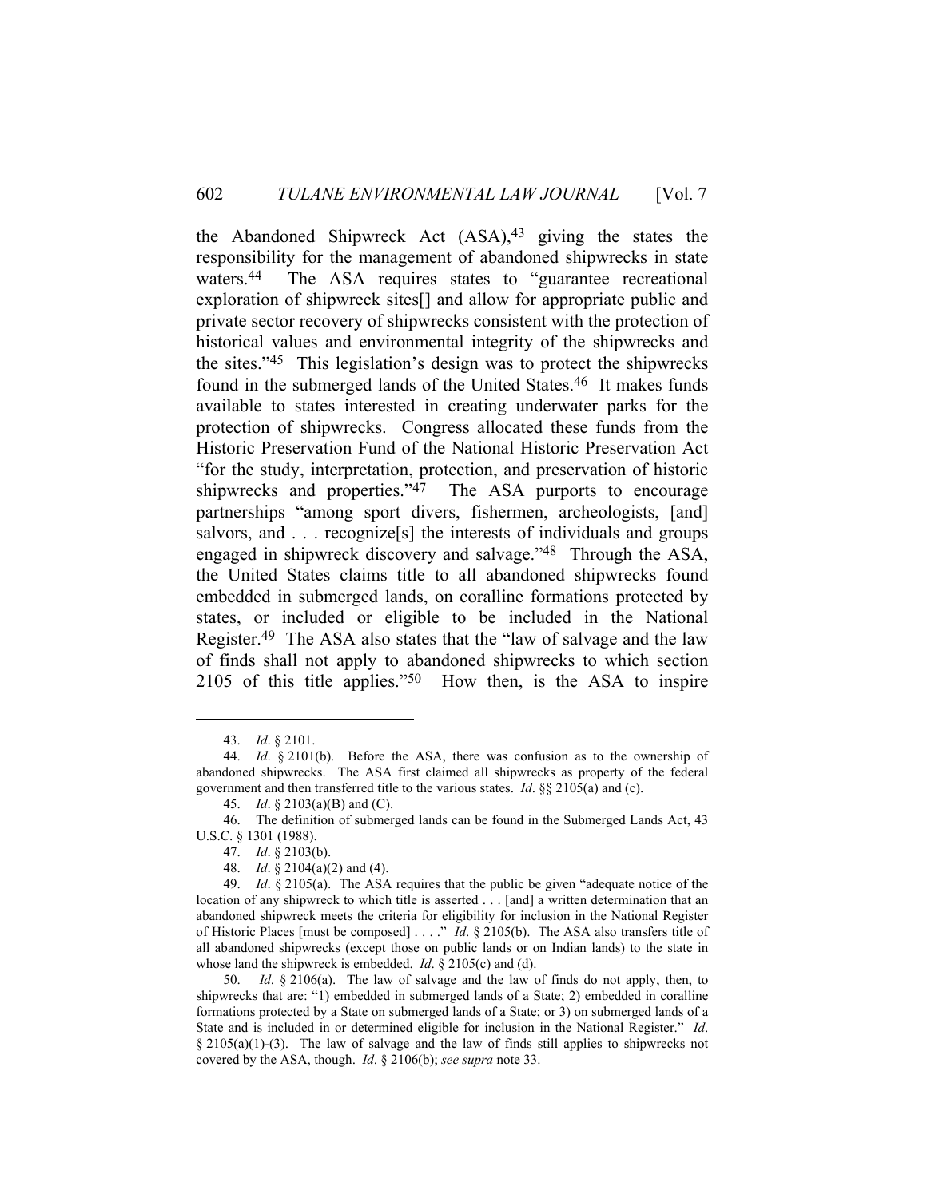the Abandoned Shipwreck Act (ASA),[43] giving the states the responsibility for the management of abandoned shipwrecks in state waters.[44] The ASA requires states to "guarantee recreational exploration of shipwreck sites[] and allow for appropriate public and private sector recovery of shipwrecks consistent with the protection of historical values and environmental integrity of the shipwrecks and the sites."[45] This legislation's design was to protect the shipwrecks found in the submerged lands of the United States.[46] It makes funds available to states interested in creating underwater parks for the protection of shipwrecks. Congress allocated these funds from the Historic Preservation Fund of the National Historic Preservation Act "for the study, interpretation, protection, and preservation of historic shipwrecks and properties."[47] The ASA purports to encourage partnerships "among sport divers, fishermen, archeologists, [and] salvors, and . . . recognize[s] the interests of individuals and groups engaged in shipwreck discovery and salvage."[48] Through the ASA, the United States claims title to all abandoned shipwrecks found embedded in submerged lands, on coralline formations protected by states, or included or eligible to be included in the National Register.[49] The ASA also states that the "law of salvage and the law of finds shall not apply to abandoned shipwrecks to which section 2105 of this title applies."[50] How then, is the ASA to inspire

---

43. *Id*. § 2101.

44. *Id*. § 2101(b). Before the ASA, there was confusion as to the ownership of abandoned shipwrecks. The ASA first claimed all shipwrecks as property of the federal government and then transferred title to the various states. *Id*. §§ 2105(a) and (c).

45. *Id*. § 2103(a)(B) and (C).

46. The definition of submerged lands can be found in the Submerged Lands Act, 43 U.S.C. § 1301 (1988).

47. *Id*. § 2103(b).

48. *Id*. § 2104(a)(2) and (4).

49. *Id*. § 2105(a). The ASA requires that the public be given "adequate notice of the location of any shipwreck to which title is asserted . . . [and] a written determination that an abandoned shipwreck meets the criteria for eligibility for inclusion in the National Register of Historic Places [must be composed] . . . ." *Id*. § 2105(b). The ASA also transfers title of all abandoned shipwrecks (except those on public lands or on Indian lands) to the state in whose land the shipwreck is embedded. *Id*. § 2105(c) and (d).

50. *Id*. § 2106(a). The law of salvage and the law of finds do not apply, then, to shipwrecks that are: "1) embedded in submerged lands of a State; 2) embedded in coralline formations protected by a State on submerged lands of a State; or 3) on submerged lands of a State and is included in or determined eligible for inclusion in the National Register." *Id*. § 2105(a)(1)-(3). The law of salvage and the law of finds still applies to shipwrecks not covered by the ASA, though. *Id*. § 2106(b); *see supra* note 33.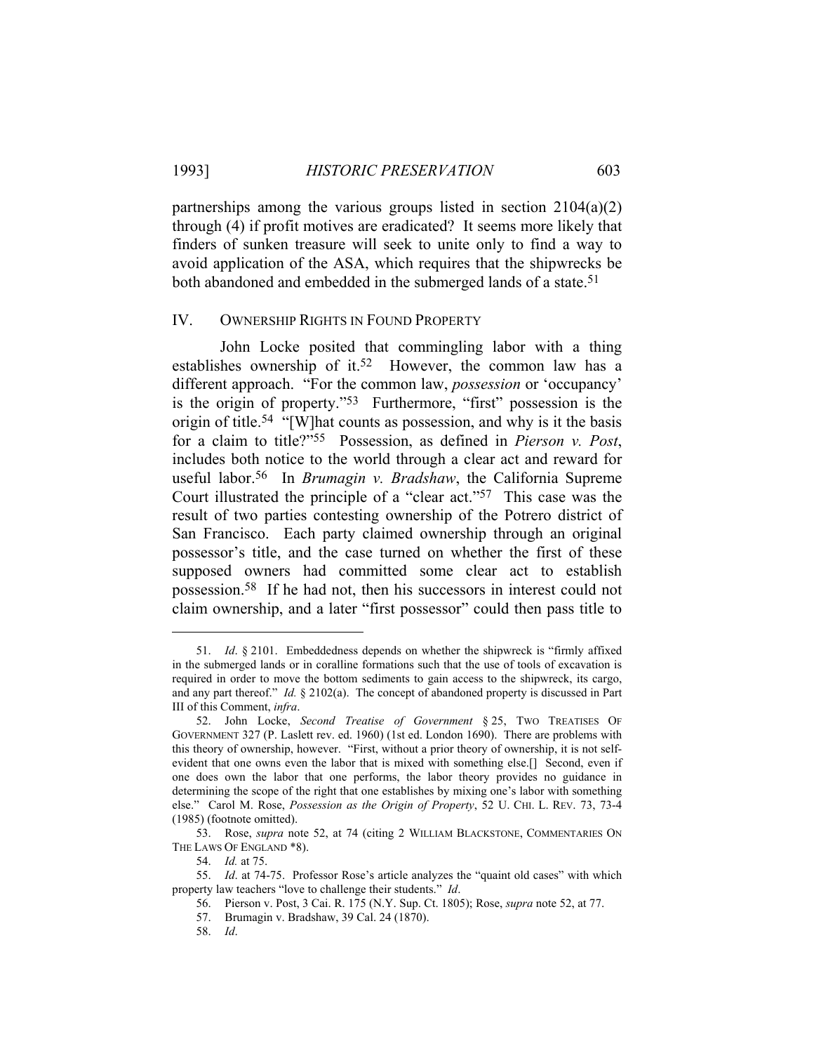partnerships among the various groups listed in section 2104(a)(2) through (4) if profit motives are eradicated? It seems more likely that finders of sunken treasure will seek to unite only to find a way to avoid application of the ASA, which requires that the shipwrecks be both abandoned and embedded in the submerged lands of a state.[51]

## IV. OWNERSHIP RIGHTS IN FOUND PROPERTY

John Locke posited that commingling labor with a thing establishes ownership of it.[52] However, the common law has a different approach. "For the common law, *possession* or 'occupancy' is the origin of property."[53] Furthermore, "first" possession is the origin of title.[54] "[W]hat counts as possession, and why is it the basis for a claim to title?"[55] Possession, as defined in *Pierson v. Post*, includes both notice to the world through a clear act and reward for useful labor.[56] In *Brumagin v. Bradshaw*, the California Supreme Court illustrated the principle of a "clear act."[57] This case was the result of two parties contesting ownership of the Potrero district of San Francisco. Each party claimed ownership through an original possessor's title, and the case turned on whether the first of these supposed owners had committed some clear act to establish possession.[58] If he had not, then his successors in interest could not claim ownership, and a later "first possessor" could then pass title to

---

51. *Id*. § 2101. Embeddedness depends on whether the shipwreck is "firmly affixed in the submerged lands or in coralline formations such that the use of tools of excavation is required in order to move the bottom sediments to gain access to the shipwreck, its cargo, and any part thereof." *Id.* § 2102(a). The concept of abandoned property is discussed in Part III of this Comment, *infra*.

52. John Locke, *Second Treatise of Government* § 25, TWO TREATISES OF GOVERNMENT 327 (P. Laslett rev. ed. 1960) (1st ed. London 1690). There are problems with this theory of ownership, however. "First, without a prior theory of ownership, it is not self-evident that one owns even the labor that is mixed with something else.[] Second, even if one does own the labor that one performs, the labor theory provides no guidance in determining the scope of the right that one establishes by mixing one's labor with something else." Carol M. Rose, *Possession as the Origin of Property*, 52 U. CHI. L. REV. 73, 73-4 (1985) (footnote omitted).

53. Rose, *supra* note 52, at 74 (citing 2 WILLIAM BLACKSTONE, COMMENTARIES ON THE LAWS OF ENGLAND *8).

54. *Id.* at 75.

55. *Id*. at 74-75. Professor Rose's article analyzes the "quaint old cases" with which property law teachers "love to challenge their students." *Id*.

56. Pierson v. Post, 3 Cai. R. 175 (N.Y. Sup. Ct. 1805); Rose, *supra* note 52, at 77.

57. Brumagin v. Bradshaw, 39 Cal. 24 (1870).

58. *Id*.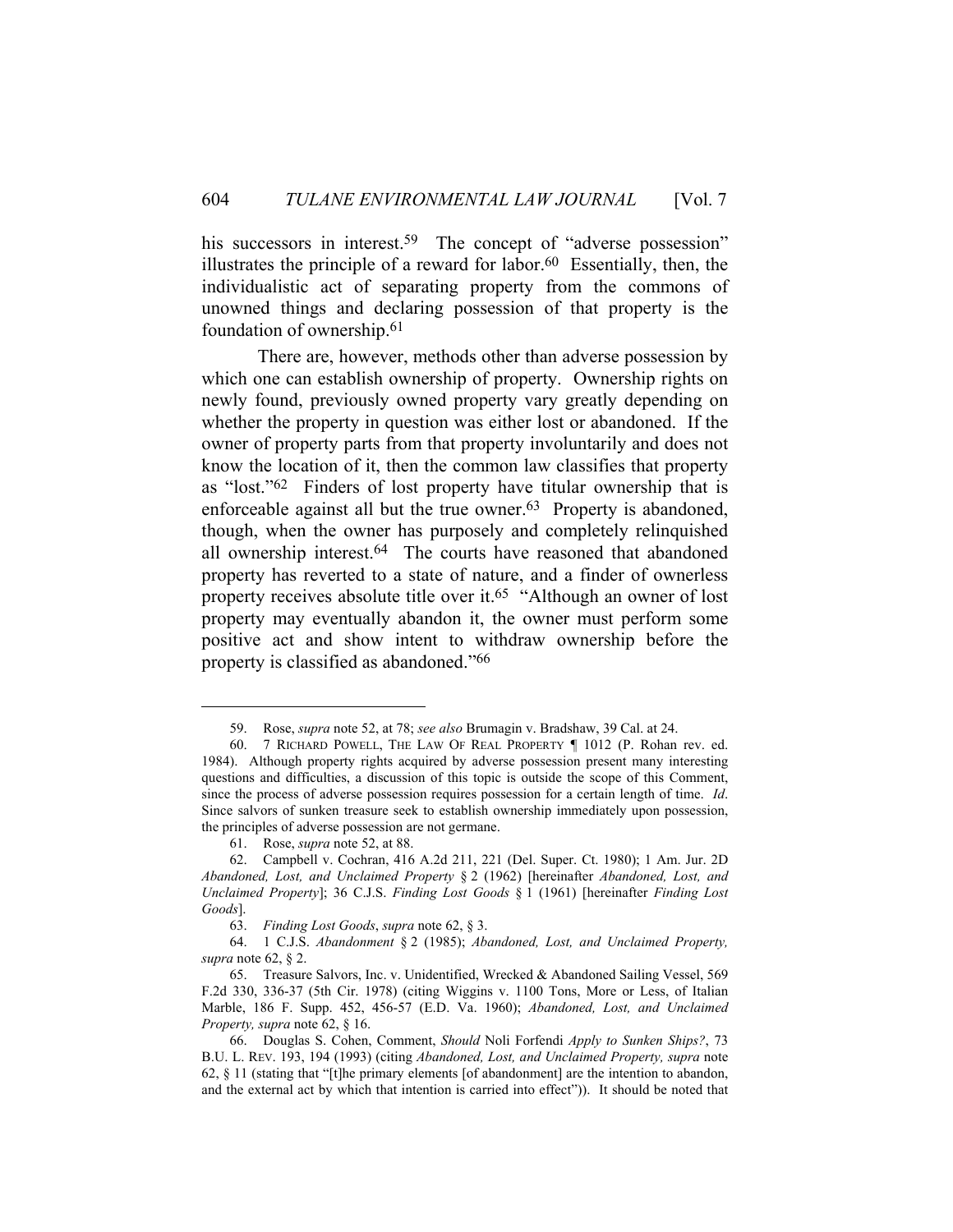his successors in interest.[59] The concept of "adverse possession" illustrates the principle of a reward for labor.[60] Essentially, then, the individualistic act of separating property from the commons of unowned things and declaring possession of that property is the foundation of ownership.[61]

There are, however, methods other than adverse possession by which one can establish ownership of property. Ownership rights on newly found, previously owned property vary greatly depending on whether the property in question was either lost or abandoned. If the owner of property parts from that property involuntarily and does not know the location of it, then the common law classifies that property as "lost."[62] Finders of lost property have titular ownership that is enforceable against all but the true owner.[63] Property is abandoned, though, when the owner has purposely and completely relinquished all ownership interest.[64] The courts have reasoned that abandoned property has reverted to a state of nature, and a finder of ownerless property receives absolute title over it.[65] "Although an owner of lost property may eventually abandon it, the owner must perform some positive act and show intent to withdraw ownership before the property is classified as abandoned."[66]

---

59. Rose, *supra* note 52, at 78; *see also* Brumagin v. Bradshaw, 39 Cal. at 24.

60. 7 RICHARD POWELL, THE LAW OF REAL PROPERTY ¶ 1012 (P. Rohan rev. ed. 1984). Although property rights acquired by adverse possession present many interesting questions and difficulties, a discussion of this topic is outside the scope of this Comment, since the process of adverse possession requires possession for a certain length of time. *Id*. Since salvors of sunken treasure seek to establish ownership immediately upon possession, the principles of adverse possession are not germane.

61. Rose, *supra* note 52, at 88.

62. Campbell v. Cochran, 416 A.2d 211, 221 (Del. Super. Ct. 1980); 1 Am. Jur. 2D *Abandoned, Lost, and Unclaimed Property* § 2 (1962) [hereinafter *Abandoned, Lost, and Unclaimed Property*]; 36 C.J.S. *Finding Lost Goods* § 1 (1961) [hereinafter *Finding Lost Goods*].

63. *Finding Lost Goods*, *supra* note 62, § 3.

64. 1 C.J.S. *Abandonment* § 2 (1985); *Abandoned, Lost, and Unclaimed Property, supra* note 62, § 2.

65. Treasure Salvors, Inc. v. Unidentified, Wrecked & Abandoned Sailing Vessel, 569 F.2d 330, 336-37 (5th Cir. 1978) (citing Wiggins v. 1100 Tons, More or Less, of Italian Marble, 186 F. Supp. 452, 456-57 (E.D. Va. 1960); *Abandoned, Lost, and Unclaimed Property, supra* note 62, § 16.

66. Douglas S. Cohen, Comment, *Should* Noli Forfendi *Apply to Sunken Ships?*, 73 B.U. L. REV. 193, 194 (1993) (citing *Abandoned, Lost, and Unclaimed Property, supra* note 62, § 11 (stating that "[t]he primary elements [of abandonment] are the intention to abandon, and the external act by which that intention is carried into effect")). It should be noted that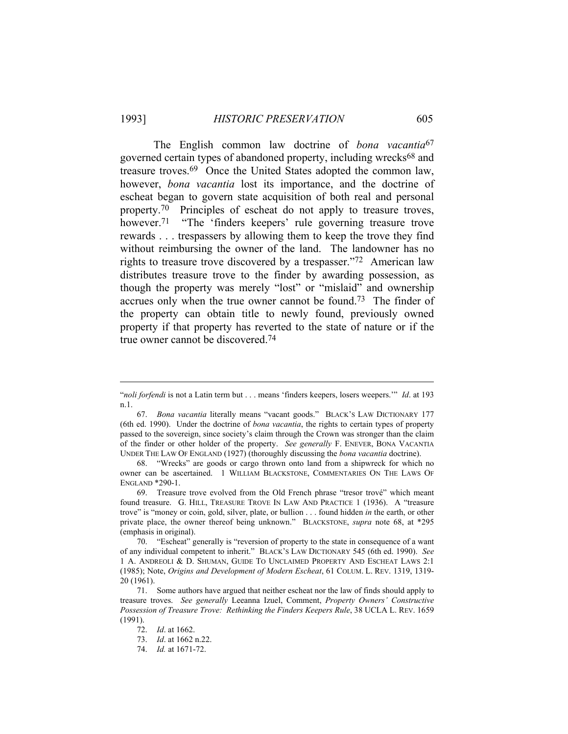The English common law doctrine of *bona vacantia*[67] governed certain types of abandoned property, including wrecks[68] and treasure troves.[69] Once the United States adopted the common law, however, *bona vacantia* lost its importance, and the doctrine of escheat began to govern state acquisition of both real and personal property.[70] Principles of escheat do not apply to treasure troves, however.[71] "The 'finders keepers' rule governing treasure trove rewards . . . trespassers by allowing them to keep the trove they find without reimbursing the owner of the land. The landowner has no rights to treasure trove discovered by a trespasser."[72] American law distributes treasure trove to the finder by awarding possession, as though the property was merely "lost" or "mislaid" and ownership accrues only when the true owner cannot be found.[73] The finder of the property can obtain title to newly found, previously owned property if that property has reverted to the state of nature or if the true owner cannot be discovered.[74]

---

"*noli forfendi* is not a Latin term but . . . means 'finders keepers, losers weepers.'" *Id*. at 193 n.1.

67. *Bona vacantia* literally means "vacant goods." BLACK'S LAW DICTIONARY 177 (6th ed. 1990). Under the doctrine of *bona vacantia*, the rights to certain types of property passed to the sovereign, since society's claim through the Crown was stronger than the claim of the finder or other holder of the property. *See generally* F. ENEVER, BONA VACANTIA UNDER THE LAW OF ENGLAND (1927) (thoroughly discussing the *bona vacantia* doctrine).

68. "Wrecks" are goods or cargo thrown onto land from a shipwreck for which no owner can be ascertained. 1 WILLIAM BLACKSTONE, COMMENTARIES ON THE LAWS OF ENGLAND *290-1.

69. Treasure trove evolved from the Old French phrase "tresor trové" which meant found treasure. G. HILL, TREASURE TROVE IN LAW AND PRACTICE 1 (1936). A "treasure trove" is "money or coin, gold, silver, plate, or bullion . . . found hidden *in* the earth, or other private place, the owner thereof being unknown." BLACKSTONE, *supra* note 68, at *295 (emphasis in original).

70. "Escheat" generally is "reversion of property to the state in consequence of a want of any individual competent to inherit." BLACK'S LAW DICTIONARY 545 (6th ed. 1990). *See* 1 A. ANDREOLI & D. SHUMAN, GUIDE TO UNCLAIMED PROPERTY AND ESCHEAT LAWS 2:1 (1985); Note, *Origins and Development of Modern Escheat*, 61 COLUM. L. REV. 1319, 1319-20 (1961).

71. Some authors have argued that neither escheat nor the law of finds should apply to treasure troves. *See generally* Leeanna Izuel, Comment, *Property Owners' Constructive Possession of Treasure Trove: Rethinking the Finders Keepers Rule*, 38 UCLA L. REV. 1659 (1991).

72. *Id*. at 1662.

73. *Id*. at 1662 n.22.

74. *Id.* at 1671-72.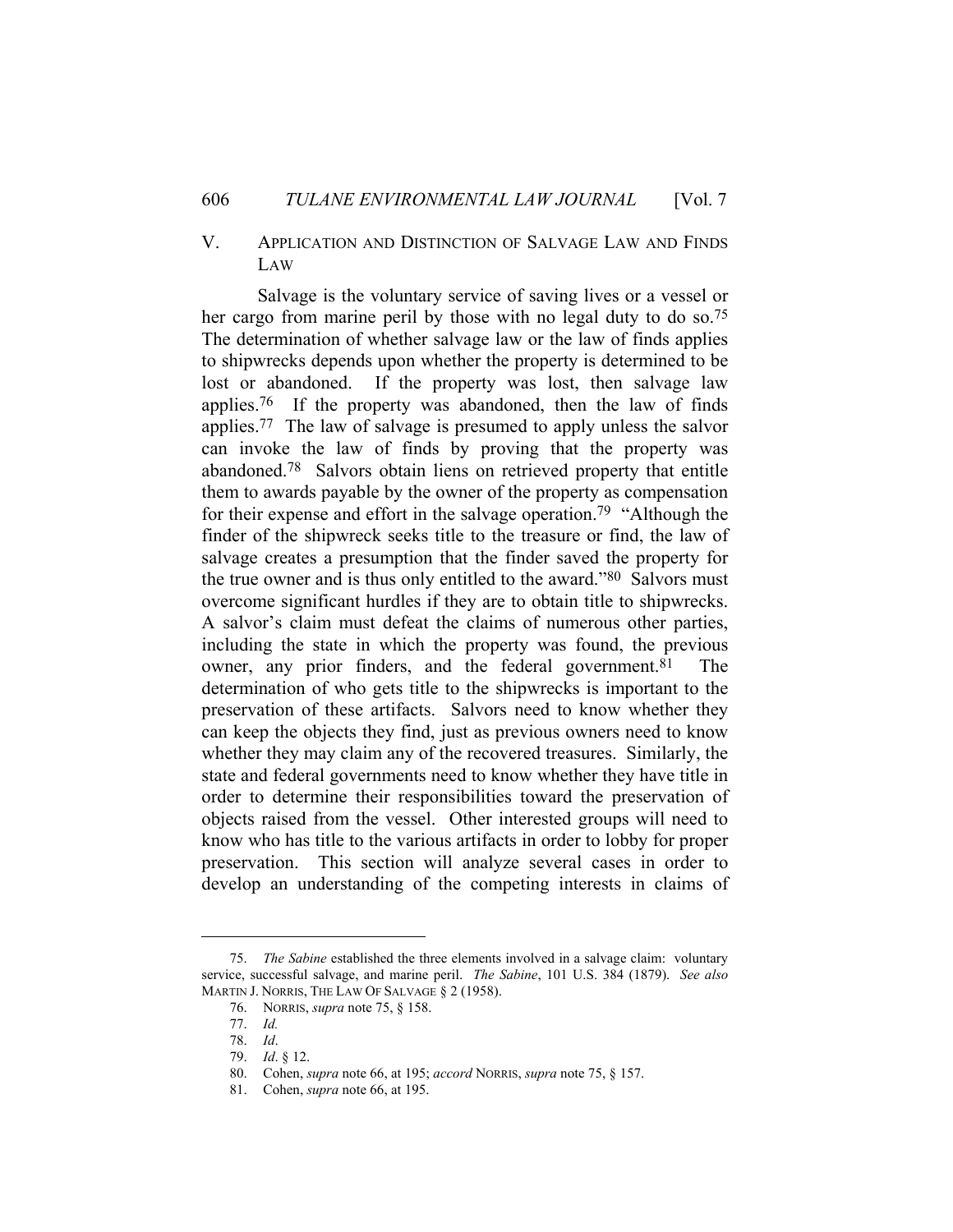## V. Application and Distinction of Salvage Law and Finds Law

Salvage is the voluntary service of saving lives or a vessel or her cargo from marine peril by those with no legal duty to do so.[75] The determination of whether salvage law or the law of finds applies to shipwrecks depends upon whether the property is determined to be lost or abandoned. If the property was lost, then salvage law applies.[76] If the property was abandoned, then the law of finds applies.[77] The law of salvage is presumed to apply unless the salvor can invoke the law of finds by proving that the property was abandoned.[78] Salvors obtain liens on retrieved property that entitle them to awards payable by the owner of the property as compensation for their expense and effort in the salvage operation.[79] "Although the finder of the shipwreck seeks title to the treasure or find, the law of salvage creates a presumption that the finder saved the property for the true owner and is thus only entitled to the award."[80] Salvors must overcome significant hurdles if they are to obtain title to shipwrecks. A salvor's claim must defeat the claims of numerous other parties, including the state in which the property was found, the previous owner, any prior finders, and the federal government.[81] The determination of who gets title to the shipwrecks is important to the preservation of these artifacts. Salvors need to know whether they can keep the objects they find, just as previous owners need to know whether they may claim any of the recovered treasures. Similarly, the state and federal governments need to know whether they have title in order to determine their responsibilities toward the preservation of objects raised from the vessel. Other interested groups will need to know who has title to the various artifacts in order to lobby for proper preservation. This section will analyze several cases in order to develop an understanding of the competing interests in claims of

---

75. *The Sabine* established the three elements involved in a salvage claim: voluntary service, successful salvage, and marine peril. *The Sabine*, 101 U.S. 384 (1879). *See also* MARTIN J. NORRIS, THE LAW OF SALVAGE § 2 (1958).

76. NORRIS, *supra* note 75, § 158.

77. *Id.*

78. *Id*.

79. *Id*. § 12.

80. Cohen, *supra* note 66, at 195; *accord* NORRIS, *supra* note 75, § 157.

81. Cohen, *supra* note 66, at 195.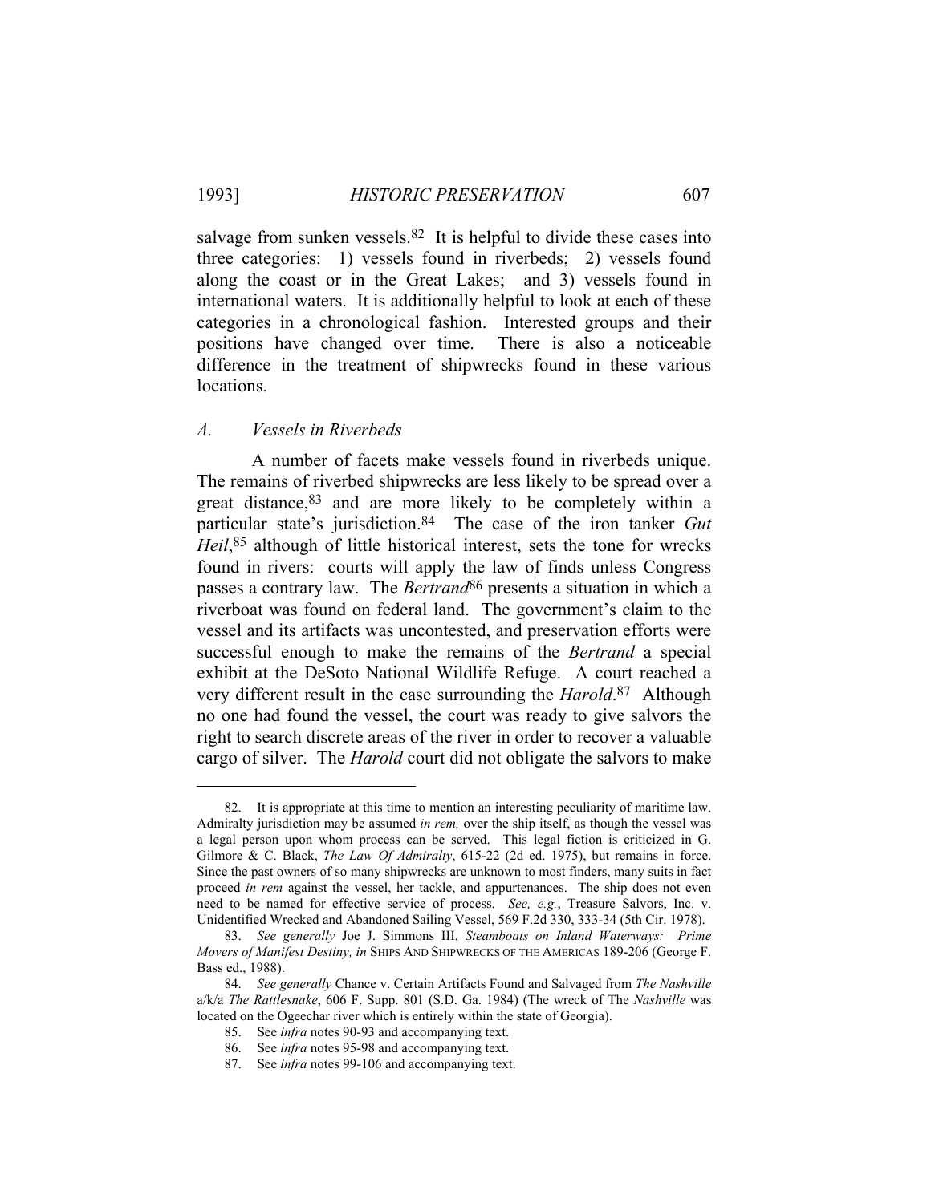salvage from sunken vessels.[82] It is helpful to divide these cases into three categories: 1) vessels found in riverbeds; 2) vessels found along the coast or in the Great Lakes; and 3) vessels found in international waters. It is additionally helpful to look at each of these categories in a chronological fashion. Interested groups and their positions have changed over time. There is also a noticeable difference in the treatment of shipwrecks found in these various locations.

### *A. Vessels in Riverbeds*

A number of facets make vessels found in riverbeds unique. The remains of riverbed shipwrecks are less likely to be spread over a great distance,[83] and are more likely to be completely within a particular state's jurisdiction.[84] The case of the iron tanker *Gut Heil*,[85] although of little historical interest, sets the tone for wrecks found in rivers: courts will apply the law of finds unless Congress passes a contrary law. The *Bertrand*[86] presents a situation in which a riverboat was found on federal land. The government's claim to the vessel and its artifacts was uncontested, and preservation efforts were successful enough to make the remains of the *Bertrand* a special exhibit at the DeSoto National Wildlife Refuge. A court reached a very different result in the case surrounding the *Harold*.[87] Although no one had found the vessel, the court was ready to give salvors the right to search discrete areas of the river in order to recover a valuable cargo of silver. The *Harold* court did not obligate the salvors to make

---

82. It is appropriate at this time to mention an interesting peculiarity of maritime law. Admiralty jurisdiction may be assumed *in rem,* over the ship itself, as though the vessel was a legal person upon whom process can be served. This legal fiction is criticized in G. Gilmore & C. Black, *The Law Of Admiralty*, 615-22 (2d ed. 1975), but remains in force. Since the past owners of so many shipwrecks are unknown to most finders, many suits in fact proceed *in rem* against the vessel, her tackle, and appurtenances. The ship does not even need to be named for effective service of process. *See, e.g.*, Treasure Salvors, Inc. v. Unidentified Wrecked and Abandoned Sailing Vessel, 569 F.2d 330, 333-34 (5th Cir. 1978).

83. *See generally* Joe J. Simmons III, *Steamboats on Inland Waterways: Prime Movers of Manifest Destiny, in* SHIPS AND SHIPWRECKS OF THE AMERICAS 189-206 (George F. Bass ed., 1988).

84. *See generally* Chance v. Certain Artifacts Found and Salvaged from *The Nashville* a/k/a *The Rattlesnake*, 606 F. Supp. 801 (S.D. Ga. 1984) (The wreck of The *Nashville* was located on the Ogeechar river which is entirely within the state of Georgia).

85. See *infra* notes 90-93 and accompanying text.

86. See *infra* notes 95-98 and accompanying text.

87. See *infra* notes 99-106 and accompanying text.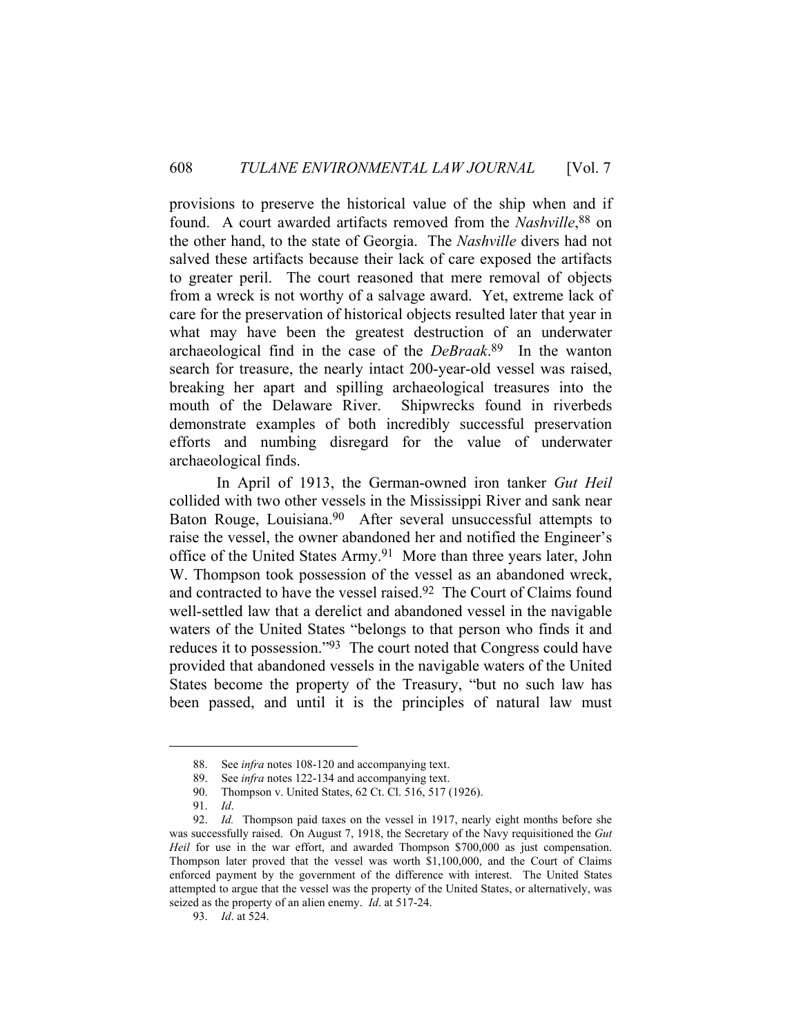provisions to preserve the historical value of the ship when and if found. A court awarded artifacts removed from the *Nashville*,[88] on the other hand, to the state of Georgia. The *Nashville* divers had not salved these artifacts because their lack of care exposed the artifacts to greater peril. The court reasoned that mere removal of objects from a wreck is not worthy of a salvage award. Yet, extreme lack of care for the preservation of historical objects resulted later that year in what may have been the greatest destruction of an underwater archaeological find in the case of the *DeBraak*.[89] In the wanton search for treasure, the nearly intact 200-year-old vessel was raised, breaking her apart and spilling archaeological treasures into the mouth of the Delaware River. Shipwrecks found in riverbeds demonstrate examples of both incredibly successful preservation efforts and numbing disregard for the value of underwater archaeological finds.

In April of 1913, the German-owned iron tanker *Gut Heil* collided with two other vessels in the Mississippi River and sank near Baton Rouge, Louisiana.[90] After several unsuccessful attempts to raise the vessel, the owner abandoned her and notified the Engineer's office of the United States Army.[91] More than three years later, John W. Thompson took possession of the vessel as an abandoned wreck, and contracted to have the vessel raised.[92] The Court of Claims found well-settled law that a derelict and abandoned vessel in the navigable waters of the United States "belongs to that person who finds it and reduces it to possession."[93] The court noted that Congress could have provided that abandoned vessels in the navigable waters of the United States become the property of the Treasury, "but no such law has been passed, and until it is the principles of natural law must

---

88. See *infra* notes 108-120 and accompanying text.

89. See *infra* notes 122-134 and accompanying text.

90. Thompson v. United States, 62 Ct. Cl. 516, 517 (1926).

91. *Id*.

92. *Id.* Thompson paid taxes on the vessel in 1917, nearly eight months before she was successfully raised. On August 7, 1918, the Secretary of the Navy requisitioned the *Gut Heil* for use in the war effort, and awarded Thompson $700,000 as just compensation. Thompson later proved that the vessel was worth $1,100,000, and the Court of Claims enforced payment by the government of the difference with interest. The United States attempted to argue that the vessel was the property of the United States, or alternatively, was seized as the property of an alien enemy. *Id*. at 517-24.

93. *Id*. at 524.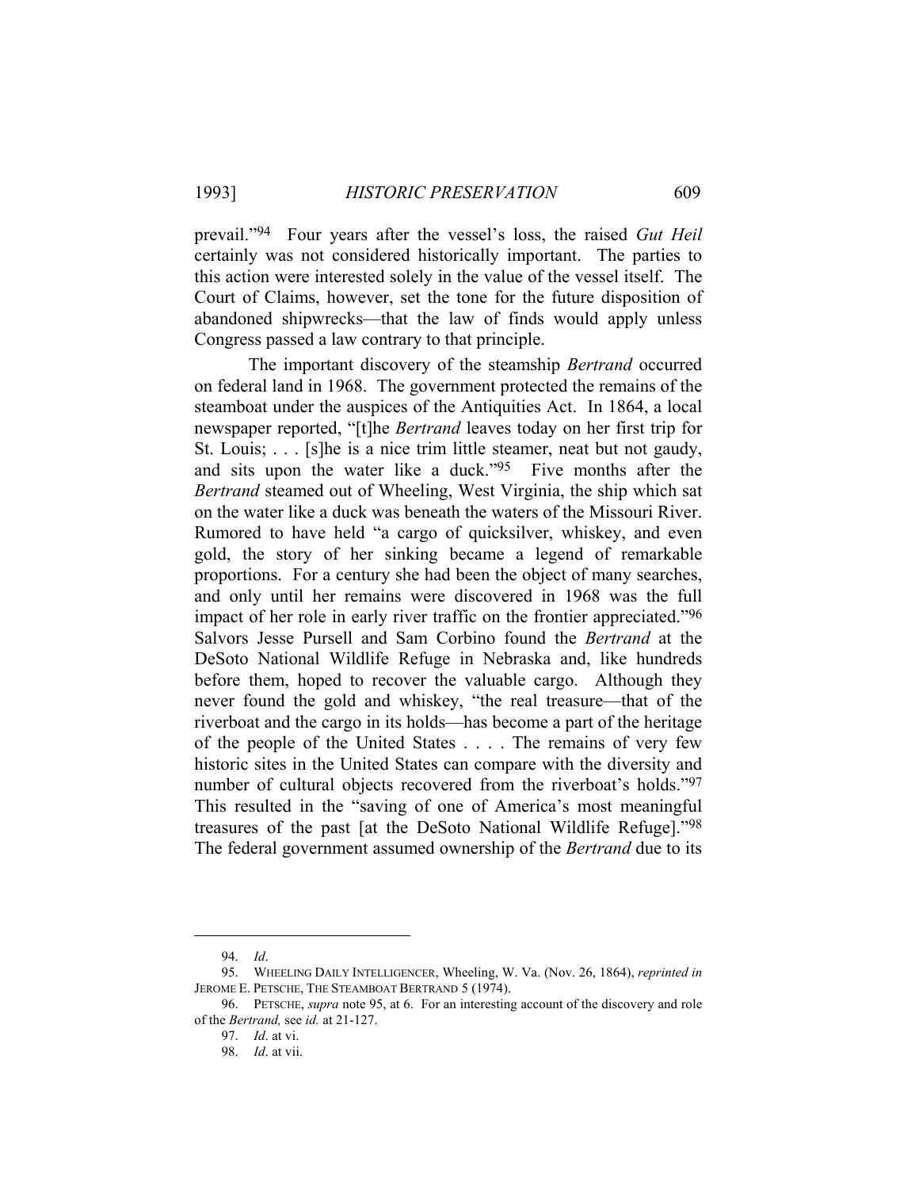prevail."[94] Four years after the vessel's loss, the raised *Gut Heil* certainly was not considered historically important. The parties to this action were interested solely in the value of the vessel itself. The Court of Claims, however, set the tone for the future disposition of abandoned shipwrecks—that the law of finds would apply unless Congress passed a law contrary to that principle.

The important discovery of the steamship *Bertrand* occurred on federal land in 1968. The government protected the remains of the steamboat under the auspices of the Antiquities Act. In 1864, a local newspaper reported, "[t]he *Bertrand* leaves today on her first trip for St. Louis; . . . [s]he is a nice trim little steamer, neat but not gaudy, and sits upon the water like a duck."[95] Five months after the *Bertrand* steamed out of Wheeling, West Virginia, the ship which sat on the water like a duck was beneath the waters of the Missouri River. Rumored to have held "a cargo of quicksilver, whiskey, and even gold, the story of her sinking became a legend of remarkable proportions. For a century she had been the object of many searches, and only until her remains were discovered in 1968 was the full impact of her role in early river traffic on the frontier appreciated."[96] Salvors Jesse Pursell and Sam Corbino found the *Bertrand* at the DeSoto National Wildlife Refuge in Nebraska and, like hundreds before them, hoped to recover the valuable cargo. Although they never found the gold and whiskey, "the real treasure—that of the riverboat and the cargo in its holds—has become a part of the heritage of the people of the United States . . . . The remains of very few historic sites in the United States can compare with the diversity and number of cultural objects recovered from the riverboat's holds."[97] This resulted in the "saving of one of America's most meaningful treasures of the past [at the DeSoto National Wildlife Refuge]."[98] The federal government assumed ownership of the *Bertrand* due to its

---

94. *Id*.

95. WHEELING DAILY INTELLIGENCER, Wheeling, W. Va. (Nov. 26, 1864), *reprinted in* JEROME E. PETSCHE, THE STEAMBOAT BERTRAND 5 (1974).

96. PETSCHE, *supra* note 95, at 6. For an interesting account of the discovery and role of the *Bertrand,* see *id.* at 21-127.

97. *Id*. at vi.

98. *Id*. at vii.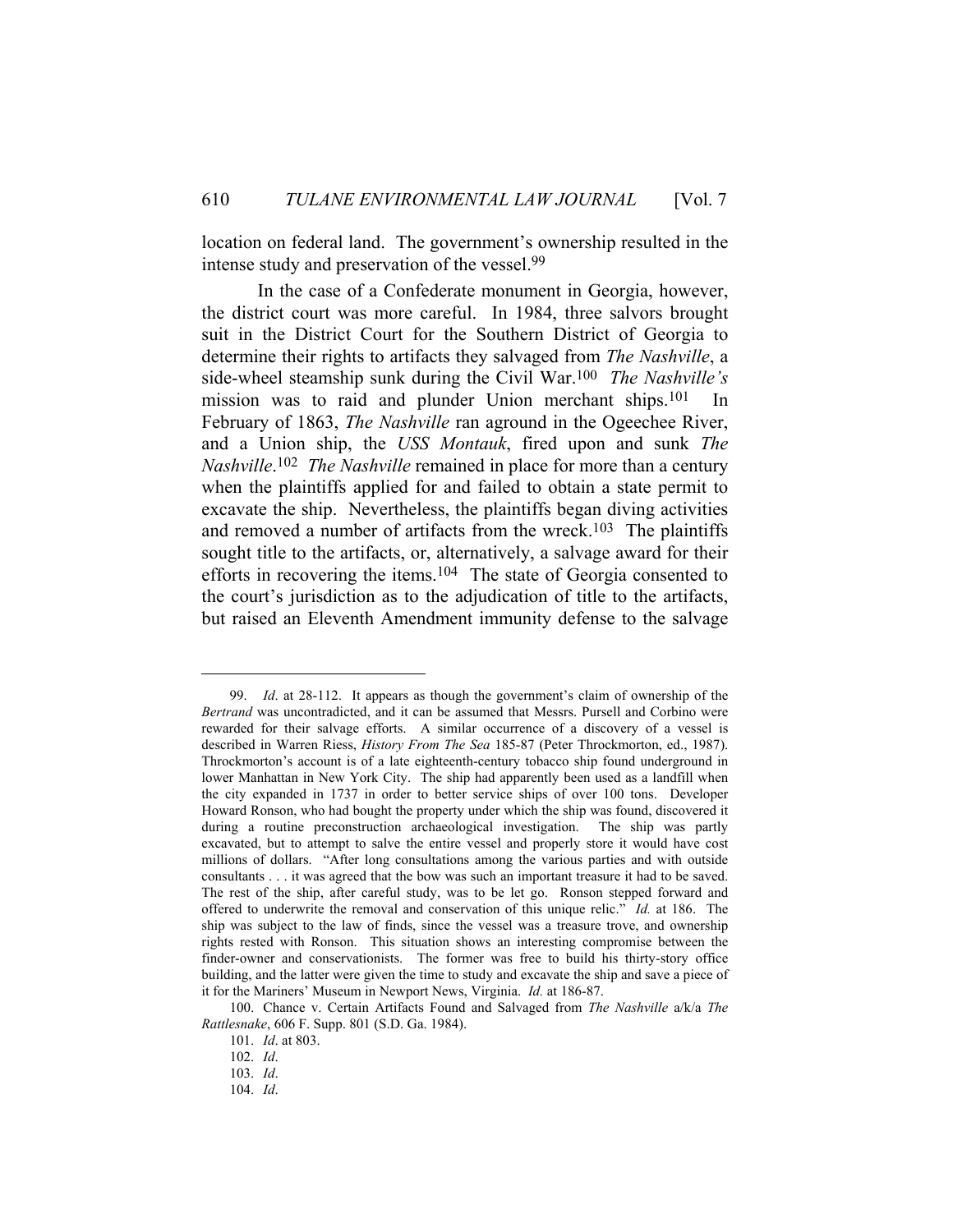location on federal land. The government's ownership resulted in the intense study and preservation of the vessel.[99]

In the case of a Confederate monument in Georgia, however, the district court was more careful. In 1984, three salvors brought suit in the District Court for the Southern District of Georgia to determine their rights to artifacts they salvaged from *The Nashville*, a side-wheel steamship sunk during the Civil War.[100] *The Nashville's* mission was to raid and plunder Union merchant ships.[101] In February of 1863, *The Nashville* ran aground in the Ogeechee River, and a Union ship, the *USS Montauk*, fired upon and sunk *The Nashville*.[102] *The Nashville* remained in place for more than a century when the plaintiffs applied for and failed to obtain a state permit to excavate the ship. Nevertheless, the plaintiffs began diving activities and removed a number of artifacts from the wreck.[103] The plaintiffs sought title to the artifacts, or, alternatively, a salvage award for their efforts in recovering the items.[104] The state of Georgia consented to the court's jurisdiction as to the adjudication of title to the artifacts, but raised an Eleventh Amendment immunity defense to the salvage

---

99. *Id*. at 28-112. It appears as though the government's claim of ownership of the *Bertrand* was uncontradicted, and it can be assumed that Messrs. Pursell and Corbino were rewarded for their salvage efforts. A similar occurrence of a discovery of a vessel is described in Warren Riess, *History From The Sea* 185-87 (Peter Throckmorton, ed., 1987). Throckmorton's account is of a late eighteenth-century tobacco ship found underground in lower Manhattan in New York City. The ship had apparently been used as a landfill when the city expanded in 1737 in order to better service ships of over 100 tons. Developer Howard Ronson, who had bought the property under which the ship was found, discovered it during a routine preconstruction archaeological investigation. The ship was partly excavated, but to attempt to salve the entire vessel and properly store it would have cost millions of dollars. "After long consultations among the various parties and with outside consultants . . . it was agreed that the bow was such an important treasure it had to be saved. The rest of the ship, after careful study, was to be let go. Ronson stepped forward and offered to underwrite the removal and conservation of this unique relic." *Id.* at 186. The ship was subject to the law of finds, since the vessel was a treasure trove, and ownership rights rested with Ronson. This situation shows an interesting compromise between the finder-owner and conservationists. The former was free to build his thirty-story office building, and the latter were given the time to study and excavate the ship and save a piece of it for the Mariners' Museum in Newport News, Virginia. *Id.* at 186-87.

100. Chance v. Certain Artifacts Found and Salvaged from *The Nashville* a/k/a *The Rattlesnake*, 606 F. Supp. 801 (S.D. Ga. 1984).

101. *Id*. at 803.

102. *Id*.

103. *Id*.

104. *Id*.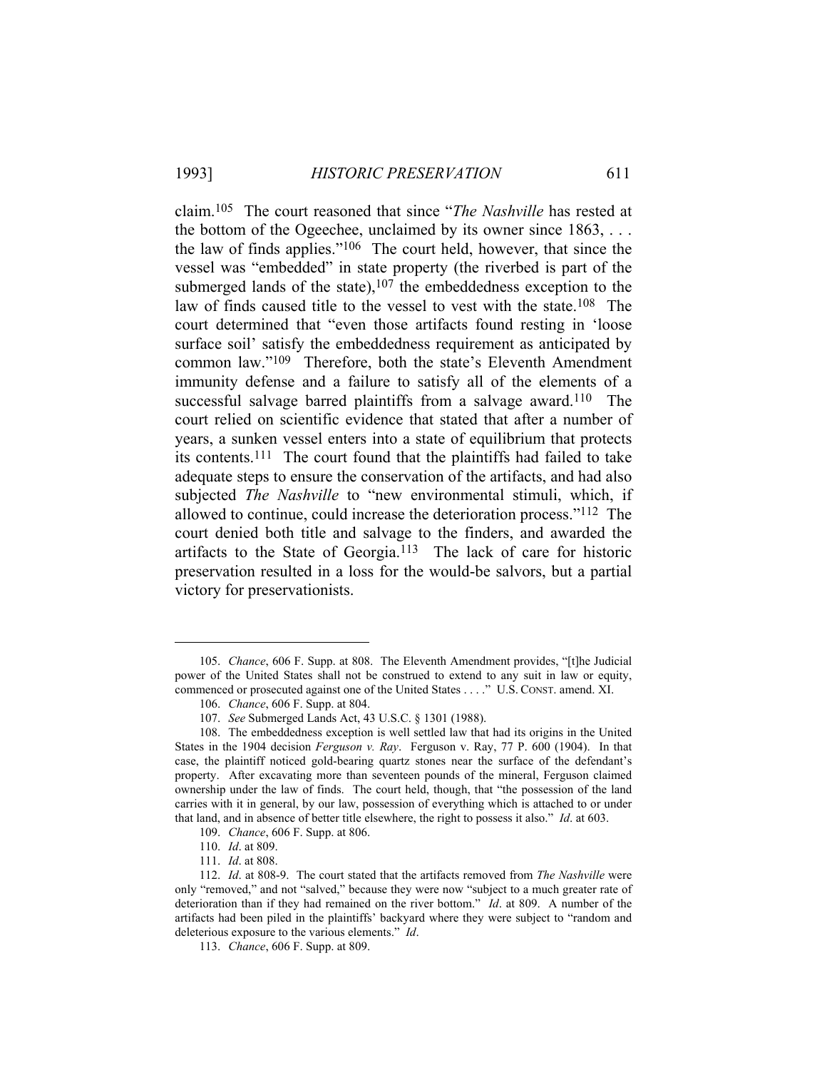claim.[105] The court reasoned that since "*The Nashville* has rested at the bottom of the Ogeechee, unclaimed by its owner since 1863, . . . the law of finds applies."[106] The court held, however, that since the vessel was "embedded" in state property (the riverbed is part of the submerged lands of the state),[107] the embeddedness exception to the law of finds caused title to the vessel to vest with the state.[108] The court determined that "even those artifacts found resting in 'loose surface soil' satisfy the embeddedness requirement as anticipated by common law."[109] Therefore, both the state's Eleventh Amendment immunity defense and a failure to satisfy all of the elements of a successful salvage barred plaintiffs from a salvage award.[110] The court relied on scientific evidence that stated that after a number of years, a sunken vessel enters into a state of equilibrium that protects its contents.[111] The court found that the plaintiffs had failed to take adequate steps to ensure the conservation of the artifacts, and had also subjected *The Nashville* to "new environmental stimuli, which, if allowed to continue, could increase the deterioration process."[112] The court denied both title and salvage to the finders, and awarded the artifacts to the State of Georgia.[113] The lack of care for historic preservation resulted in a loss for the would-be salvors, but a partial victory for preservationists.

---

105. *Chance*, 606 F. Supp. at 808. The Eleventh Amendment provides, "[t]he Judicial power of the United States shall not be construed to extend to any suit in law or equity, commenced or prosecuted against one of the United States . . . ." U.S. CONST. amend. XI.

106. *Chance*, 606 F. Supp. at 804.

107. *See* Submerged Lands Act, 43 U.S.C. § 1301 (1988).

108. The embeddedness exception is well settled law that had its origins in the United States in the 1904 decision *Ferguson v. Ray*. Ferguson v. Ray, 77 P. 600 (1904). In that case, the plaintiff noticed gold-bearing quartz stones near the surface of the defendant's property. After excavating more than seventeen pounds of the mineral, Ferguson claimed ownership under the law of finds. The court held, though, that "the possession of the land carries with it in general, by our law, possession of everything which is attached to or under that land, and in absence of better title elsewhere, the right to possess it also." *Id*. at 603.

109. *Chance*, 606 F. Supp. at 806.

110. *Id*. at 809.

111. *Id*. at 808.

112. *Id*. at 808-9. The court stated that the artifacts removed from *The Nashville* were only "removed," and not "salved," because they were now "subject to a much greater rate of deterioration than if they had remained on the river bottom." *Id*. at 809. A number of the artifacts had been piled in the plaintiffs' backyard where they were subject to "random and deleterious exposure to the various elements." *Id*.

113. *Chance*, 606 F. Supp. at 809.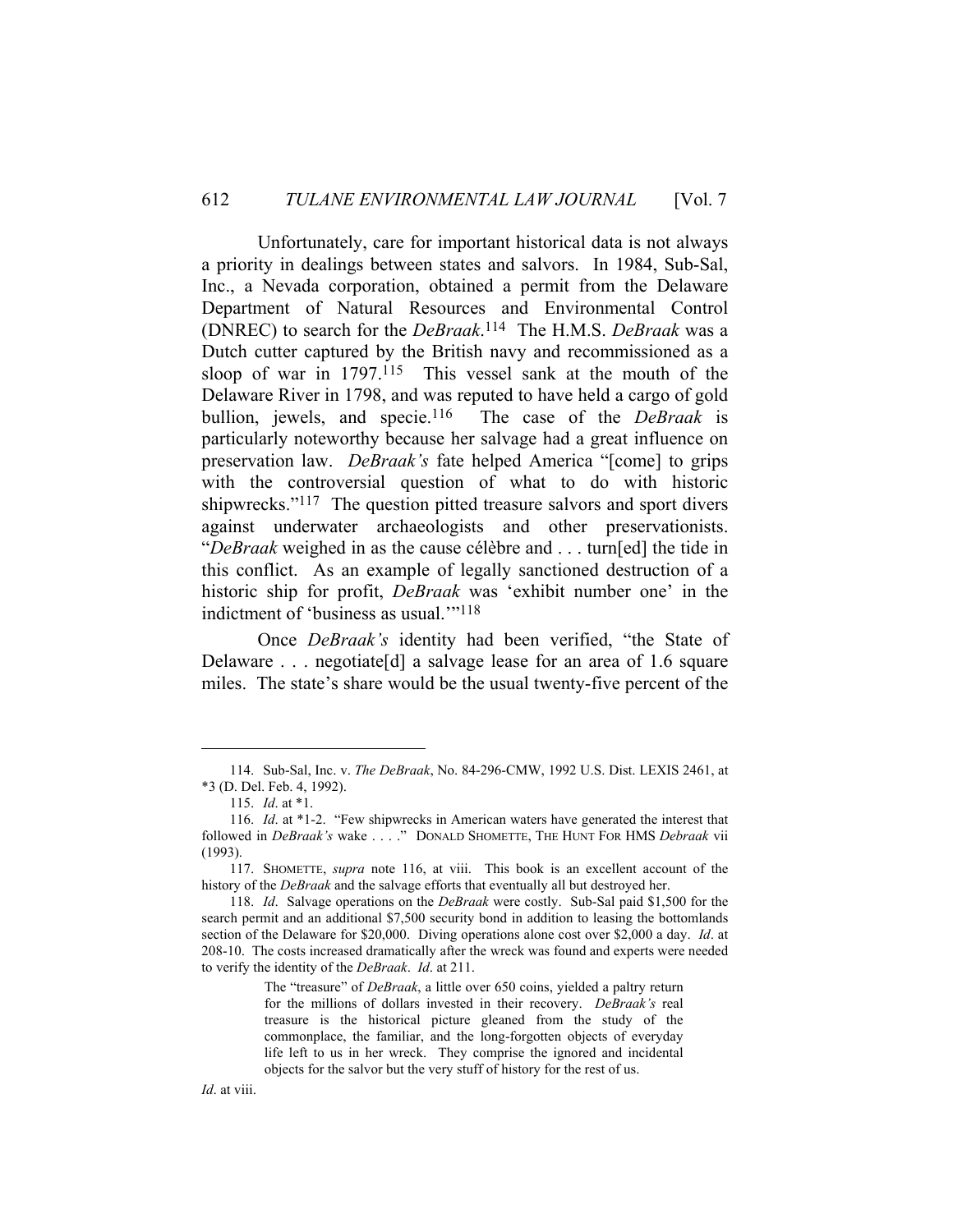Unfortunately, care for important historical data is not always a priority in dealings between states and salvors. In 1984, Sub-Sal, Inc., a Nevada corporation, obtained a permit from the Delaware Department of Natural Resources and Environmental Control (DNREC) to search for the *DeBraak*.[114] The H.M.S. *DeBraak* was a Dutch cutter captured by the British navy and recommissioned as a sloop of war in 1797.[115] This vessel sank at the mouth of the Delaware River in 1798, and was reputed to have held a cargo of gold bullion, jewels, and specie.[116] The case of the *DeBraak* is particularly noteworthy because her salvage had a great influence on preservation law. *DeBraak's* fate helped America "[come] to grips with the controversial question of what to do with historic shipwrecks."[117] The question pitted treasure salvors and sport divers against underwater archaeologists and other preservationists. "*DeBraak* weighed in as the cause célèbre and . . . turn[ed] the tide in this conflict. As an example of legally sanctioned destruction of a historic ship for profit, *DeBraak* was 'exhibit number one' in the indictment of 'business as usual.'"[118]

Once *DeBraak's* identity had been verified, "the State of Delaware . . . negotiate[d] a salvage lease for an area of 1.6 square miles. The state's share would be the usual twenty-five percent of the

---

114. Sub-Sal, Inc. v. *The DeBraak*, No. 84-296-CMW, 1992 U.S. Dist. LEXIS 2461, at *3 (D. Del. Feb. 4, 1992).

115. *Id*. at *1.

116. *Id*. at *1-2. "Few shipwrecks in American waters have generated the interest that followed in *DeBraak's* wake . . . ." DONALD SHOMETTE, THE HUNT FOR HMS *Debraak* vii (1993).

117. SHOMETTE, *supra* note 116, at viii. This book is an excellent account of the history of the *DeBraak* and the salvage efforts that eventually all but destroyed her.

118. *Id*. Salvage operations on the *DeBraak* were costly. Sub-Sal paid $1,500 for the search permit and an additional $7,500 security bond in addition to leasing the bottomlands section of the Delaware for $20,000. Diving operations alone cost over $2,000 a day. *Id*. at 208-10. The costs increased dramatically after the wreck was found and experts were needed to verify the identity of the *DeBraak*. *Id*. at 211.

> The "treasure" of *DeBraak*, a little over 650 coins, yielded a paltry return for the millions of dollars invested in their recovery. *DeBraak's* real treasure is the historical picture gleaned from the study of the commonplace, the familiar, and the long-forgotten objects of everyday life left to us in her wreck. They comprise the ignored and incidental objects for the salvor but the very stuff of history for the rest of us.

*Id*. at viii.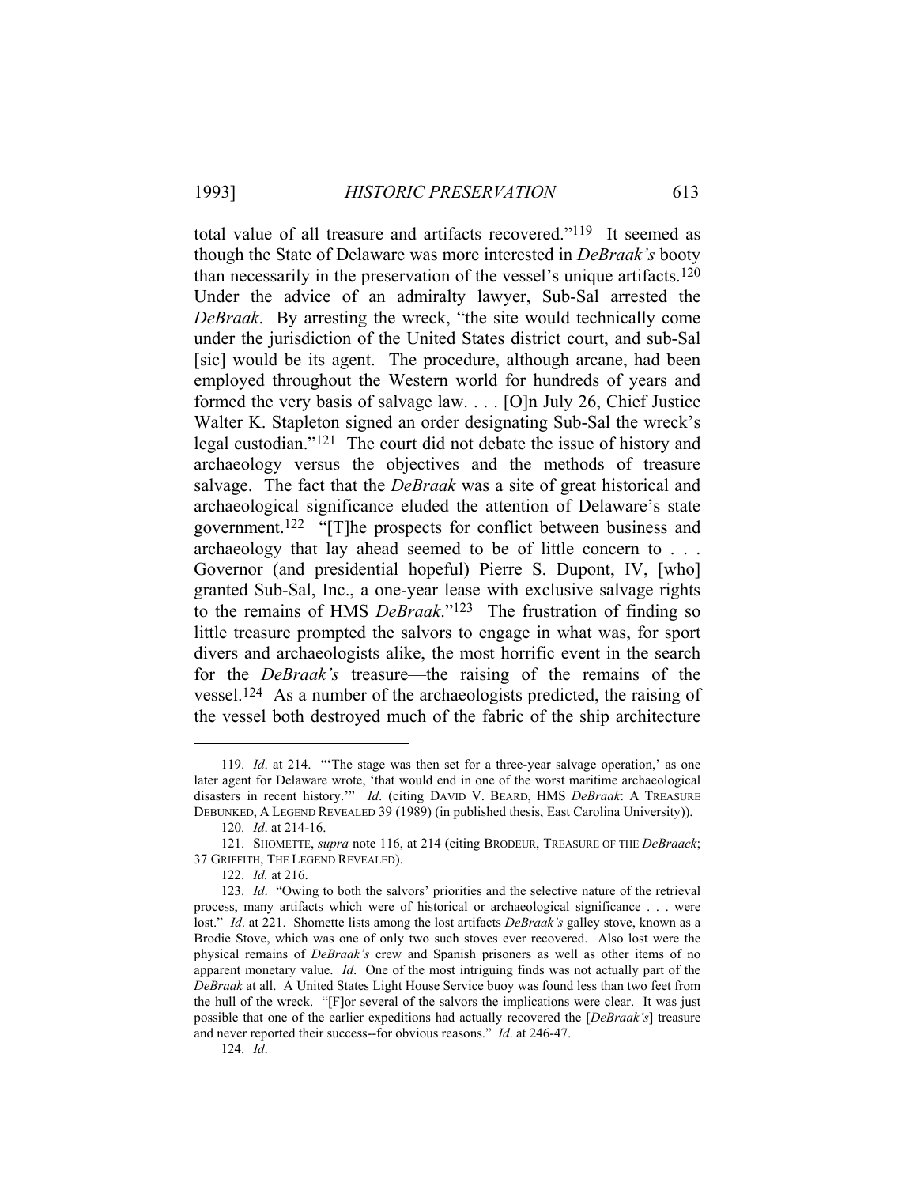total value of all treasure and artifacts recovered."[119] It seemed as though the State of Delaware was more interested in *DeBraak's* booty than necessarily in the preservation of the vessel's unique artifacts.[120] Under the advice of an admiralty lawyer, Sub-Sal arrested the *DeBraak*. By arresting the wreck, "the site would technically come under the jurisdiction of the United States district court, and sub-Sal [sic] would be its agent. The procedure, although arcane, had been employed throughout the Western world for hundreds of years and formed the very basis of salvage law. . . . [O]n July 26, Chief Justice Walter K. Stapleton signed an order designating Sub-Sal the wreck's legal custodian."[121] The court did not debate the issue of history and archaeology versus the objectives and the methods of treasure salvage. The fact that the *DeBraak* was a site of great historical and archaeological significance eluded the attention of Delaware's state government.[122] "[T]he prospects for conflict between business and archaeology that lay ahead seemed to be of little concern to . . . Governor (and presidential hopeful) Pierre S. Dupont, IV, [who] granted Sub-Sal, Inc., a one-year lease with exclusive salvage rights to the remains of HMS *DeBraak*."[123] The frustration of finding so little treasure prompted the salvors to engage in what was, for sport divers and archaeologists alike, the most horrific event in the search for the *DeBraak's* treasure—the raising of the remains of the vessel.[124] As a number of the archaeologists predicted, the raising of the vessel both destroyed much of the fabric of the ship architecture

---

119. *Id*. at 214. "'The stage was then set for a three-year salvage operation,' as one later agent for Delaware wrote, 'that would end in one of the worst maritime archaeological disasters in recent history.'" *Id*. (citing DAVID V. BEARD, HMS *DeBraak*: A TREASURE DEBUNKED, A LEGEND REVEALED 39 (1989) (in published thesis, East Carolina University)).

120. *Id*. at 214-16.

121. SHOMETTE, *supra* note 116, at 214 (citing BRODEUR, TREASURE OF THE *DeBraack*; 37 GRIFFITH, THE LEGEND REVEALED).

122. *Id.* at 216.

123. *Id*. "Owing to both the salvors' priorities and the selective nature of the retrieval process, many artifacts which were of historical or archaeological significance . . . were lost." *Id*. at 221. Shomette lists among the lost artifacts *DeBraak's* galley stove, known as a Brodie Stove, which was one of only two such stoves ever recovered. Also lost were the physical remains of *DeBraak's* crew and Spanish prisoners as well as other items of no apparent monetary value. *Id*. One of the most intriguing finds was not actually part of the *DeBraak* at all. A United States Light House Service buoy was found less than two feet from the hull of the wreck. "[F]or several of the salvors the implications were clear. It was just possible that one of the earlier expeditions had actually recovered the [*DeBraak's*] treasure and never reported their success--for obvious reasons." *Id*. at 246-47.

124. *Id*.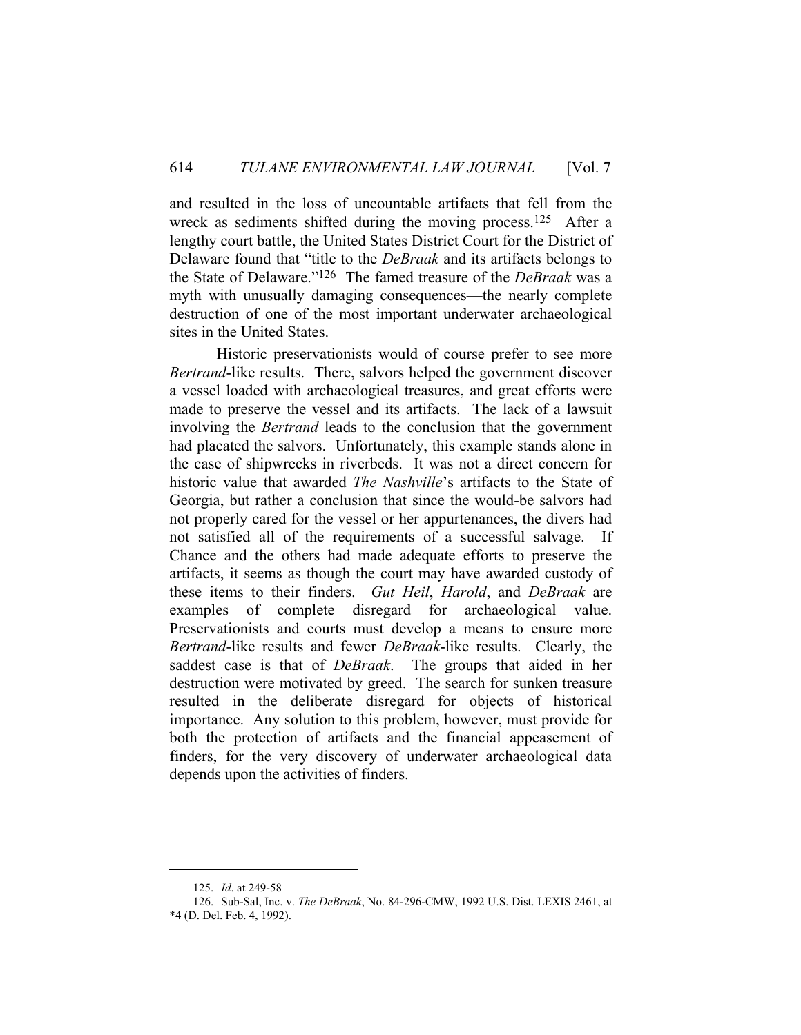and resulted in the loss of uncountable artifacts that fell from the wreck as sediments shifted during the moving process.[125] After a lengthy court battle, the United States District Court for the District of Delaware found that "title to the *DeBraak* and its artifacts belongs to the State of Delaware."[126] The famed treasure of the *DeBraak* was a myth with unusually damaging consequences—the nearly complete destruction of one of the most important underwater archaeological sites in the United States.

Historic preservationists would of course prefer to see more *Bertrand*-like results. There, salvors helped the government discover a vessel loaded with archaeological treasures, and great efforts were made to preserve the vessel and its artifacts. The lack of a lawsuit involving the *Bertrand* leads to the conclusion that the government had placated the salvors. Unfortunately, this example stands alone in the case of shipwrecks in riverbeds. It was not a direct concern for historic value that awarded *The Nashville*'s artifacts to the State of Georgia, but rather a conclusion that since the would-be salvors had not properly cared for the vessel or her appurtenances, the divers had not satisfied all of the requirements of a successful salvage. If Chance and the others had made adequate efforts to preserve the artifacts, it seems as though the court may have awarded custody of these items to their finders. *Gut Heil*, *Harold*, and *DeBraak* are examples of complete disregard for archaeological value. Preservationists and courts must develop a means to ensure more *Bertrand*-like results and fewer *DeBraak*-like results. Clearly, the saddest case is that of *DeBraak*. The groups that aided in her destruction were motivated by greed. The search for sunken treasure resulted in the deliberate disregard for objects of historical importance. Any solution to this problem, however, must provide for both the protection of artifacts and the financial appeasement of finders, for the very discovery of underwater archaeological data depends upon the activities of finders.

---

125. *Id*. at 249-58

126. Sub-Sal, Inc. v. *The DeBraak*, No. 84-296-CMW, 1992 U.S. Dist. LEXIS 2461, at *4 (D. Del. Feb. 4, 1992).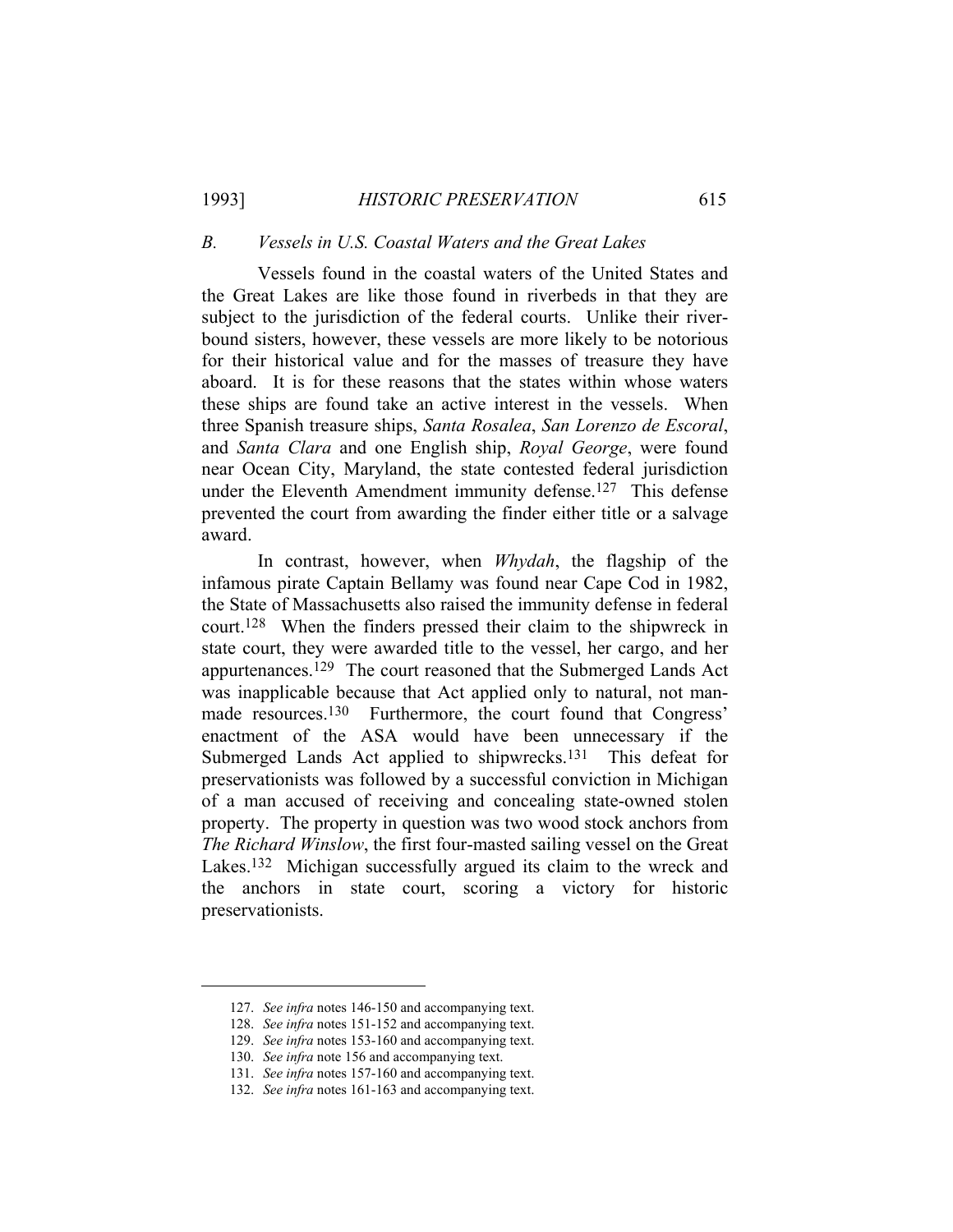### *B. Vessels in U.S. Coastal Waters and the Great Lakes*

Vessels found in the coastal waters of the United States and the Great Lakes are like those found in riverbeds in that they are subject to the jurisdiction of the federal courts. Unlike their river-bound sisters, however, these vessels are more likely to be notorious for their historical value and for the masses of treasure they have aboard. It is for these reasons that the states within whose waters these ships are found take an active interest in the vessels. When three Spanish treasure ships, *Santa Rosalea*, *San Lorenzo de Escoral*, and *Santa Clara* and one English ship, *Royal George*, were found near Ocean City, Maryland, the state contested federal jurisdiction under the Eleventh Amendment immunity defense.[127] This defense prevented the court from awarding the finder either title or a salvage award.

In contrast, however, when *Whydah*, the flagship of the infamous pirate Captain Bellamy was found near Cape Cod in 1982, the State of Massachusetts also raised the immunity defense in federal court.[128] When the finders pressed their claim to the shipwreck in state court, they were awarded title to the vessel, her cargo, and her appurtenances.[129] The court reasoned that the Submerged Lands Act was inapplicable because that Act applied only to natural, not man-made resources.[130] Furthermore, the court found that Congress' enactment of the ASA would have been unnecessary if the Submerged Lands Act applied to shipwrecks.[131] This defeat for preservationists was followed by a successful conviction in Michigan of a man accused of receiving and concealing state-owned stolen property. The property in question was two wood stock anchors from *The Richard Winslow*, the first four-masted sailing vessel on the Great Lakes.[132] Michigan successfully argued its claim to the wreck and the anchors in state court, scoring a victory for historic preservationists.

---

127. *See infra* notes 146-150 and accompanying text.
128. *See infra* notes 151-152 and accompanying text.
129. *See infra* notes 153-160 and accompanying text.
130. *See infra* note 156 and accompanying text.
131. *See infra* notes 157-160 and accompanying text.
132. *See infra* notes 161-163 and accompanying text.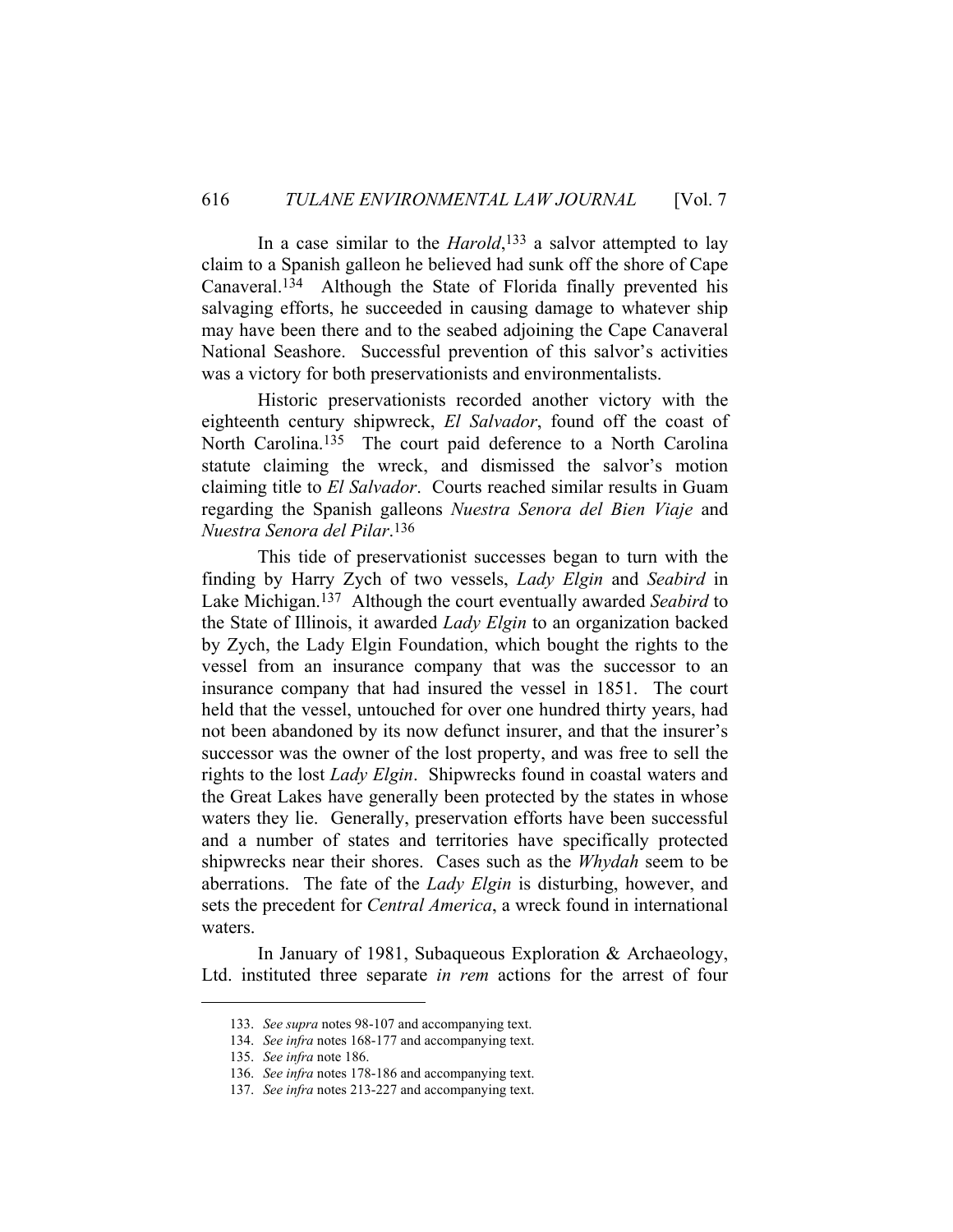In a case similar to the *Harold*,[133] a salvor attempted to lay claim to a Spanish galleon he believed had sunk off the shore of Cape Canaveral.[134] Although the State of Florida finally prevented his salvaging efforts, he succeeded in causing damage to whatever ship may have been there and to the seabed adjoining the Cape Canaveral National Seashore. Successful prevention of this salvor's activities was a victory for both preservationists and environmentalists.

Historic preservationists recorded another victory with the eighteenth century shipwreck, *El Salvador*, found off the coast of North Carolina.[135] The court paid deference to a North Carolina statute claiming the wreck, and dismissed the salvor's motion claiming title to *El Salvador*. Courts reached similar results in Guam regarding the Spanish galleons *Nuestra Senora del Bien Viaje* and *Nuestra Senora del Pilar*.[136]

This tide of preservationist successes began to turn with the finding by Harry Zych of two vessels, *Lady Elgin* and *Seabird* in Lake Michigan.[137] Although the court eventually awarded *Seabird* to the State of Illinois, it awarded *Lady Elgin* to an organization backed by Zych, the Lady Elgin Foundation, which bought the rights to the vessel from an insurance company that was the successor to an insurance company that had insured the vessel in 1851. The court held that the vessel, untouched for over one hundred thirty years, had not been abandoned by its now defunct insurer, and that the insurer's successor was the owner of the lost property, and was free to sell the rights to the lost *Lady Elgin*. Shipwrecks found in coastal waters and the Great Lakes have generally been protected by the states in whose waters they lie. Generally, preservation efforts have been successful and a number of states and territories have specifically protected shipwrecks near their shores. Cases such as the *Whydah* seem to be aberrations. The fate of the *Lady Elgin* is disturbing, however, and sets the precedent for *Central America*, a wreck found in international waters.

In January of 1981, Subaqueous Exploration & Archaeology, Ltd. instituted three separate *in rem* actions for the arrest of four

---

133. *See supra* notes 98-107 and accompanying text.
134. *See infra* notes 168-177 and accompanying text.
135. *See infra* note 186.
136. *See infra* notes 178-186 and accompanying text.
137. *See infra* notes 213-227 and accompanying text.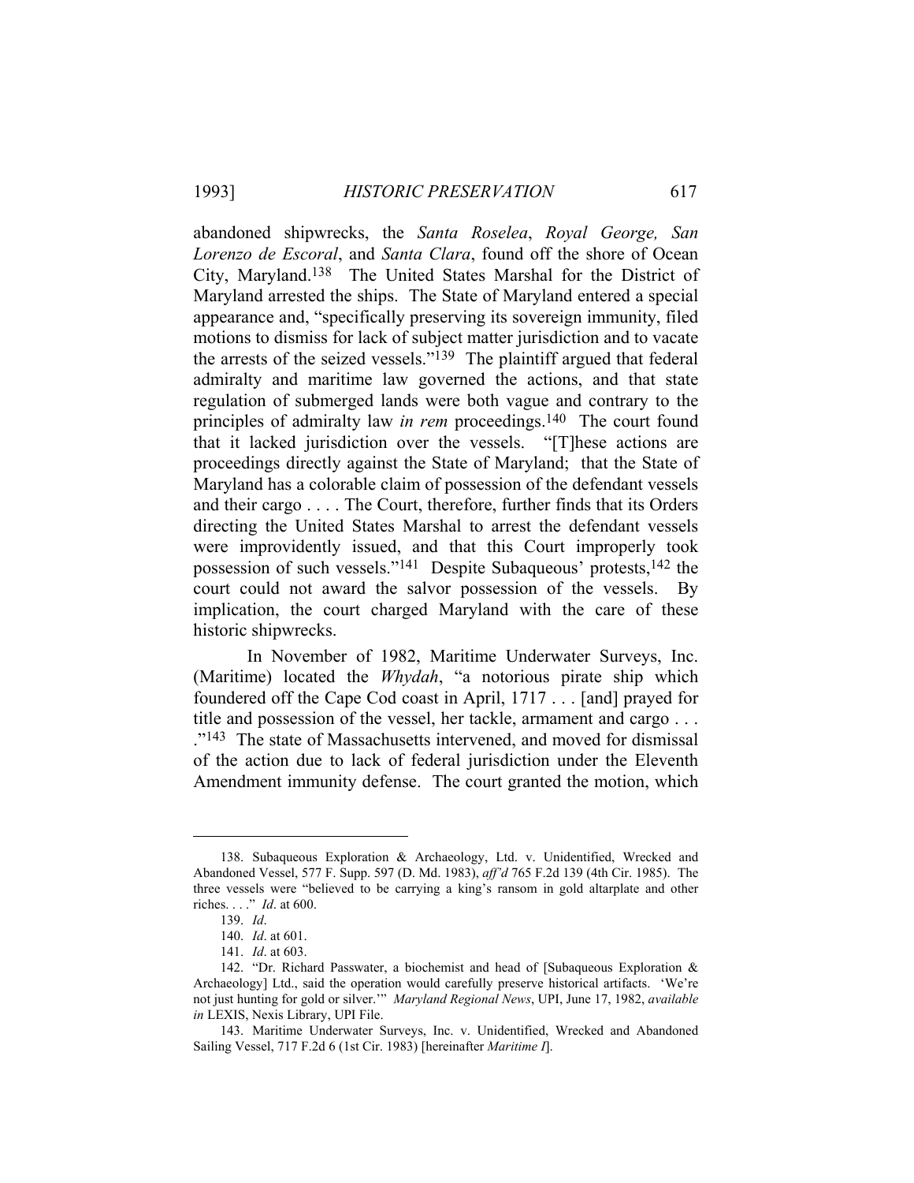abandoned shipwrecks, the *Santa Roselea*, *Royal George, San Lorenzo de Escoral*, and *Santa Clara*, found off the shore of Ocean City, Maryland.[138] The United States Marshal for the District of Maryland arrested the ships. The State of Maryland entered a special appearance and, "specifically preserving its sovereign immunity, filed motions to dismiss for lack of subject matter jurisdiction and to vacate the arrests of the seized vessels."[139] The plaintiff argued that federal admiralty and maritime law governed the actions, and that state regulation of submerged lands were both vague and contrary to the principles of admiralty law *in rem* proceedings.[140] The court found that it lacked jurisdiction over the vessels. "[T]hese actions are proceedings directly against the State of Maryland; that the State of Maryland has a colorable claim of possession of the defendant vessels and their cargo . . . . The Court, therefore, further finds that its Orders directing the United States Marshal to arrest the defendant vessels were improvidently issued, and that this Court improperly took possession of such vessels."[141] Despite Subaqueous' protests,[142] the court could not award the salvor possession of the vessels. By implication, the court charged Maryland with the care of these historic shipwrecks.

In November of 1982, Maritime Underwater Surveys, Inc. (Maritime) located the *Whydah*, "a notorious pirate ship which foundered off the Cape Cod coast in April, 1717 . . . [and] prayed for title and possession of the vessel, her tackle, armament and cargo . . . ."[143] The state of Massachusetts intervened, and moved for dismissal of the action due to lack of federal jurisdiction under the Eleventh Amendment immunity defense. The court granted the motion, which

---

138. Subaqueous Exploration & Archaeology, Ltd. v. Unidentified, Wrecked and Abandoned Vessel, 577 F. Supp. 597 (D. Md. 1983), *aff'd* 765 F.2d 139 (4th Cir. 1985). The three vessels were "believed to be carrying a king's ransom in gold altarplate and other riches. . . ." *Id*. at 600.

139. *Id*.

140. *Id*. at 601.

141. *Id*. at 603.

142. "Dr. Richard Passwater, a biochemist and head of [Subaqueous Exploration & Archaeology] Ltd., said the operation would carefully preserve historical artifacts. 'We're not just hunting for gold or silver.'" *Maryland Regional News*, UPI, June 17, 1982, *available in* LEXIS, Nexis Library, UPI File.

143. Maritime Underwater Surveys, Inc. v. Unidentified, Wrecked and Abandoned Sailing Vessel, 717 F.2d 6 (1st Cir. 1983) [hereinafter *Maritime I*].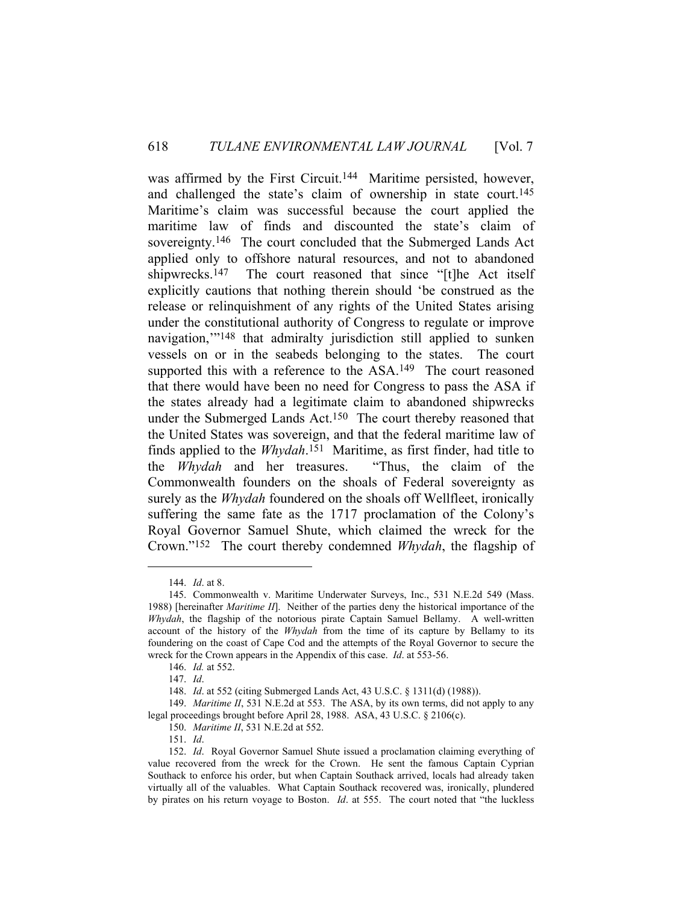was affirmed by the First Circuit.[144] Maritime persisted, however, and challenged the state's claim of ownership in state court.[145] Maritime's claim was successful because the court applied the maritime law of finds and discounted the state's claim of sovereignty.[146] The court concluded that the Submerged Lands Act applied only to offshore natural resources, and not to abandoned shipwrecks.[147] The court reasoned that since "[t]he Act itself explicitly cautions that nothing therein should 'be construed as the release or relinquishment of any rights of the United States arising under the constitutional authority of Congress to regulate or improve navigation,'"[148] that admiralty jurisdiction still applied to sunken vessels on or in the seabeds belonging to the states. The court supported this with a reference to the ASA.[149] The court reasoned that there would have been no need for Congress to pass the ASA if the states already had a legitimate claim to abandoned shipwrecks under the Submerged Lands Act.[150] The court thereby reasoned that the United States was sovereign, and that the federal maritime law of finds applied to the *Whydah*.[151] Maritime, as first finder, had title to the *Whydah* and her treasures. "Thus, the claim of the Commonwealth founders on the shoals of Federal sovereignty as surely as the *Whydah* foundered on the shoals off Wellfleet, ironically suffering the same fate as the 1717 proclamation of the Colony's Royal Governor Samuel Shute, which claimed the wreck for the Crown."[152] The court thereby condemned *Whydah*, the flagship of

---

144. *Id*. at 8.

145. Commonwealth v. Maritime Underwater Surveys, Inc., 531 N.E.2d 549 (Mass. 1988) [hereinafter *Maritime II*]. Neither of the parties deny the historical importance of the *Whydah*, the flagship of the notorious pirate Captain Samuel Bellamy. A well-written account of the history of the *Whydah* from the time of its capture by Bellamy to its foundering on the coast of Cape Cod and the attempts of the Royal Governor to secure the wreck for the Crown appears in the Appendix of this case. *Id*. at 553-56.

146. *Id.* at 552.

147. *Id*.

148. *Id*. at 552 (citing Submerged Lands Act, 43 U.S.C. § 1311(d) (1988)).

149. *Maritime II*, 531 N.E.2d at 553. The ASA, by its own terms, did not apply to any legal proceedings brought before April 28, 1988. ASA, 43 U.S.C. § 2106(c).

150. *Maritime II*, 531 N.E.2d at 552.

151. *Id*.

152. *Id*. Royal Governor Samuel Shute issued a proclamation claiming everything of value recovered from the wreck for the Crown. He sent the famous Captain Cyprian Southack to enforce his order, but when Captain Southack arrived, locals had already taken virtually all of the valuables. What Captain Southack recovered was, ironically, plundered by pirates on his return voyage to Boston. *Id*. at 555. The court noted that "the luckless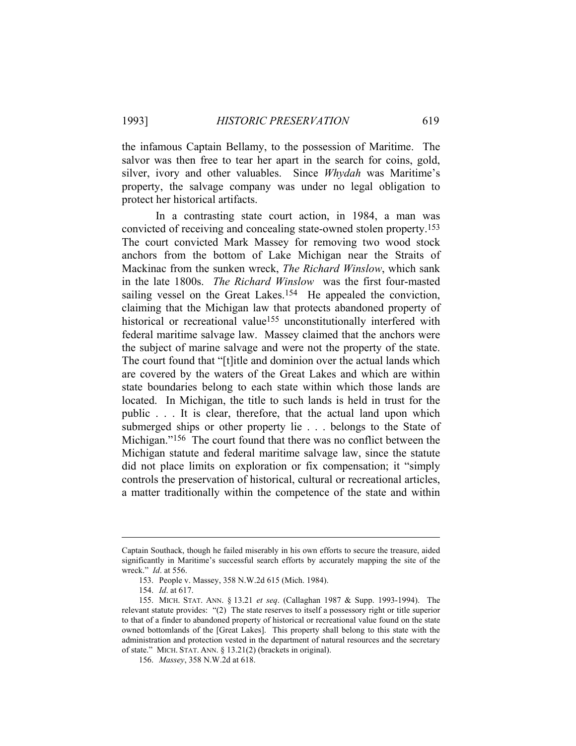the infamous Captain Bellamy, to the possession of Maritime. The salvor was then free to tear her apart in the search for coins, gold, silver, ivory and other valuables. Since *Whydah* was Maritime's property, the salvage company was under no legal obligation to protect her historical artifacts.

In a contrasting state court action, in 1984, a man was convicted of receiving and concealing state-owned stolen property.[153] The court convicted Mark Massey for removing two wood stock anchors from the bottom of Lake Michigan near the Straits of Mackinac from the sunken wreck, *The Richard Winslow*, which sank in the late 1800s. *The Richard Winslow* was the first four-masted sailing vessel on the Great Lakes.[154] He appealed the conviction, claiming that the Michigan law that protects abandoned property of historical or recreational value[155] unconstitutionally interfered with federal maritime salvage law. Massey claimed that the anchors were the subject of marine salvage and were not the property of the state. The court found that "[t]itle and dominion over the actual lands which are covered by the waters of the Great Lakes and which are within state boundaries belong to each state within which those lands are located. In Michigan, the title to such lands is held in trust for the public . . . It is clear, therefore, that the actual land upon which submerged ships or other property lie . . . belongs to the State of Michigan."[156] The court found that there was no conflict between the Michigan statute and federal maritime salvage law, since the statute did not place limits on exploration or fix compensation; it "simply controls the preservation of historical, cultural or recreational articles, a matter traditionally within the competence of the state and within

---

Captain Southack, though he failed miserably in his own efforts to secure the treasure, aided significantly in Maritime's successful search efforts by accurately mapping the site of the wreck." *Id*. at 556.

153. People v. Massey, 358 N.W.2d 615 (Mich. 1984).

154. *Id*. at 617.

155. MICH. STAT. ANN. § 13.21 *et seq*. (Callaghan 1987 & Supp. 1993-1994). The relevant statute provides: "(2) The state reserves to itself a possessory right or title superior to that of a finder to abandoned property of historical or recreational value found on the state owned bottomlands of the [Great Lakes]. This property shall belong to this state with the administration and protection vested in the department of natural resources and the secretary of state." MICH. STAT. ANN. § 13.21(2) (brackets in original).

156. *Massey*, 358 N.W.2d at 618.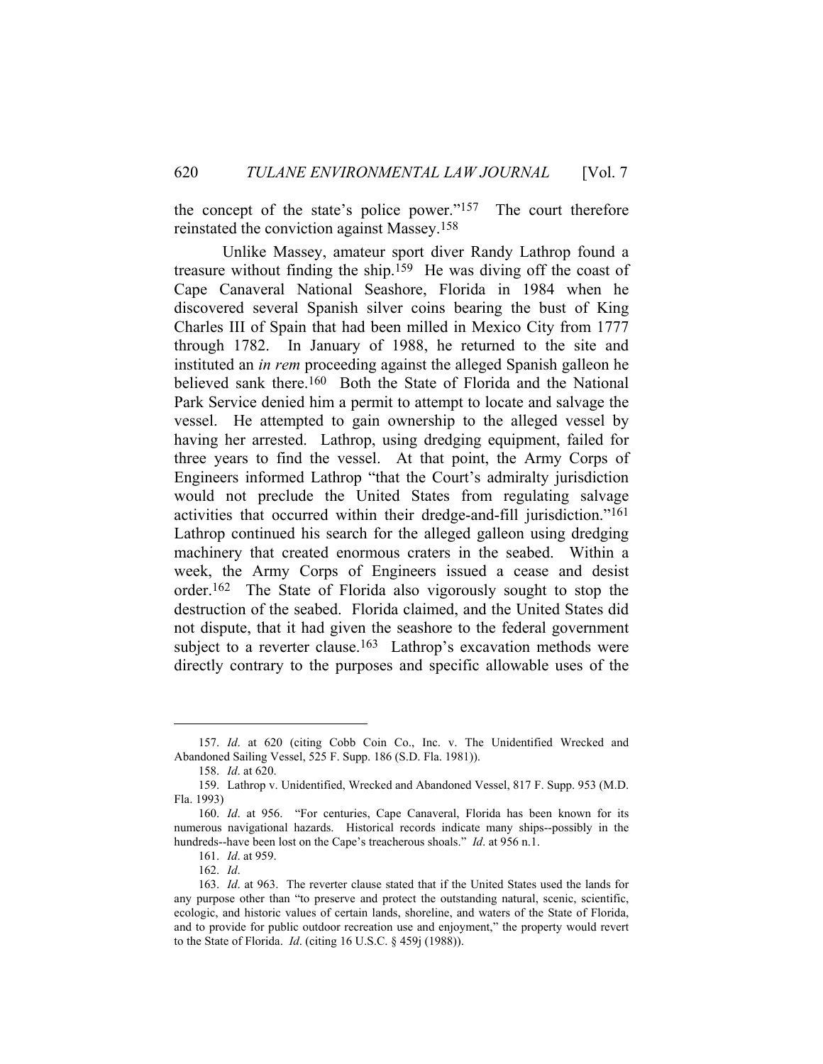the concept of the state's police power."[157] The court therefore reinstated the conviction against Massey.[158]

Unlike Massey, amateur sport diver Randy Lathrop found a treasure without finding the ship.[159] He was diving off the coast of Cape Canaveral National Seashore, Florida in 1984 when he discovered several Spanish silver coins bearing the bust of King Charles III of Spain that had been milled in Mexico City from 1777 through 1782. In January of 1988, he returned to the site and instituted an *in rem* proceeding against the alleged Spanish galleon he believed sank there.[160] Both the State of Florida and the National Park Service denied him a permit to attempt to locate and salvage the vessel. He attempted to gain ownership to the alleged vessel by having her arrested. Lathrop, using dredging equipment, failed for three years to find the vessel. At that point, the Army Corps of Engineers informed Lathrop "that the Court's admiralty jurisdiction would not preclude the United States from regulating salvage activities that occurred within their dredge-and-fill jurisdiction."[161] Lathrop continued his search for the alleged galleon using dredging machinery that created enormous craters in the seabed. Within a week, the Army Corps of Engineers issued a cease and desist order.[162] The State of Florida also vigorously sought to stop the destruction of the seabed. Florida claimed, and the United States did not dispute, that it had given the seashore to the federal government subject to a reverter clause.[163] Lathrop's excavation methods were directly contrary to the purposes and specific allowable uses of the

---

157. *Id*. at 620 (citing Cobb Coin Co., Inc. v. The Unidentified Wrecked and Abandoned Sailing Vessel, 525 F. Supp. 186 (S.D. Fla. 1981)).

158. *Id*. at 620.

159. Lathrop v. Unidentified, Wrecked and Abandoned Vessel, 817 F. Supp. 953 (M.D. Fla. 1993)

160. *Id*. at 956. "For centuries, Cape Canaveral, Florida has been known for its numerous navigational hazards. Historical records indicate many ships--possibly in the hundreds--have been lost on the Cape's treacherous shoals." *Id*. at 956 n.1.

161. *Id*. at 959.

162. *Id*.

163. *Id*. at 963. The reverter clause stated that if the United States used the lands for any purpose other than "to preserve and protect the outstanding natural, scenic, scientific, ecologic, and historic values of certain lands, shoreline, and waters of the State of Florida, and to provide for public outdoor recreation use and enjoyment," the property would revert to the State of Florida. *Id*. (citing 16 U.S.C. § 459j (1988)).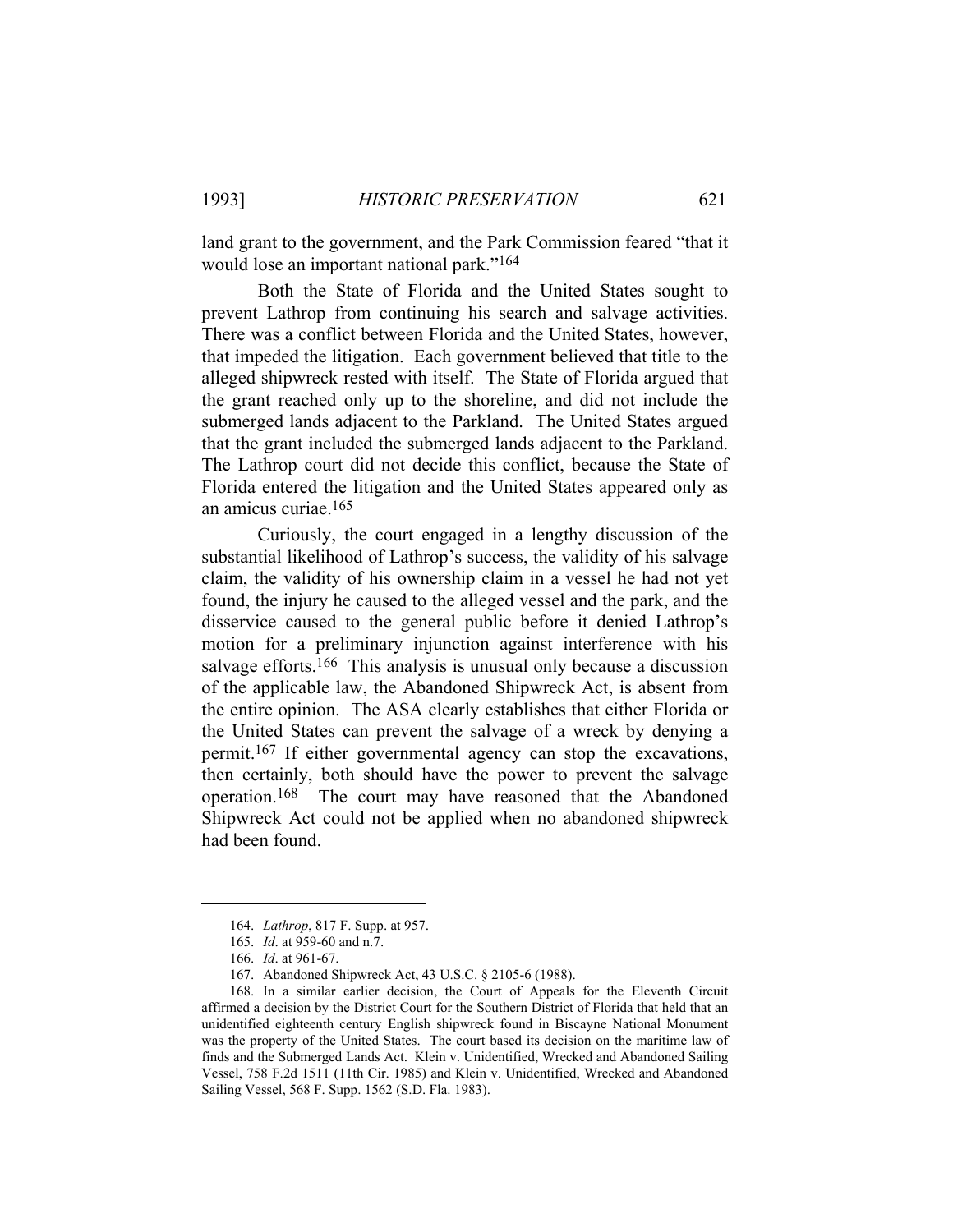land grant to the government, and the Park Commission feared "that it would lose an important national park."[164]

Both the State of Florida and the United States sought to prevent Lathrop from continuing his search and salvage activities. There was a conflict between Florida and the United States, however, that impeded the litigation. Each government believed that title to the alleged shipwreck rested with itself. The State of Florida argued that the grant reached only up to the shoreline, and did not include the submerged lands adjacent to the Parkland. The United States argued that the grant included the submerged lands adjacent to the Parkland. The Lathrop court did not decide this conflict, because the State of Florida entered the litigation and the United States appeared only as an amicus curiae.[165]

Curiously, the court engaged in a lengthy discussion of the substantial likelihood of Lathrop's success, the validity of his salvage claim, the validity of his ownership claim in a vessel he had not yet found, the injury he caused to the alleged vessel and the park, and the disservice caused to the general public before it denied Lathrop's motion for a preliminary injunction against interference with his salvage efforts.[166] This analysis is unusual only because a discussion of the applicable law, the Abandoned Shipwreck Act, is absent from the entire opinion. The ASA clearly establishes that either Florida or the United States can prevent the salvage of a wreck by denying a permit.[167] If either governmental agency can stop the excavations, then certainly, both should have the power to prevent the salvage operation.[168] The court may have reasoned that the Abandoned Shipwreck Act could not be applied when no abandoned shipwreck had been found.

---

164. *Lathrop*, 817 F. Supp. at 957.

165. *Id*. at 959-60 and n.7.

166. *Id*. at 961-67.

167. Abandoned Shipwreck Act, 43 U.S.C. § 2105-6 (1988).

168. In a similar earlier decision, the Court of Appeals for the Eleventh Circuit affirmed a decision by the District Court for the Southern District of Florida that held that an unidentified eighteenth century English shipwreck found in Biscayne National Monument was the property of the United States. The court based its decision on the maritime law of finds and the Submerged Lands Act. Klein v. Unidentified, Wrecked and Abandoned Sailing Vessel, 758 F.2d 1511 (11th Cir. 1985) and Klein v. Unidentified, Wrecked and Abandoned Sailing Vessel, 568 F. Supp. 1562 (S.D. Fla. 1983).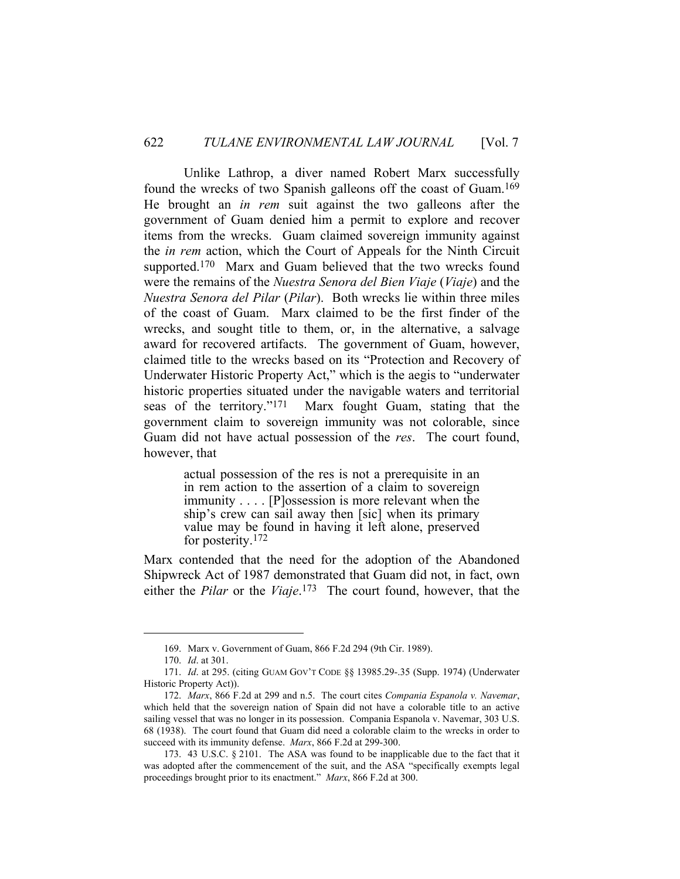Unlike Lathrop, a diver named Robert Marx successfully found the wrecks of two Spanish galleons off the coast of Guam.[169] He brought an *in rem* suit against the two galleons after the government of Guam denied him a permit to explore and recover items from the wrecks. Guam claimed sovereign immunity against the *in rem* action, which the Court of Appeals for the Ninth Circuit supported.[170] Marx and Guam believed that the two wrecks found were the remains of the *Nuestra Senora del Bien Viaje* (*Viaje*) and the *Nuestra Senora del Pilar* (*Pilar*). Both wrecks lie within three miles of the coast of Guam. Marx claimed to be the first finder of the wrecks, and sought title to them, or, in the alternative, a salvage award for recovered artifacts. The government of Guam, however, claimed title to the wrecks based on its "Protection and Recovery of Underwater Historic Property Act," which is the aegis to "underwater historic properties situated under the navigable waters and territorial seas of the territory."[171] Marx fought Guam, stating that the government claim to sovereign immunity was not colorable, since Guam did not have actual possession of the *res*. The court found, however, that

> actual possession of the res is not a prerequisite in an in rem action to the assertion of a claim to sovereign immunity . . . . [P]ossession is more relevant when the ship's crew can sail away then [sic] when its primary value may be found in having it left alone, preserved for posterity.[172]

Marx contended that the need for the adoption of the Abandoned Shipwreck Act of 1987 demonstrated that Guam did not, in fact, own either the *Pilar* or the *Viaje*.[173] The court found, however, that the

---

169. Marx v. Government of Guam, 866 F.2d 294 (9th Cir. 1989).

170. *Id*. at 301.

171. *Id*. at 295. (citing GUAM GOV'T CODE §§ 13985.29-.35 (Supp. 1974) (Underwater Historic Property Act)).

172. *Marx*, 866 F.2d at 299 and n.5. The court cites *Compania Espanola v. Navemar*, which held that the sovereign nation of Spain did not have a colorable title to an active sailing vessel that was no longer in its possession. Compania Espanola v. Navemar, 303 U.S. 68 (1938). The court found that Guam did need a colorable claim to the wrecks in order to succeed with its immunity defense. *Marx*, 866 F.2d at 299-300.

173. 43 U.S.C. § 2101. The ASA was found to be inapplicable due to the fact that it was adopted after the commencement of the suit, and the ASA "specifically exempts legal proceedings brought prior to its enactment." *Marx*, 866 F.2d at 300.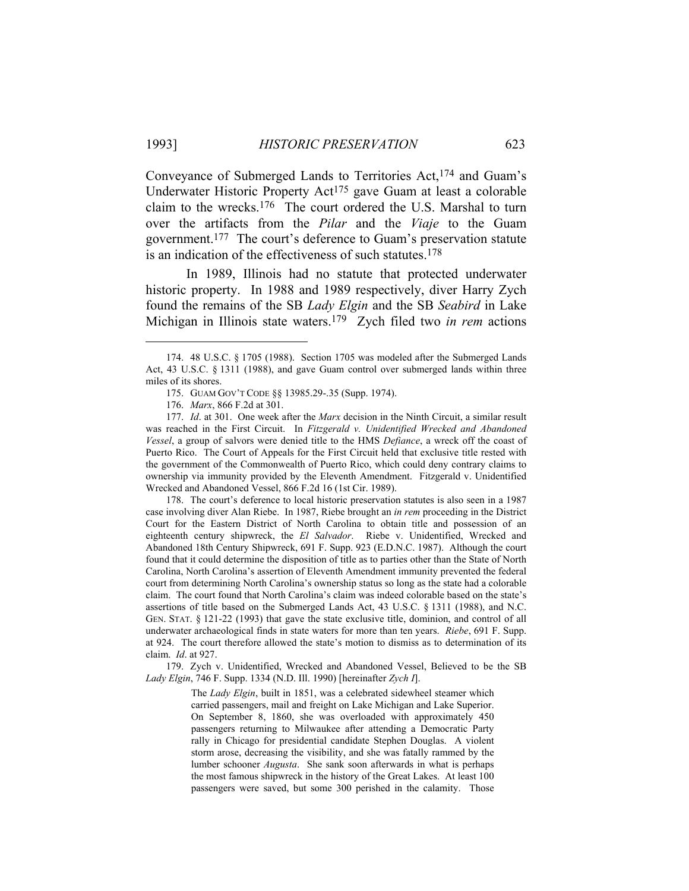Conveyance of Submerged Lands to Territories Act,[174] and Guam's Underwater Historic Property Act[175] gave Guam at least a colorable claim to the wrecks.[176] The court ordered the U.S. Marshal to turn over the artifacts from the *Pilar* and the *Viaje* to the Guam government.[177] The court's deference to Guam's preservation statute is an indication of the effectiveness of such statutes.[178]

In 1989, Illinois had no statute that protected underwater historic property. In 1988 and 1989 respectively, diver Harry Zych found the remains of the SB *Lady Elgin* and the SB *Seabird* in Lake Michigan in Illinois state waters.[179] Zych filed two *in rem* actions

---

174. 48 U.S.C. § 1705 (1988). Section 1705 was modeled after the Submerged Lands Act, 43 U.S.C. § 1311 (1988), and gave Guam control over submerged lands within three miles of its shores.

175. GUAM GOV'T CODE §§ 13985.29-.35 (Supp. 1974).

176. *Marx*, 866 F.2d at 301.

177. *Id*. at 301. One week after the *Marx* decision in the Ninth Circuit, a similar result was reached in the First Circuit. In *Fitzgerald v. Unidentified Wrecked and Abandoned Vessel*, a group of salvors were denied title to the HMS *Defiance*, a wreck off the coast of Puerto Rico. The Court of Appeals for the First Circuit held that exclusive title rested with the government of the Commonwealth of Puerto Rico, which could deny contrary claims to ownership via immunity provided by the Eleventh Amendment. Fitzgerald v. Unidentified Wrecked and Abandoned Vessel, 866 F.2d 16 (1st Cir. 1989).

178. The court's deference to local historic preservation statutes is also seen in a 1987 case involving diver Alan Riebe. In 1987, Riebe brought an *in rem* proceeding in the District Court for the Eastern District of North Carolina to obtain title and possession of an eighteenth century shipwreck, the *El Salvador*. Riebe v. Unidentified, Wrecked and Abandoned 18th Century Shipwreck, 691 F. Supp. 923 (E.D.N.C. 1987). Although the court found that it could determine the disposition of title as to parties other than the State of North Carolina, North Carolina's assertion of Eleventh Amendment immunity prevented the federal court from determining North Carolina's ownership status so long as the state had a colorable claim. The court found that North Carolina's claim was indeed colorable based on the state's assertions of title based on the Submerged Lands Act, 43 U.S.C. § 1311 (1988), and N.C. GEN. STAT. § 121-22 (1993) that gave the state exclusive title, dominion, and control of all underwater archaeological finds in state waters for more than ten years. *Riebe*, 691 F. Supp. at 924. The court therefore allowed the state's motion to dismiss as to determination of its claim. *Id*. at 927.

179. Zych v. Unidentified, Wrecked and Abandoned Vessel, Believed to be the SB *Lady Elgin*, 746 F. Supp. 1334 (N.D. Ill. 1990) [hereinafter *Zych I*].

> The *Lady Elgin*, built in 1851, was a celebrated sidewheel steamer which carried passengers, mail and freight on Lake Michigan and Lake Superior. On September 8, 1860, she was overloaded with approximately 450 passengers returning to Milwaukee after attending a Democratic Party rally in Chicago for presidential candidate Stephen Douglas. A violent storm arose, decreasing the visibility, and she was fatally rammed by the lumber schooner *Augusta*. She sank soon afterwards in what is perhaps the most famous shipwreck in the history of the Great Lakes. At least 100 passengers were saved, but some 300 perished in the calamity. Those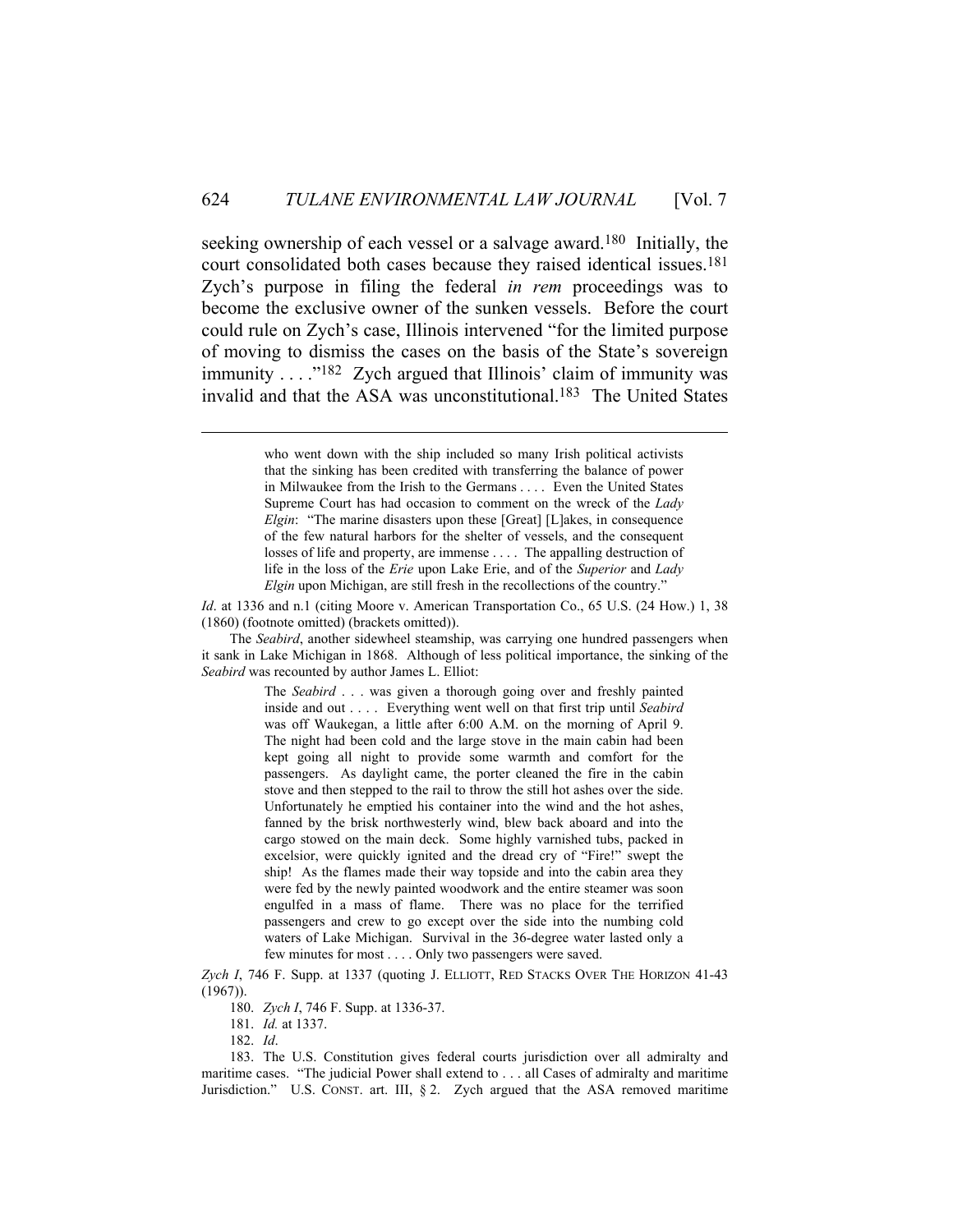seeking ownership of each vessel or a salvage award.[180] Initially, the court consolidated both cases because they raised identical issues.[181] Zych's purpose in filing the federal *in rem* proceedings was to become the exclusive owner of the sunken vessels. Before the court could rule on Zych's case, Illinois intervened "for the limited purpose of moving to dismiss the cases on the basis of the State's sovereign immunity . . . ."[182] Zych argued that Illinois' claim of immunity was invalid and that the ASA was unconstitutional.[183] The United States

---

> who went down with the ship included so many Irish political activists that the sinking has been credited with transferring the balance of power in Milwaukee from the Irish to the Germans . . . . Even the United States Supreme Court has had occasion to comment on the wreck of the *Lady Elgin*: "The marine disasters upon these [Great] [L]akes, in consequence of the few natural harbors for the shelter of vessels, and the consequent losses of life and property, are immense . . . . The appalling destruction of life in the loss of the *Erie* upon Lake Erie, and of the *Superior* and *Lady Elgin* upon Michigan, are still fresh in the recollections of the country."

*Id*. at 1336 and n.1 (citing Moore v. American Transportation Co., 65 U.S. (24 How.) 1, 38 (1860) (footnote omitted) (brackets omitted)).

The *Seabird*, another sidewheel steamship, was carrying one hundred passengers when it sank in Lake Michigan in 1868. Although of less political importance, the sinking of the *Seabird* was recounted by author James L. Elliot:

> The *Seabird* . . . was given a thorough going over and freshly painted inside and out . . . . Everything went well on that first trip until *Seabird* was off Waukegan, a little after 6:00 A.M. on the morning of April 9. The night had been cold and the large stove in the main cabin had been kept going all night to provide some warmth and comfort for the passengers. As daylight came, the porter cleaned the fire in the cabin stove and then stepped to the rail to throw the still hot ashes over the side. Unfortunately he emptied his container into the wind and the hot ashes, fanned by the brisk northwesterly wind, blew back aboard and into the cargo stowed on the main deck. Some highly varnished tubs, packed in excelsior, were quickly ignited and the dread cry of "Fire!" swept the ship! As the flames made their way topside and into the cabin area they were fed by the newly painted woodwork and the entire steamer was soon engulfed in a mass of flame. There was no place for the terrified passengers and crew to go except over the side into the numbing cold waters of Lake Michigan. Survival in the 36-degree water lasted only a few minutes for most . . . . Only two passengers were saved.

*Zych I*, 746 F. Supp. at 1337 (quoting J. ELLIOTT, RED STACKS OVER THE HORIZON 41-43 (1967)).

180. *Zych I*, 746 F. Supp. at 1336-37.

181. *Id.* at 1337.

182. *Id*.

183. The U.S. Constitution gives federal courts jurisdiction over all admiralty and maritime cases. "The judicial Power shall extend to . . . all Cases of admiralty and maritime Jurisdiction." U.S. CONST. art. III, § 2. Zych argued that the ASA removed maritime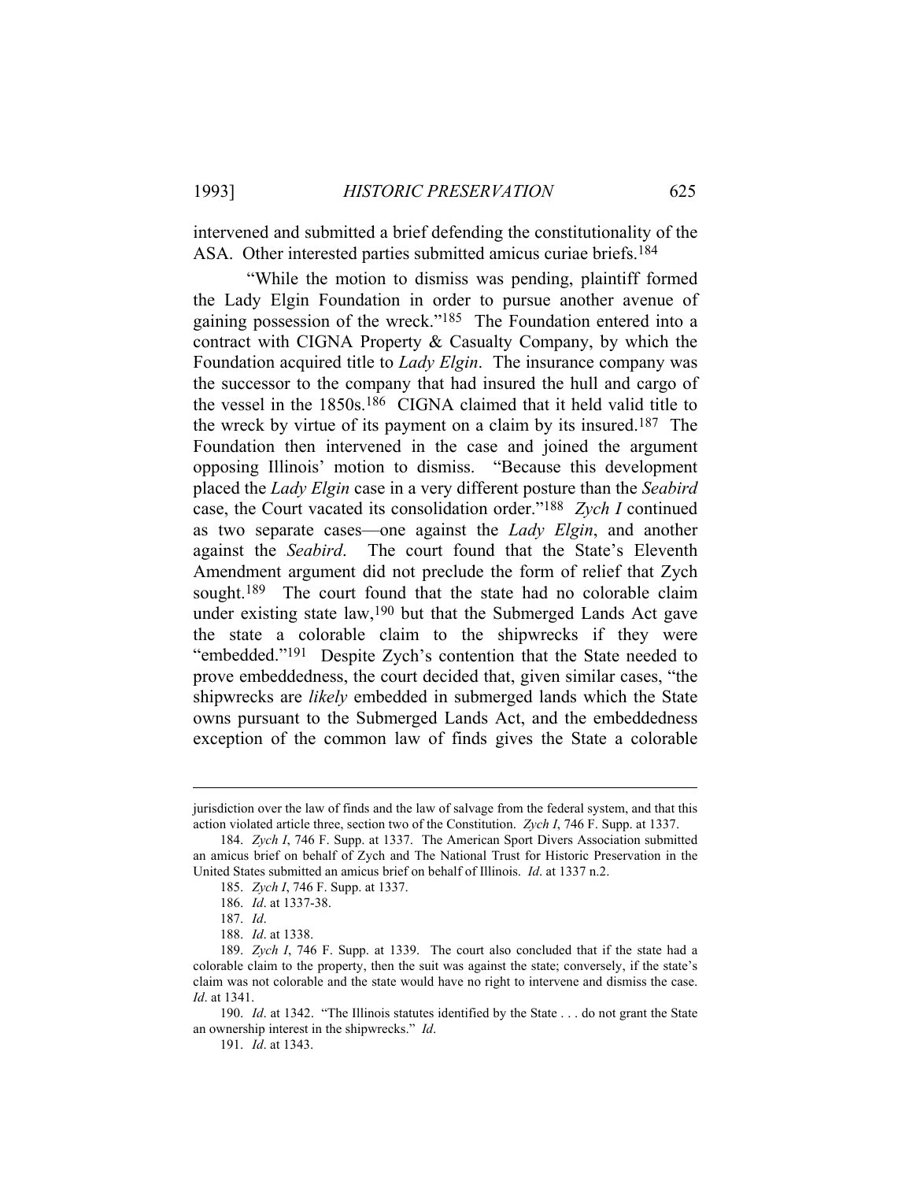intervened and submitted a brief defending the constitutionality of the ASA. Other interested parties submitted amicus curiae briefs.[184]

"While the motion to dismiss was pending, plaintiff formed the Lady Elgin Foundation in order to pursue another avenue of gaining possession of the wreck."[185] The Foundation entered into a contract with CIGNA Property & Casualty Company, by which the Foundation acquired title to *Lady Elgin*. The insurance company was the successor to the company that had insured the hull and cargo of the vessel in the 1850s.[186] CIGNA claimed that it held valid title to the wreck by virtue of its payment on a claim by its insured.[187] The Foundation then intervened in the case and joined the argument opposing Illinois' motion to dismiss. "Because this development placed the *Lady Elgin* case in a very different posture than the *Seabird* case, the Court vacated its consolidation order."[188] *Zych I* continued as two separate cases—one against the *Lady Elgin*, and another against the *Seabird*. The court found that the State's Eleventh Amendment argument did not preclude the form of relief that Zych sought.[189] The court found that the state had no colorable claim under existing state law,[190] but that the Submerged Lands Act gave the state a colorable claim to the shipwrecks if they were "embedded."[191] Despite Zych's contention that the State needed to prove embeddedness, the court decided that, given similar cases, "the shipwrecks are *likely* embedded in submerged lands which the State owns pursuant to the Submerged Lands Act, and the embeddedness exception of the common law of finds gives the State a colorable

---

jurisdiction over the law of finds and the law of salvage from the federal system, and that this action violated article three, section two of the Constitution. *Zych I*, 746 F. Supp. at 1337.

184. *Zych I*, 746 F. Supp. at 1337. The American Sport Divers Association submitted an amicus brief on behalf of Zych and The National Trust for Historic Preservation in the United States submitted an amicus brief on behalf of Illinois. *Id*. at 1337 n.2.

185. *Zych I*, 746 F. Supp. at 1337.

186. *Id*. at 1337-38.

187. *Id*.

188. *Id*. at 1338.

189. *Zych I*, 746 F. Supp. at 1339. The court also concluded that if the state had a colorable claim to the property, then the suit was against the state; conversely, if the state's claim was not colorable and the state would have no right to intervene and dismiss the case. *Id*. at 1341.

190. *Id*. at 1342. "The Illinois statutes identified by the State . . . do not grant the State an ownership interest in the shipwrecks." *Id*.

191. *Id*. at 1343.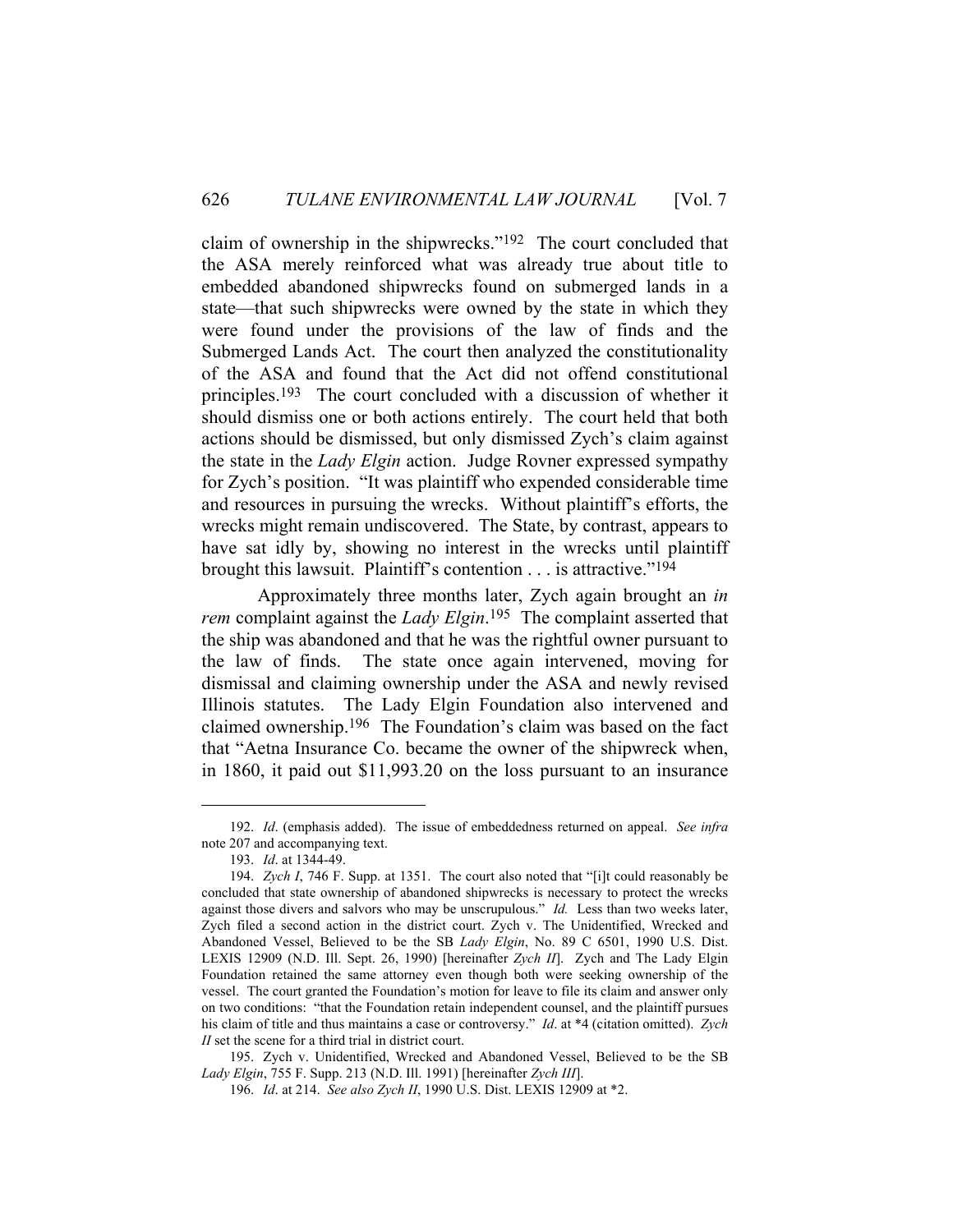claim of ownership in the shipwrecks."[192] The court concluded that the ASA merely reinforced what was already true about title to embedded abandoned shipwrecks found on submerged lands in a state—that such shipwrecks were owned by the state in which they were found under the provisions of the law of finds and the Submerged Lands Act. The court then analyzed the constitutionality of the ASA and found that the Act did not offend constitutional principles.[193] The court concluded with a discussion of whether it should dismiss one or both actions entirely. The court held that both actions should be dismissed, but only dismissed Zych's claim against the state in the *Lady Elgin* action. Judge Rovner expressed sympathy for Zych's position. "It was plaintiff who expended considerable time and resources in pursuing the wrecks. Without plaintiff's efforts, the wrecks might remain undiscovered. The State, by contrast, appears to have sat idly by, showing no interest in the wrecks until plaintiff brought this lawsuit. Plaintiff's contention . . . is attractive."[194]

Approximately three months later, Zych again brought an *in rem* complaint against the *Lady Elgin*.[195] The complaint asserted that the ship was abandoned and that he was the rightful owner pursuant to the law of finds. The state once again intervened, moving for dismissal and claiming ownership under the ASA and newly revised Illinois statutes. The Lady Elgin Foundation also intervened and claimed ownership.[196] The Foundation's claim was based on the fact that "Aetna Insurance Co. became the owner of the shipwreck when, in 1860, it paid out $11,993.20 on the loss pursuant to an insurance

---

192. *Id*. (emphasis added). The issue of embeddedness returned on appeal. *See infra* note 207 and accompanying text.

193. *Id*. at 1344-49.

194. *Zych I*, 746 F. Supp. at 1351. The court also noted that "[i]t could reasonably be concluded that state ownership of abandoned shipwrecks is necessary to protect the wrecks against those divers and salvors who may be unscrupulous." *Id.* Less than two weeks later, Zych filed a second action in the district court. Zych v. The Unidentified, Wrecked and Abandoned Vessel, Believed to be the SB *Lady Elgin*, No. 89 C 6501, 1990 U.S. Dist. LEXIS 12909 (N.D. Ill. Sept. 26, 1990) [hereinafter *Zych II*]. Zych and The Lady Elgin Foundation retained the same attorney even though both were seeking ownership of the vessel. The court granted the Foundation's motion for leave to file its claim and answer only on two conditions: "that the Foundation retain independent counsel, and the plaintiff pursues his claim of title and thus maintains a case or controversy." *Id*. at *4 (citation omitted). *Zych II* set the scene for a third trial in district court.

195. Zych v. Unidentified, Wrecked and Abandoned Vessel, Believed to be the SB *Lady Elgin*, 755 F. Supp. 213 (N.D. Ill. 1991) [hereinafter *Zych III*].

196. *Id*. at 214. *See also Zych II*, 1990 U.S. Dist. LEXIS 12909 at *2.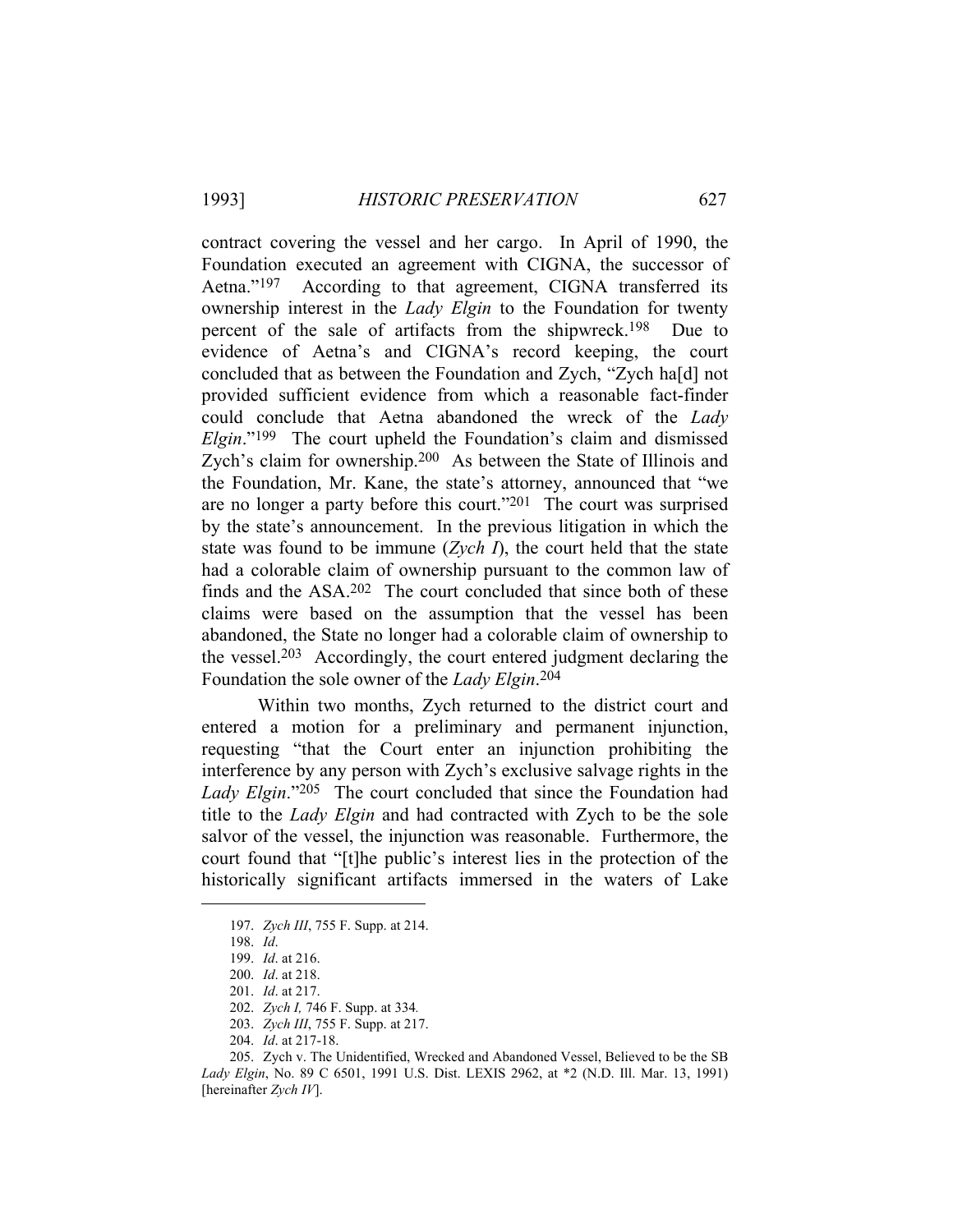contract covering the vessel and her cargo. In April of 1990, the Foundation executed an agreement with CIGNA, the successor of Aetna."[197] According to that agreement, CIGNA transferred its ownership interest in the *Lady Elgin* to the Foundation for twenty percent of the sale of artifacts from the shipwreck.[198] Due to evidence of Aetna's and CIGNA's record keeping, the court concluded that as between the Foundation and Zych, "Zych ha[d] not provided sufficient evidence from which a reasonable fact-finder could conclude that Aetna abandoned the wreck of the *Lady Elgin*."[199] The court upheld the Foundation's claim and dismissed Zych's claim for ownership.[200] As between the State of Illinois and the Foundation, Mr. Kane, the state's attorney, announced that "we are no longer a party before this court."[201] The court was surprised by the state's announcement. In the previous litigation in which the state was found to be immune (*Zych I*), the court held that the state had a colorable claim of ownership pursuant to the common law of finds and the ASA.[202] The court concluded that since both of these claims were based on the assumption that the vessel has been abandoned, the State no longer had a colorable claim of ownership to the vessel.[203] Accordingly, the court entered judgment declaring the Foundation the sole owner of the *Lady Elgin*.[204]

Within two months, Zych returned to the district court and entered a motion for a preliminary and permanent injunction, requesting "that the Court enter an injunction prohibiting the interference by any person with Zych's exclusive salvage rights in the *Lady Elgin*."[205] The court concluded that since the Foundation had title to the *Lady Elgin* and had contracted with Zych to be the sole salvor of the vessel, the injunction was reasonable. Furthermore, the court found that "[t]he public's interest lies in the protection of the historically significant artifacts immersed in the waters of Lake

197. *Zych III*, 755 F. Supp. at 214.

198. *Id*.

199. *Id*. at 216.

200. *Id*. at 218.

201. *Id*. at 217.

202. *Zych I,* 746 F. Supp. at 334.

203. *Zych III*, 755 F. Supp. at 217.

204. *Id*. at 217-18.

205. Zych v. The Unidentified, Wrecked and Abandoned Vessel, Believed to be the SB *Lady Elgin*, No. 89 C 6501, 1991 U.S. Dist. LEXIS 2962, at *2 (N.D. Ill. Mar. 13, 1991) [hereinafter *Zych IV*].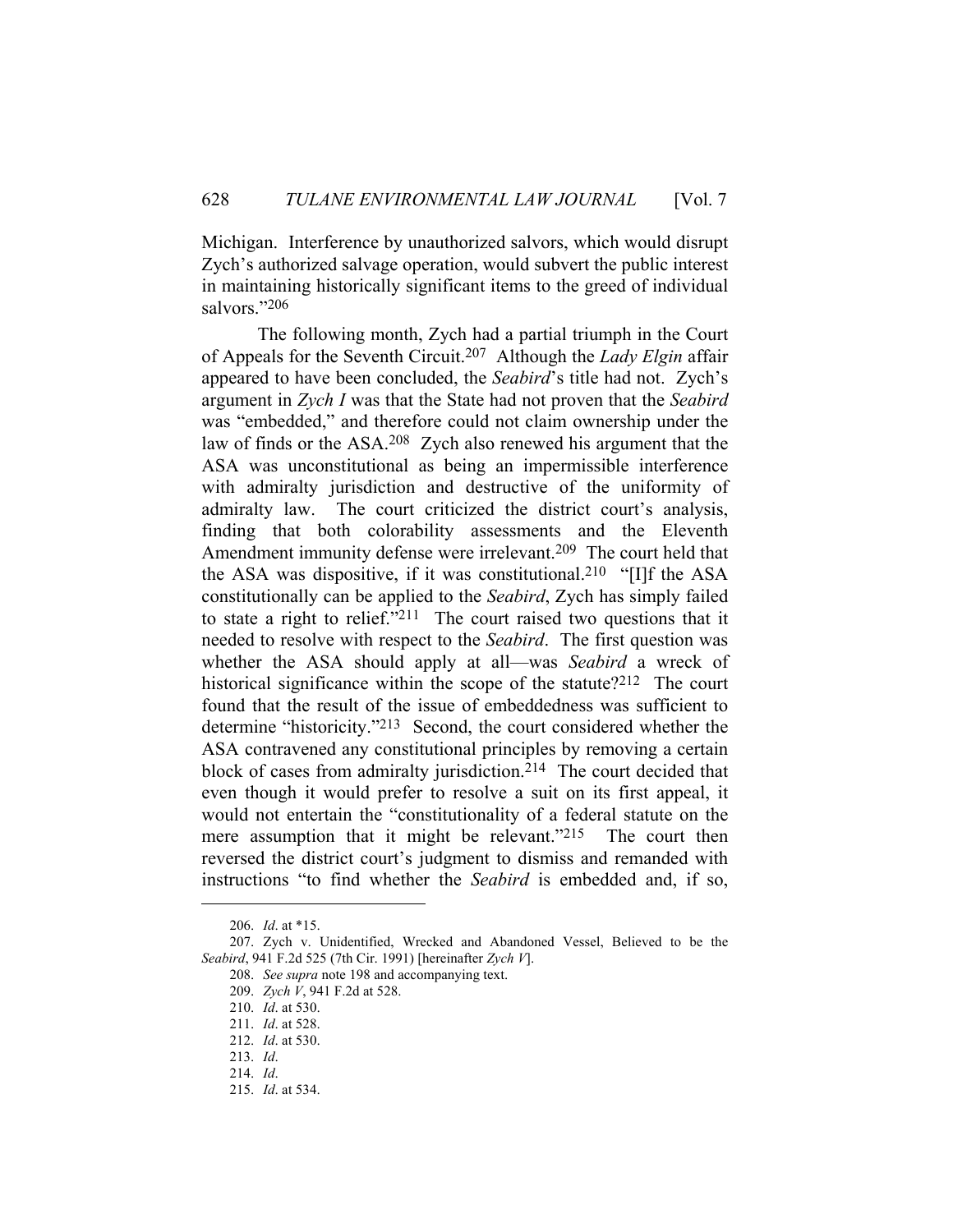Michigan. Interference by unauthorized salvors, which would disrupt Zych's authorized salvage operation, would subvert the public interest in maintaining historically significant items to the greed of individual salvors."[206]

The following month, Zych had a partial triumph in the Court of Appeals for the Seventh Circuit.[207] Although the *Lady Elgin* affair appeared to have been concluded, the *Seabird*'s title had not. Zych's argument in *Zych I* was that the State had not proven that the *Seabird* was "embedded," and therefore could not claim ownership under the law of finds or the ASA.[208] Zych also renewed his argument that the ASA was unconstitutional as being an impermissible interference with admiralty jurisdiction and destructive of the uniformity of admiralty law. The court criticized the district court's analysis, finding that both colorability assessments and the Eleventh Amendment immunity defense were irrelevant.[209] The court held that the ASA was dispositive, if it was constitutional.[210] "[I]f the ASA constitutionally can be applied to the *Seabird*, Zych has simply failed to state a right to relief."[211] The court raised two questions that it needed to resolve with respect to the *Seabird*. The first question was whether the ASA should apply at all—was *Seabird* a wreck of historical significance within the scope of the statute?[212] The court found that the result of the issue of embeddedness was sufficient to determine "historicity."[213] Second, the court considered whether the ASA contravened any constitutional principles by removing a certain block of cases from admiralty jurisdiction.[214] The court decided that even though it would prefer to resolve a suit on its first appeal, it would not entertain the "constitutionality of a federal statute on the mere assumption that it might be relevant."[215] The court then reversed the district court's judgment to dismiss and remanded with instructions "to find whether the *Seabird* is embedded and, if so,

---

206. *Id*. at *15.

207. Zych v. Unidentified, Wrecked and Abandoned Vessel, Believed to be the *Seabird*, 941 F.2d 525 (7th Cir. 1991) [hereinafter *Zych V*].

208. *See supra* note 198 and accompanying text.

209. *Zych V*, 941 F.2d at 528.

210. *Id*. at 530.

211. *Id*. at 528.

212. *Id*. at 530.

213. *Id*.

214. *Id*.

215. *Id*. at 534.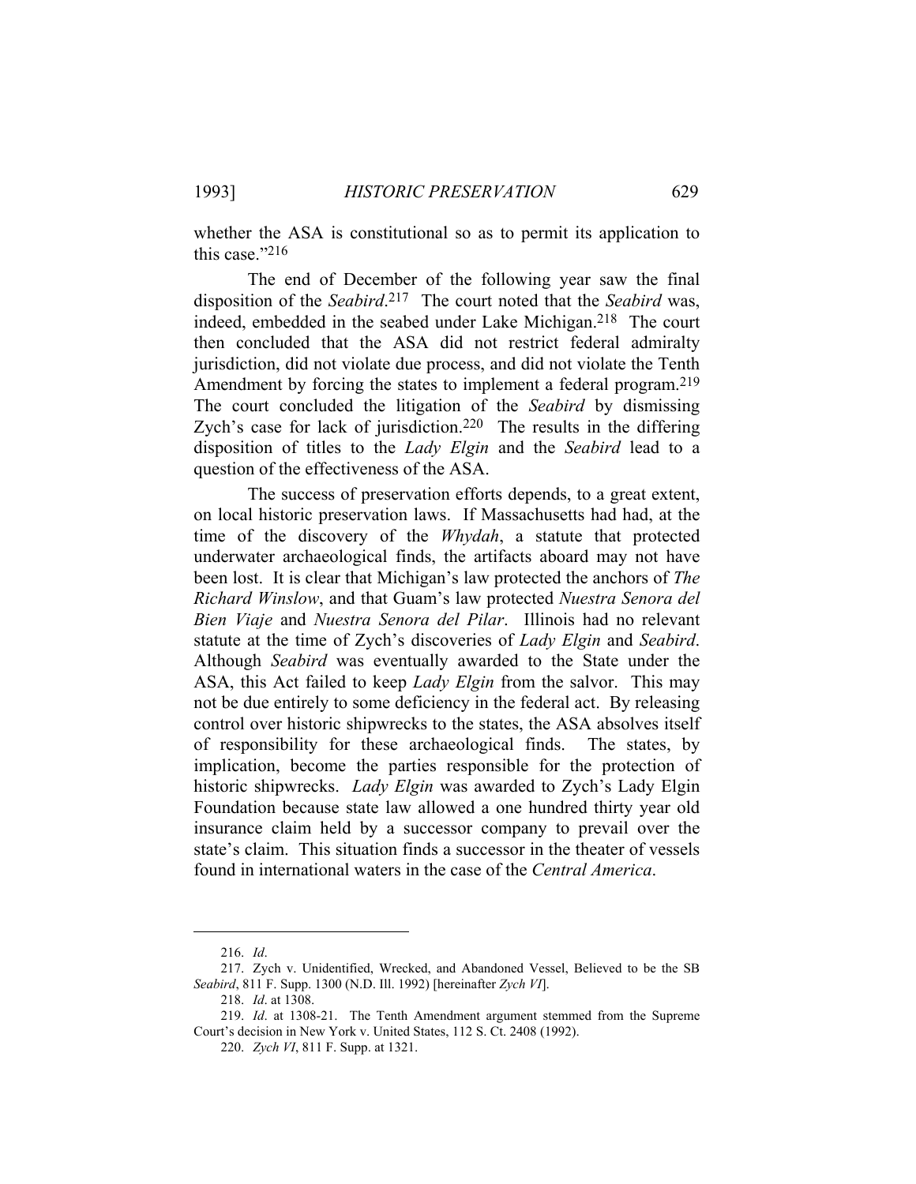whether the ASA is constitutional so as to permit its application to this case."[216]

The end of December of the following year saw the final disposition of the *Seabird*.[217] The court noted that the *Seabird* was, indeed, embedded in the seabed under Lake Michigan.[218] The court then concluded that the ASA did not restrict federal admiralty jurisdiction, did not violate due process, and did not violate the Tenth Amendment by forcing the states to implement a federal program.[219] The court concluded the litigation of the *Seabird* by dismissing Zych's case for lack of jurisdiction.[220] The results in the differing disposition of titles to the *Lady Elgin* and the *Seabird* lead to a question of the effectiveness of the ASA.

The success of preservation efforts depends, to a great extent, on local historic preservation laws. If Massachusetts had had, at the time of the discovery of the *Whydah*, a statute that protected underwater archaeological finds, the artifacts aboard may not have been lost. It is clear that Michigan's law protected the anchors of *The Richard Winslow*, and that Guam's law protected *Nuestra Senora del Bien Viaje* and *Nuestra Senora del Pilar*. Illinois had no relevant statute at the time of Zych's discoveries of *Lady Elgin* and *Seabird*. Although *Seabird* was eventually awarded to the State under the ASA, this Act failed to keep *Lady Elgin* from the salvor. This may not be due entirely to some deficiency in the federal act. By releasing control over historic shipwrecks to the states, the ASA absolves itself of responsibility for these archaeological finds. The states, by implication, become the parties responsible for the protection of historic shipwrecks. *Lady Elgin* was awarded to Zych's Lady Elgin Foundation because state law allowed a one hundred thirty year old insurance claim held by a successor company to prevail over the state's claim. This situation finds a successor in the theater of vessels found in international waters in the case of the *Central America*.

---

216. *Id*.

217. Zych v. Unidentified, Wrecked, and Abandoned Vessel, Believed to be the SB *Seabird*, 811 F. Supp. 1300 (N.D. Ill. 1992) [hereinafter *Zych VI*].

218. *Id*. at 1308.

219. *Id*. at 1308-21. The Tenth Amendment argument stemmed from the Supreme Court's decision in New York v. United States, 112 S. Ct. 2408 (1992).

220. *Zych VI*, 811 F. Supp. at 1321.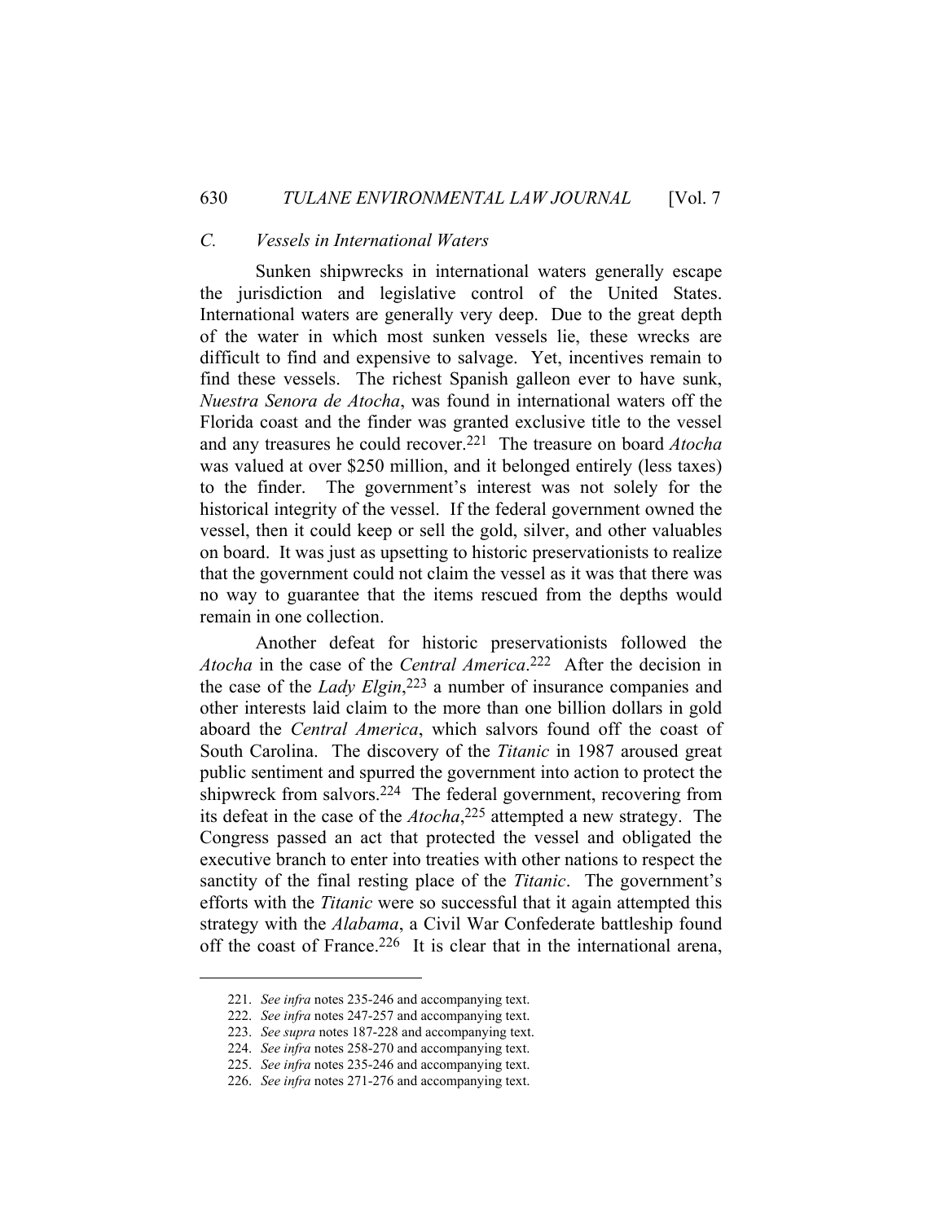### C. Vessels in International Waters

Sunken shipwrecks in international waters generally escape the jurisdiction and legislative control of the United States. International waters are generally very deep. Due to the great depth of the water in which most sunken vessels lie, these wrecks are difficult to find and expensive to salvage. Yet, incentives remain to find these vessels. The richest Spanish galleon ever to have sunk, *Nuestra Senora de Atocha*, was found in international waters off the Florida coast and the finder was granted exclusive title to the vessel and any treasures he could recover.[221] The treasure on board *Atocha* was valued at over $250 million, and it belonged entirely (less taxes) to the finder. The government's interest was not solely for the historical integrity of the vessel. If the federal government owned the vessel, then it could keep or sell the gold, silver, and other valuables on board. It was just as upsetting to historic preservationists to realize that the government could not claim the vessel as it was that there was no way to guarantee that the items rescued from the depths would remain in one collection.

Another defeat for historic preservationists followed the *Atocha* in the case of the *Central America*.[222] After the decision in the case of the *Lady Elgin*,[223] a number of insurance companies and other interests laid claim to the more than one billion dollars in gold aboard the *Central America*, which salvors found off the coast of South Carolina. The discovery of the *Titanic* in 1987 aroused great public sentiment and spurred the government into action to protect the shipwreck from salvors.[224] The federal government, recovering from its defeat in the case of the *Atocha*,[225] attempted a new strategy. The Congress passed an act that protected the vessel and obligated the executive branch to enter into treaties with other nations to respect the sanctity of the final resting place of the *Titanic*. The government's efforts with the *Titanic* were so successful that it again attempted this strategy with the *Alabama*, a Civil War Confederate battleship found off the coast of France.[226] It is clear that in the international arena,

---

221. *See infra* notes 235-246 and accompanying text.

222. *See infra* notes 247-257 and accompanying text.

223. *See supra* notes 187-228 and accompanying text.

224. *See infra* notes 258-270 and accompanying text.

225. *See infra* notes 235-246 and accompanying text.

226. *See infra* notes 271-276 and accompanying text.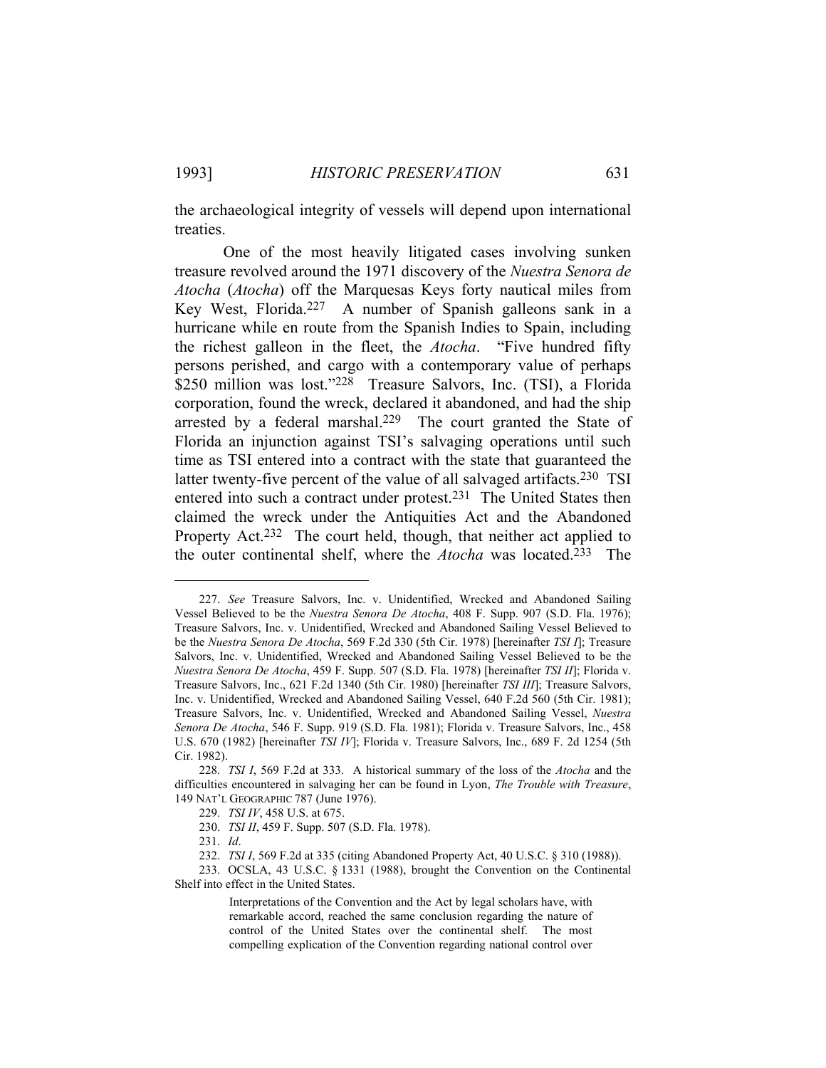the archaeological integrity of vessels will depend upon international treaties.

One of the most heavily litigated cases involving sunken treasure revolved around the 1971 discovery of the *Nuestra Senora de Atocha* (*Atocha*) off the Marquesas Keys forty nautical miles from Key West, Florida.[227] A number of Spanish galleons sank in a hurricane while en route from the Spanish Indies to Spain, including the richest galleon in the fleet, the *Atocha*. "Five hundred fifty persons perished, and cargo with a contemporary value of perhaps $250 million was lost."[228] Treasure Salvors, Inc. (TSI), a Florida corporation, found the wreck, declared it abandoned, and had the ship arrested by a federal marshal.[229] The court granted the State of Florida an injunction against TSI's salvaging operations until such time as TSI entered into a contract with the state that guaranteed the latter twenty-five percent of the value of all salvaged artifacts.[230] TSI entered into such a contract under protest.[231] The United States then claimed the wreck under the Antiquities Act and the Abandoned Property Act.[232] The court held, though, that neither act applied to the outer continental shelf, where the *Atocha* was located.[233] The

---

227. *See* Treasure Salvors, Inc. v. Unidentified, Wrecked and Abandoned Sailing Vessel Believed to be the *Nuestra Senora De Atocha*, 408 F. Supp. 907 (S.D. Fla. 1976); Treasure Salvors, Inc. v. Unidentified, Wrecked and Abandoned Sailing Vessel Believed to be the *Nuestra Senora De Atocha*, 569 F.2d 330 (5th Cir. 1978) [hereinafter *TSI I*]; Treasure Salvors, Inc. v. Unidentified, Wrecked and Abandoned Sailing Vessel Believed to be the *Nuestra Senora De Atocha*, 459 F. Supp. 507 (S.D. Fla. 1978) [hereinafter *TSI II*]; Florida v. Treasure Salvors, Inc., 621 F.2d 1340 (5th Cir. 1980) [hereinafter *TSI III*]; Treasure Salvors, Inc. v. Unidentified, Wrecked and Abandoned Sailing Vessel, 640 F.2d 560 (5th Cir. 1981); Treasure Salvors, Inc. v. Unidentified, Wrecked and Abandoned Sailing Vessel, *Nuestra Senora De Atocha*, 546 F. Supp. 919 (S.D. Fla. 1981); Florida v. Treasure Salvors, Inc., 458 U.S. 670 (1982) [hereinafter *TSI IV*]; Florida v. Treasure Salvors, Inc., 689 F. 2d 1254 (5th Cir. 1982).

228. *TSI I*, 569 F.2d at 333. A historical summary of the loss of the *Atocha* and the difficulties encountered in salvaging her can be found in Lyon, *The Trouble with Treasure*, 149 NAT'L GEOGRAPHIC 787 (June 1976).

229. *TSI IV*, 458 U.S. at 675.

230. *TSI II*, 459 F. Supp. 507 (S.D. Fla. 1978).

231. *Id*.

232. *TSI I*, 569 F.2d at 335 (citing Abandoned Property Act, 40 U.S.C. § 310 (1988)).

233. OCSLA, 43 U.S.C. § 1331 (1988), brought the Convention on the Continental Shelf into effect in the United States.

> Interpretations of the Convention and the Act by legal scholars have, with remarkable accord, reached the same conclusion regarding the nature of control of the United States over the continental shelf. The most compelling explication of the Convention regarding national control over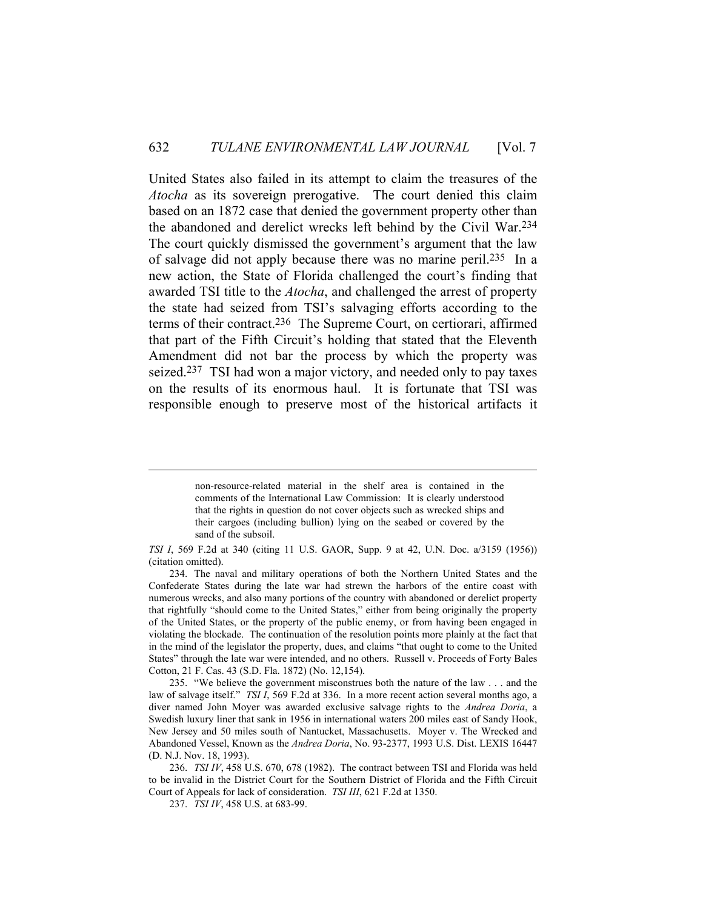United States also failed in its attempt to claim the treasures of the *Atocha* as its sovereign prerogative. The court denied this claim based on an 1872 case that denied the government property other than the abandoned and derelict wrecks left behind by the Civil War.[234] The court quickly dismissed the government's argument that the law of salvage did not apply because there was no marine peril.[235] In a new action, the State of Florida challenged the court's finding that awarded TSI title to the *Atocha*, and challenged the arrest of property the state had seized from TSI's salvaging efforts according to the terms of their contract.[236] The Supreme Court, on certiorari, affirmed that part of the Fifth Circuit's holding that stated that the Eleventh Amendment did not bar the process by which the property was seized.[237] TSI had won a major victory, and needed only to pay taxes on the results of its enormous haul. It is fortunate that TSI was responsible enough to preserve most of the historical artifacts it

---

> non-resource-related material in the shelf area is contained in the comments of the International Law Commission: It is clearly understood that the rights in question do not cover objects such as wrecked ships and their cargoes (including bullion) lying on the seabed or covered by the sand of the subsoil.

*TSI I*, 569 F.2d at 340 (citing 11 U.S. GAOR, Supp. 9 at 42, U.N. Doc. a/3159 (1956)) (citation omitted).

234. The naval and military operations of both the Northern United States and the Confederate States during the late war had strewn the harbors of the entire coast with numerous wrecks, and also many portions of the country with abandoned or derelict property that rightfully "should come to the United States," either from being originally the property of the United States, or the property of the public enemy, or from having been engaged in violating the blockade. The continuation of the resolution points more plainly at the fact that in the mind of the legislator the property, dues, and claims "that ought to come to the United States" through the late war were intended, and no others. Russell v. Proceeds of Forty Bales Cotton, 21 F. Cas. 43 (S.D. Fla. 1872) (No. 12,154).

235. "We believe the government misconstrues both the nature of the law . . . and the law of salvage itself." *TSI I*, 569 F.2d at 336. In a more recent action several months ago, a diver named John Moyer was awarded exclusive salvage rights to the *Andrea Doria*, a Swedish luxury liner that sank in 1956 in international waters 200 miles east of Sandy Hook, New Jersey and 50 miles south of Nantucket, Massachusetts. Moyer v. The Wrecked and Abandoned Vessel, Known as the *Andrea Doria*, No. 93-2377, 1993 U.S. Dist. LEXIS 16447 (D. N.J. Nov. 18, 1993).

236. *TSI IV*, 458 U.S. 670, 678 (1982). The contract between TSI and Florida was held to be invalid in the District Court for the Southern District of Florida and the Fifth Circuit Court of Appeals for lack of consideration. *TSI III*, 621 F.2d at 1350.

237. *TSI IV*, 458 U.S. at 683-99.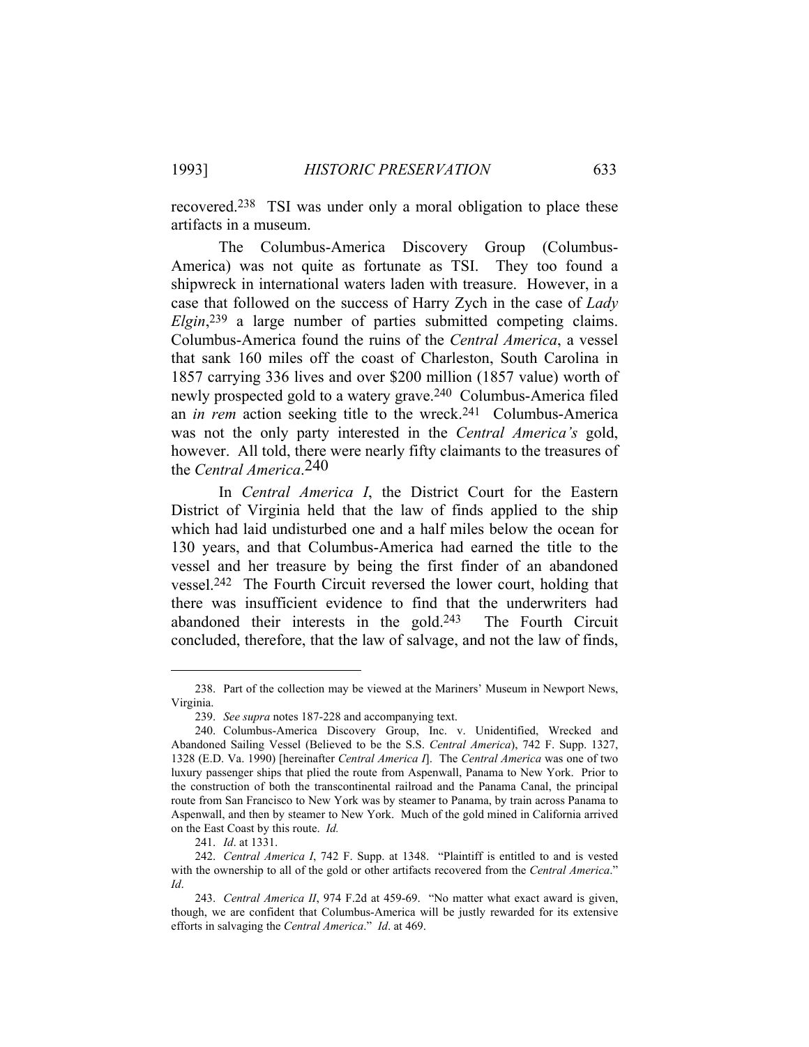recovered.[238] TSI was under only a moral obligation to place these artifacts in a museum.

The Columbus-America Discovery Group (Columbus-America) was not quite as fortunate as TSI. They too found a shipwreck in international waters laden with treasure. However, in a case that followed on the success of Harry Zych in the case of *Lady Elgin*,[239] a large number of parties submitted competing claims. Columbus-America found the ruins of the *Central America*, a vessel that sank 160 miles off the coast of Charleston, South Carolina in 1857 carrying 336 lives and over $200 million (1857 value) worth of newly prospected gold to a watery grave.[240] Columbus-America filed an *in rem* action seeking title to the wreck.[241] Columbus-America was not the only party interested in the *Central America's* gold, however. All told, there were nearly fifty claimants to the treasures of the *Central America*.[240]

In *Central America I*, the District Court for the Eastern District of Virginia held that the law of finds applied to the ship which had laid undisturbed one and a half miles below the ocean for 130 years, and that Columbus-America had earned the title to the vessel and her treasure by being the first finder of an abandoned vessel.[242] The Fourth Circuit reversed the lower court, holding that there was insufficient evidence to find that the underwriters had abandoned their interests in the gold.[243] The Fourth Circuit concluded, therefore, that the law of salvage, and not the law of finds,

---

238. Part of the collection may be viewed at the Mariners' Museum in Newport News, Virginia.

239. *See supra* notes 187-228 and accompanying text.

240. Columbus-America Discovery Group, Inc. v. Unidentified, Wrecked and Abandoned Sailing Vessel (Believed to be the S.S. *Central America*), 742 F. Supp. 1327, 1328 (E.D. Va. 1990) [hereinafter *Central America I*]. The *Central America* was one of two luxury passenger ships that plied the route from Aspenwall, Panama to New York. Prior to the construction of both the transcontinental railroad and the Panama Canal, the principal route from San Francisco to New York was by steamer to Panama, by train across Panama to Aspenwall, and then by steamer to New York. Much of the gold mined in California arrived on the East Coast by this route. *Id.*

241. *Id*. at 1331.

242. *Central America I*, 742 F. Supp. at 1348. "Plaintiff is entitled to and is vested with the ownership to all of the gold or other artifacts recovered from the *Central America*." *Id*.

243. *Central America II*, 974 F.2d at 459-69. "No matter what exact award is given, though, we are confident that Columbus-America will be justly rewarded for its extensive efforts in salvaging the *Central America*." *Id*. at 469.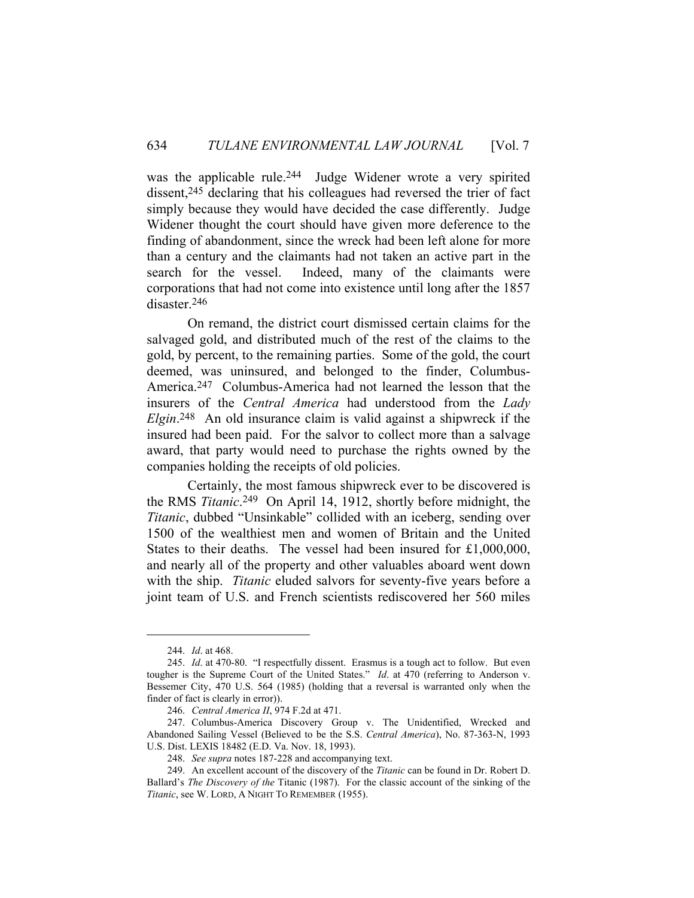was the applicable rule.[244] Judge Widener wrote a very spirited dissent,[245] declaring that his colleagues had reversed the trier of fact simply because they would have decided the case differently. Judge Widener thought the court should have given more deference to the finding of abandonment, since the wreck had been left alone for more than a century and the claimants had not taken an active part in the search for the vessel. Indeed, many of the claimants were corporations that had not come into existence until long after the 1857 disaster.[246]

On remand, the district court dismissed certain claims for the salvaged gold, and distributed much of the rest of the claims to the gold, by percent, to the remaining parties. Some of the gold, the court deemed, was uninsured, and belonged to the finder, Columbus-America.[247] Columbus-America had not learned the lesson that the insurers of the *Central America* had understood from the *Lady Elgin*.[248] An old insurance claim is valid against a shipwreck if the insured had been paid. For the salvor to collect more than a salvage award, that party would need to purchase the rights owned by the companies holding the receipts of old policies.

Certainly, the most famous shipwreck ever to be discovered is the RMS *Titanic*.[249] On April 14, 1912, shortly before midnight, the *Titanic*, dubbed "Unsinkable" collided with an iceberg, sending over 1500 of the wealthiest men and women of Britain and the United States to their deaths. The vessel had been insured for £1,000,000, and nearly all of the property and other valuables aboard went down with the ship. *Titanic* eluded salvors for seventy-five years before a joint team of U.S. and French scientists rediscovered her 560 miles

---

244. *Id*. at 468.

245. *Id*. at 470-80. "I respectfully dissent. Erasmus is a tough act to follow. But even tougher is the Supreme Court of the United States." *Id*. at 470 (referring to Anderson v. Bessemer City, 470 U.S. 564 (1985) (holding that a reversal is warranted only when the finder of fact is clearly in error)).

246. *Central America II*, 974 F.2d at 471.

247. Columbus-America Discovery Group v. The Unidentified, Wrecked and Abandoned Sailing Vessel (Believed to be the S.S. *Central America*), No. 87-363-N, 1993 U.S. Dist. LEXIS 18482 (E.D. Va. Nov. 18, 1993).

248. *See supra* notes 187-228 and accompanying text.

249. An excellent account of the discovery of the *Titanic* can be found in Dr. Robert D. Ballard's *The Discovery of the* Titanic (1987). For the classic account of the sinking of the *Titanic*, see W. LORD, A NIGHT TO REMEMBER (1955).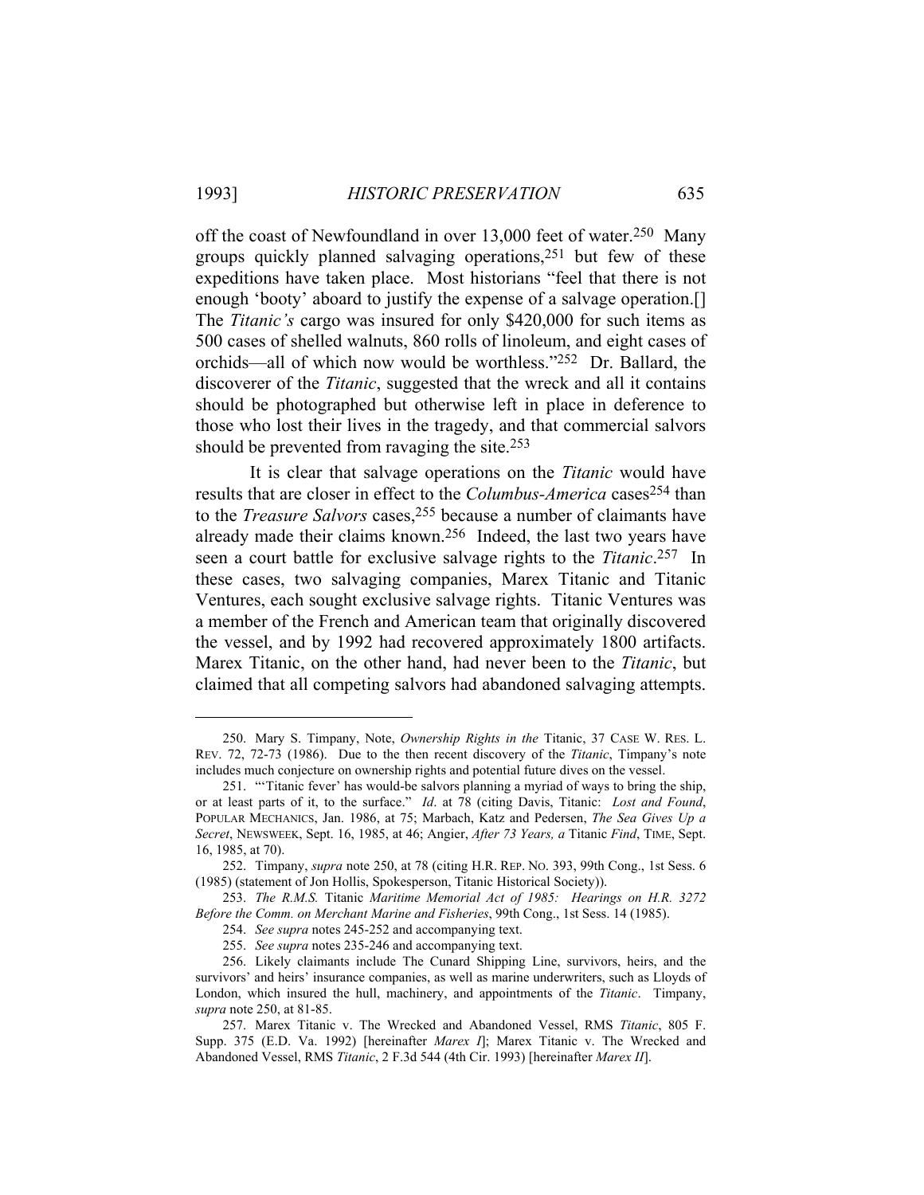off the coast of Newfoundland in over 13,000 feet of water.[250] Many groups quickly planned salvaging operations,[251] but few of these expeditions have taken place. Most historians "feel that there is not enough 'booty' aboard to justify the expense of a salvage operation.[] The *Titanic's* cargo was insured for only $420,000 for such items as 500 cases of shelled walnuts, 860 rolls of linoleum, and eight cases of orchids—all of which now would be worthless."[252] Dr. Ballard, the discoverer of the *Titanic*, suggested that the wreck and all it contains should be photographed but otherwise left in place in deference to those who lost their lives in the tragedy, and that commercial salvors should be prevented from ravaging the site.[253]

It is clear that salvage operations on the *Titanic* would have results that are closer in effect to the *Columbus-America* cases[254] than to the *Treasure Salvors* cases,[255] because a number of claimants have already made their claims known.[256] Indeed, the last two years have seen a court battle for exclusive salvage rights to the *Titanic*.[257] In these cases, two salvaging companies, Marex Titanic and Titanic Ventures, each sought exclusive salvage rights. Titanic Ventures was a member of the French and American team that originally discovered the vessel, and by 1992 had recovered approximately 1800 artifacts. Marex Titanic, on the other hand, had never been to the *Titanic*, but claimed that all competing salvors had abandoned salvaging attempts.

---

250. Mary S. Timpany, Note, *Ownership Rights in the* Titanic, 37 CASE W. RES. L. REV. 72, 72-73 (1986). Due to the then recent discovery of the *Titanic*, Timpany's note includes much conjecture on ownership rights and potential future dives on the vessel.

251. "'Titanic fever' has would-be salvors planning a myriad of ways to bring the ship, or at least parts of it, to the surface." *Id*. at 78 (citing Davis, Titanic: *Lost and Found*, POPULAR MECHANICS, Jan. 1986, at 75; Marbach, Katz and Pedersen, *The Sea Gives Up a Secret*, NEWSWEEK, Sept. 16, 1985, at 46; Angier, *After 73 Years, a* Titanic *Find*, TIME, Sept. 16, 1985, at 70).

252. Timpany, *supra* note 250, at 78 (citing H.R. REP. NO. 393, 99th Cong., 1st Sess. 6 (1985) (statement of Jon Hollis, Spokesperson, Titanic Historical Society)).

253. *The R.M.S.* Titanic *Maritime Memorial Act of 1985: Hearings on H.R. 3272 Before the Comm. on Merchant Marine and Fisheries*, 99th Cong., 1st Sess. 14 (1985).

254. *See supra* notes 245-252 and accompanying text.

255. *See supra* notes 235-246 and accompanying text.

256. Likely claimants include The Cunard Shipping Line, survivors, heirs, and the survivors' and heirs' insurance companies, as well as marine underwriters, such as Lloyds of London, which insured the hull, machinery, and appointments of the *Titanic*. Timpany, *supra* note 250, at 81-85.

257. Marex Titanic v. The Wrecked and Abandoned Vessel, RMS *Titanic*, 805 F. Supp. 375 (E.D. Va. 1992) [hereinafter *Marex I*]; Marex Titanic v. The Wrecked and Abandoned Vessel, RMS *Titanic*, 2 F.3d 544 (4th Cir. 1993) [hereinafter *Marex II*].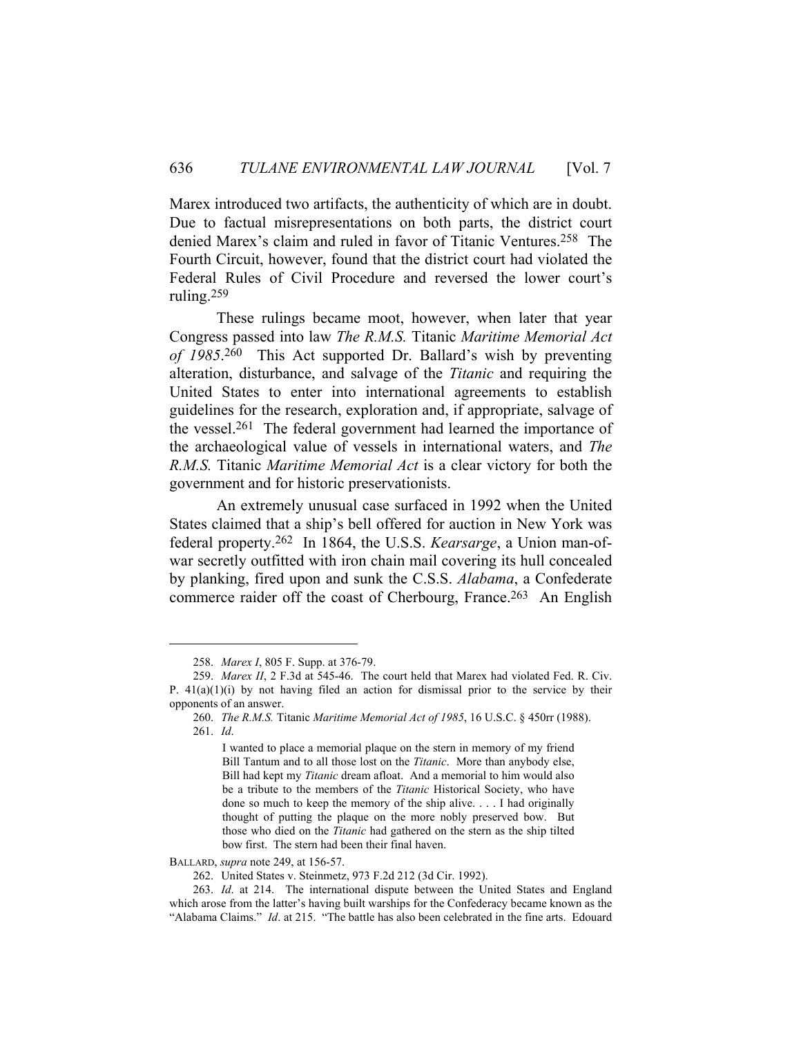Marex introduced two artifacts, the authenticity of which are in doubt. Due to factual misrepresentations on both parts, the district court denied Marex's claim and ruled in favor of Titanic Ventures.[258] The Fourth Circuit, however, found that the district court had violated the Federal Rules of Civil Procedure and reversed the lower court's ruling.[259]

These rulings became moot, however, when later that year Congress passed into law *The R.M.S.* Titanic *Maritime Memorial Act of 1985*.[260] This Act supported Dr. Ballard's wish by preventing alteration, disturbance, and salvage of the *Titanic* and requiring the United States to enter into international agreements to establish guidelines for the research, exploration and, if appropriate, salvage of the vessel.[261] The federal government had learned the importance of the archaeological value of vessels in international waters, and *The R.M.S.* Titanic *Maritime Memorial Act* is a clear victory for both the government and for historic preservationists.

An extremely unusual case surfaced in 1992 when the United States claimed that a ship's bell offered for auction in New York was federal property.[262] In 1864, the U.S.S. *Kearsarge*, a Union man-of-war secretly outfitted with iron chain mail covering its hull concealed by planking, fired upon and sunk the C.S.S. *Alabama*, a Confederate commerce raider off the coast of Cherbourg, France.[263] An English

---

258. *Marex I*, 805 F. Supp. at 376-79.

259. *Marex II*, 2 F.3d at 545-46. The court held that Marex had violated Fed. R. Civ. P. 41(a)(1)(i) by not having filed an action for dismissal prior to the service by their opponents of an answer.

260. *The R.M.S.* Titanic *Maritime Memorial Act of 1985*, 16 U.S.C. § 450rr (1988).

261. *Id*.

> I wanted to place a memorial plaque on the stern in memory of my friend Bill Tantum and to all those lost on the *Titanic*. More than anybody else, Bill had kept my *Titanic* dream afloat. And a memorial to him would also be a tribute to the members of the *Titanic* Historical Society, who have done so much to keep the memory of the ship alive. . . . I had originally thought of putting the plaque on the more nobly preserved bow. But those who died on the *Titanic* had gathered on the stern as the ship tilted bow first. The stern had been their final haven.

BALLARD, *supra* note 249, at 156-57.

262. United States v. Steinmetz, 973 F.2d 212 (3d Cir. 1992).

263. *Id*. at 214. The international dispute between the United States and England which arose from the latter's having built warships for the Confederacy became known as the "Alabama Claims." *Id*. at 215. "The battle has also been celebrated in the fine arts. Edouard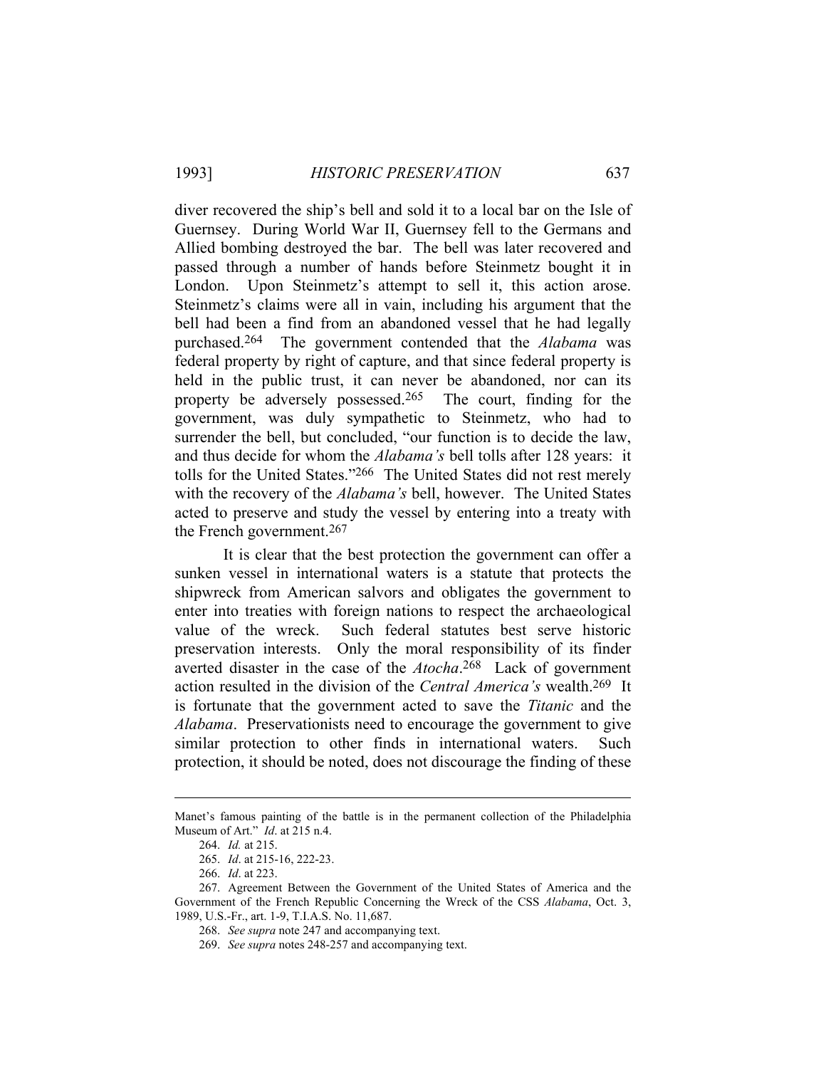diver recovered the ship's bell and sold it to a local bar on the Isle of Guernsey. During World War II, Guernsey fell to the Germans and Allied bombing destroyed the bar. The bell was later recovered and passed through a number of hands before Steinmetz bought it in London. Upon Steinmetz's attempt to sell it, this action arose. Steinmetz's claims were all in vain, including his argument that the bell had been a find from an abandoned vessel that he had legally purchased.[264] The government contended that the *Alabama* was federal property by right of capture, and that since federal property is held in the public trust, it can never be abandoned, nor can its property be adversely possessed.[265] The court, finding for the government, was duly sympathetic to Steinmetz, who had to surrender the bell, but concluded, "our function is to decide the law, and thus decide for whom the *Alabama's* bell tolls after 128 years: it tolls for the United States."[266] The United States did not rest merely with the recovery of the *Alabama's* bell, however. The United States acted to preserve and study the vessel by entering into a treaty with the French government.[267]

It is clear that the best protection the government can offer a sunken vessel in international waters is a statute that protects the shipwreck from American salvors and obligates the government to enter into treaties with foreign nations to respect the archaeological value of the wreck. Such federal statutes best serve historic preservation interests. Only the moral responsibility of its finder averted disaster in the case of the *Atocha*.[268] Lack of government action resulted in the division of the *Central America's* wealth.[269] It is fortunate that the government acted to save the *Titanic* and the *Alabama*. Preservationists need to encourage the government to give similar protection to other finds in international waters. Such protection, it should be noted, does not discourage the finding of these

---

Manet's famous painting of the battle is in the permanent collection of the Philadelphia Museum of Art." *Id*. at 215 n.4.

264. *Id.* at 215.

265. *Id*. at 215-16, 222-23.

266. *Id*. at 223.

267. Agreement Between the Government of the United States of America and the Government of the French Republic Concerning the Wreck of the CSS *Alabama*, Oct. 3, 1989, U.S.-Fr., art. 1-9, T.I.A.S. No. 11,687.

268. *See supra* note 247 and accompanying text.

269. *See supra* notes 248-257 and accompanying text.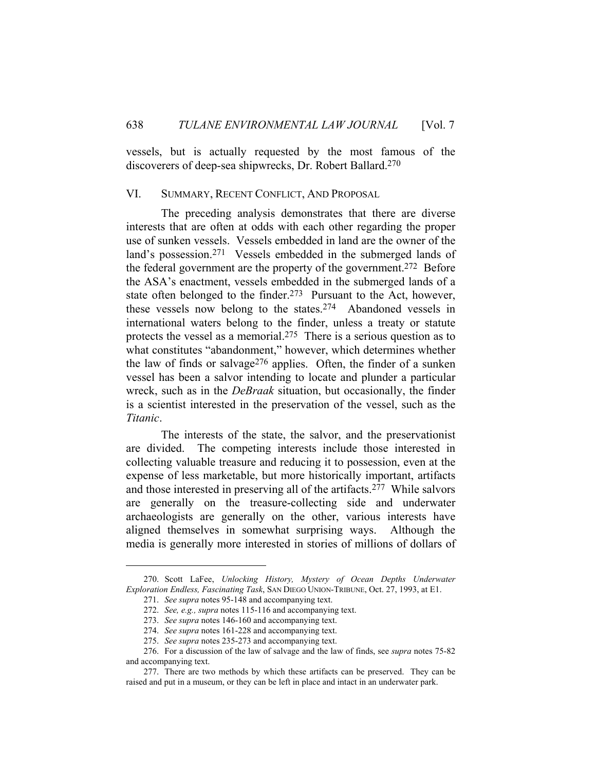vessels, but is actually requested by the most famous of the discoverers of deep-sea shipwrecks, Dr. Robert Ballard.[270]

## VI. SUMMARY, RECENT CONFLICT, AND PROPOSAL

The preceding analysis demonstrates that there are diverse interests that are often at odds with each other regarding the proper use of sunken vessels. Vessels embedded in land are the owner of the land's possession.[271] Vessels embedded in the submerged lands of the federal government are the property of the government.[272] Before the ASA's enactment, vessels embedded in the submerged lands of a state often belonged to the finder.[273] Pursuant to the Act, however, these vessels now belong to the states.[274] Abandoned vessels in international waters belong to the finder, unless a treaty or statute protects the vessel as a memorial.[275] There is a serious question as to what constitutes "abandonment," however, which determines whether the law of finds or salvage[276] applies. Often, the finder of a sunken vessel has been a salvor intending to locate and plunder a particular wreck, such as in the *DeBraak* situation, but occasionally, the finder is a scientist interested in the preservation of the vessel, such as the *Titanic*.

The interests of the state, the salvor, and the preservationist are divided. The competing interests include those interested in collecting valuable treasure and reducing it to possession, even at the expense of less marketable, but more historically important, artifacts and those interested in preserving all of the artifacts.[277] While salvors are generally on the treasure-collecting side and underwater archaeologists are generally on the other, various interests have aligned themselves in somewhat surprising ways. Although the media is generally more interested in stories of millions of dollars of

---

270. Scott LaFee, *Unlocking History, Mystery of Ocean Depths Underwater Exploration Endless, Fascinating Task*, SAN DIEGO UNION-TRIBUNE, Oct. 27, 1993, at E1.

271. *See supra* notes 95-148 and accompanying text.

272. *See, e.g., supra* notes 115-116 and accompanying text.

273. *See supra* notes 146-160 and accompanying text.

274. *See supra* notes 161-228 and accompanying text.

275. *See supra* notes 235-273 and accompanying text.

276. For a discussion of the law of salvage and the law of finds, see *supra* notes 75-82 and accompanying text.

277. There are two methods by which these artifacts can be preserved. They can be raised and put in a museum, or they can be left in place and intact in an underwater park.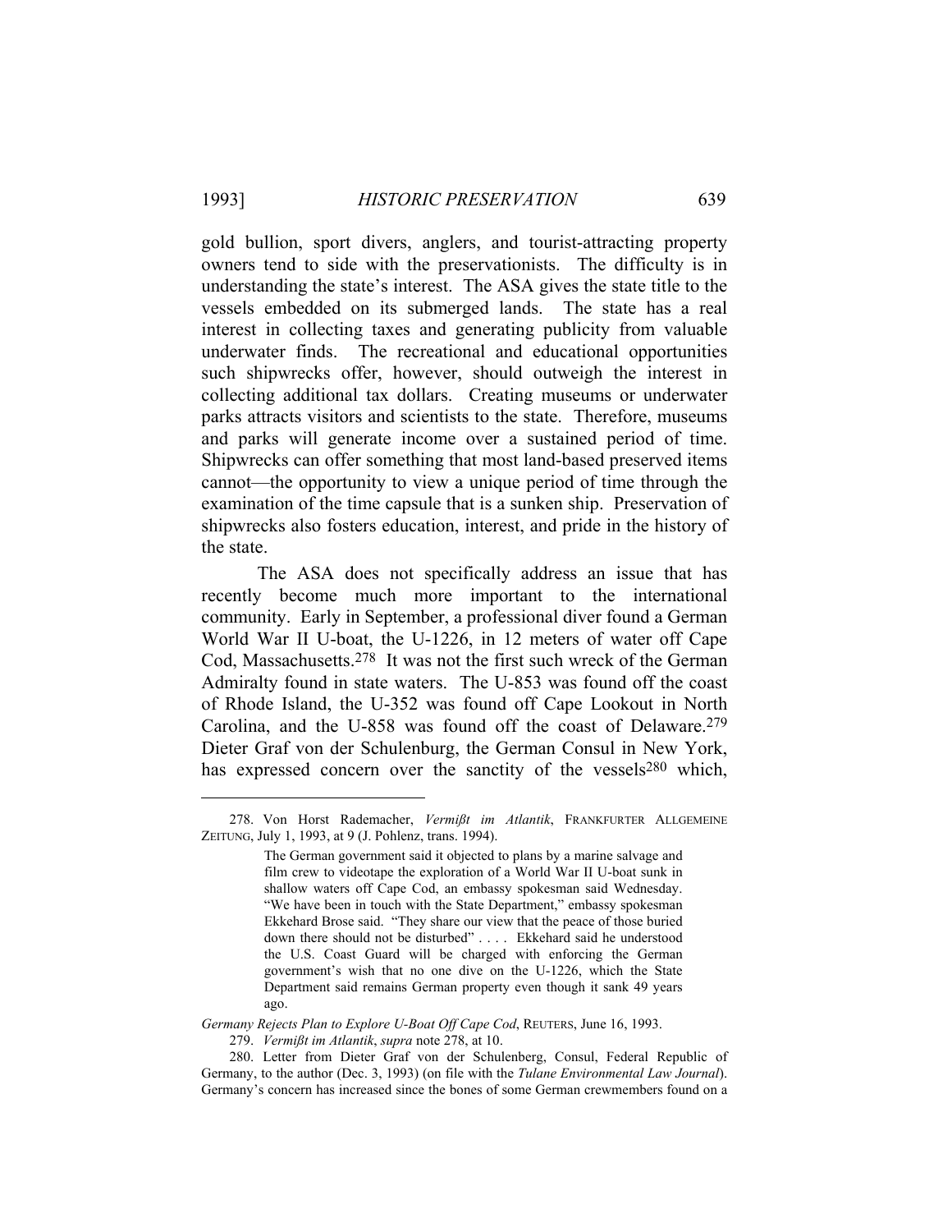gold bullion, sport divers, anglers, and tourist-attracting property owners tend to side with the preservationists. The difficulty is in understanding the state's interest. The ASA gives the state title to the vessels embedded on its submerged lands. The state has a real interest in collecting taxes and generating publicity from valuable underwater finds. The recreational and educational opportunities such shipwrecks offer, however, should outweigh the interest in collecting additional tax dollars. Creating museums or underwater parks attracts visitors and scientists to the state. Therefore, museums and parks will generate income over a sustained period of time. Shipwrecks can offer something that most land-based preserved items cannot—the opportunity to view a unique period of time through the examination of the time capsule that is a sunken ship. Preservation of shipwrecks also fosters education, interest, and pride in the history of the state.

The ASA does not specifically address an issue that has recently become much more important to the international community. Early in September, a professional diver found a German World War II U-boat, the U-1226, in 12 meters of water off Cape Cod, Massachusetts.[278] It was not the first such wreck of the German Admiralty found in state waters. The U-853 was found off the coast of Rhode Island, the U-352 was found off Cape Lookout in North Carolina, and the U-858 was found off the coast of Delaware.[279] Dieter Graf von der Schulenburg, the German Consul in New York, has expressed concern over the sanctity of the vessels[280] which,

---

278. Von Horst Rademacher, *Vermißt im Atlantik*, FRANKFURTER ALLGEMEINE ZEITUNG, July 1, 1993, at 9 (J. Pohlenz, trans. 1994).

> The German government said it objected to plans by a marine salvage and film crew to videotape the exploration of a World War II U-boat sunk in shallow waters off Cape Cod, an embassy spokesman said Wednesday. "We have been in touch with the State Department," embassy spokesman Ekkehard Brose said. "They share our view that the peace of those buried down there should not be disturbed" . . . . Ekkehard said he understood the U.S. Coast Guard will be charged with enforcing the German government's wish that no one dive on the U-1226, which the State Department said remains German property even though it sank 49 years ago.

*Germany Rejects Plan to Explore U-Boat Off Cape Cod*, REUTERS, June 16, 1993.

279. *Vermißt im Atlantik*, *supra* note 278, at 10.

280. Letter from Dieter Graf von der Schulenberg, Consul, Federal Republic of Germany, to the author (Dec. 3, 1993) (on file with the *Tulane Environmental Law Journal*). Germany's concern has increased since the bones of some German crewmembers found on a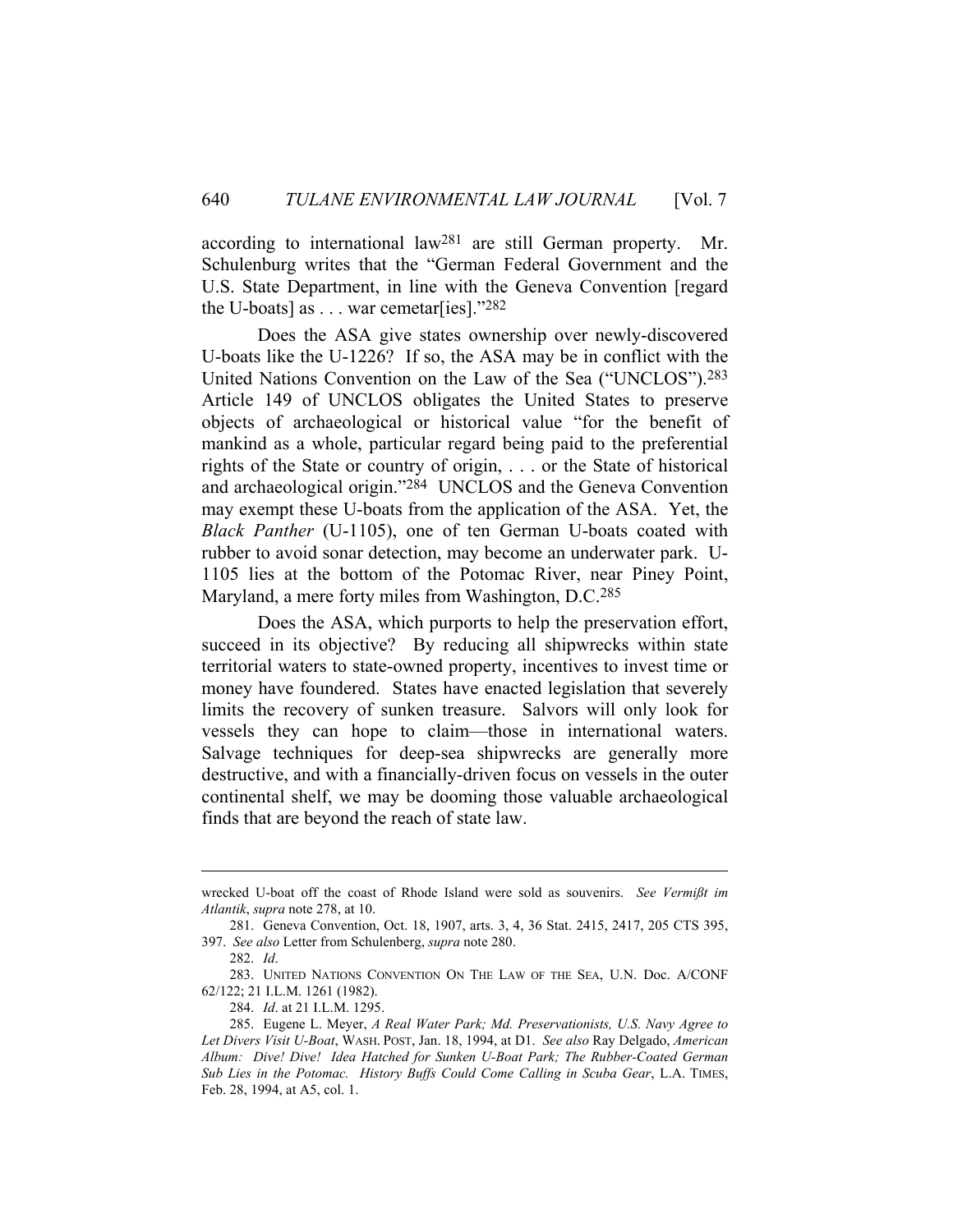according to international law[281] are still German property. Mr. Schulenburg writes that the "German Federal Government and the U.S. State Department, in line with the Geneva Convention [regard the U-boats] as . . . war cemetar[ies]."[282]

Does the ASA give states ownership over newly-discovered U-boats like the U-1226? If so, the ASA may be in conflict with the United Nations Convention on the Law of the Sea ("UNCLOS").[283] Article 149 of UNCLOS obligates the United States to preserve objects of archaeological or historical value "for the benefit of mankind as a whole, particular regard being paid to the preferential rights of the State or country of origin, . . . or the State of historical and archaeological origin."[284] UNCLOS and the Geneva Convention may exempt these U-boats from the application of the ASA. Yet, the *Black Panther* (U-1105), one of ten German U-boats coated with rubber to avoid sonar detection, may become an underwater park. U-1105 lies at the bottom of the Potomac River, near Piney Point, Maryland, a mere forty miles from Washington, D.C.[285]

Does the ASA, which purports to help the preservation effort, succeed in its objective? By reducing all shipwrecks within state territorial waters to state-owned property, incentives to invest time or money have foundered. States have enacted legislation that severely limits the recovery of sunken treasure. Salvors will only look for vessels they can hope to claim—those in international waters. Salvage techniques for deep-sea shipwrecks are generally more destructive, and with a financially-driven focus on vessels in the outer continental shelf, we may be dooming those valuable archaeological finds that are beyond the reach of state law.

---

wrecked U-boat off the coast of Rhode Island were sold as souvenirs. *See Vermißt im Atlantik*, *supra* note 278, at 10.

281. Geneva Convention, Oct. 18, 1907, arts. 3, 4, 36 Stat. 2415, 2417, 205 CTS 395, 397. *See also* Letter from Schulenberg, *supra* note 280.

282. *Id*.

283. UNITED NATIONS CONVENTION ON THE LAW OF THE SEA, U.N. Doc. A/CONF 62/122; 21 I.L.M. 1261 (1982).

284. *Id*. at 21 I.L.M. 1295.

285. Eugene L. Meyer, *A Real Water Park; Md. Preservationists, U.S. Navy Agree to Let Divers Visit U-Boat*, WASH. POST, Jan. 18, 1994, at D1. *See also* Ray Delgado, *American Album: Dive! Dive! Idea Hatched for Sunken U-Boat Park; The Rubber-Coated German Sub Lies in the Potomac. History Buffs Could Come Calling in Scuba Gear*, L.A. TIMES, Feb. 28, 1994, at A5, col. 1.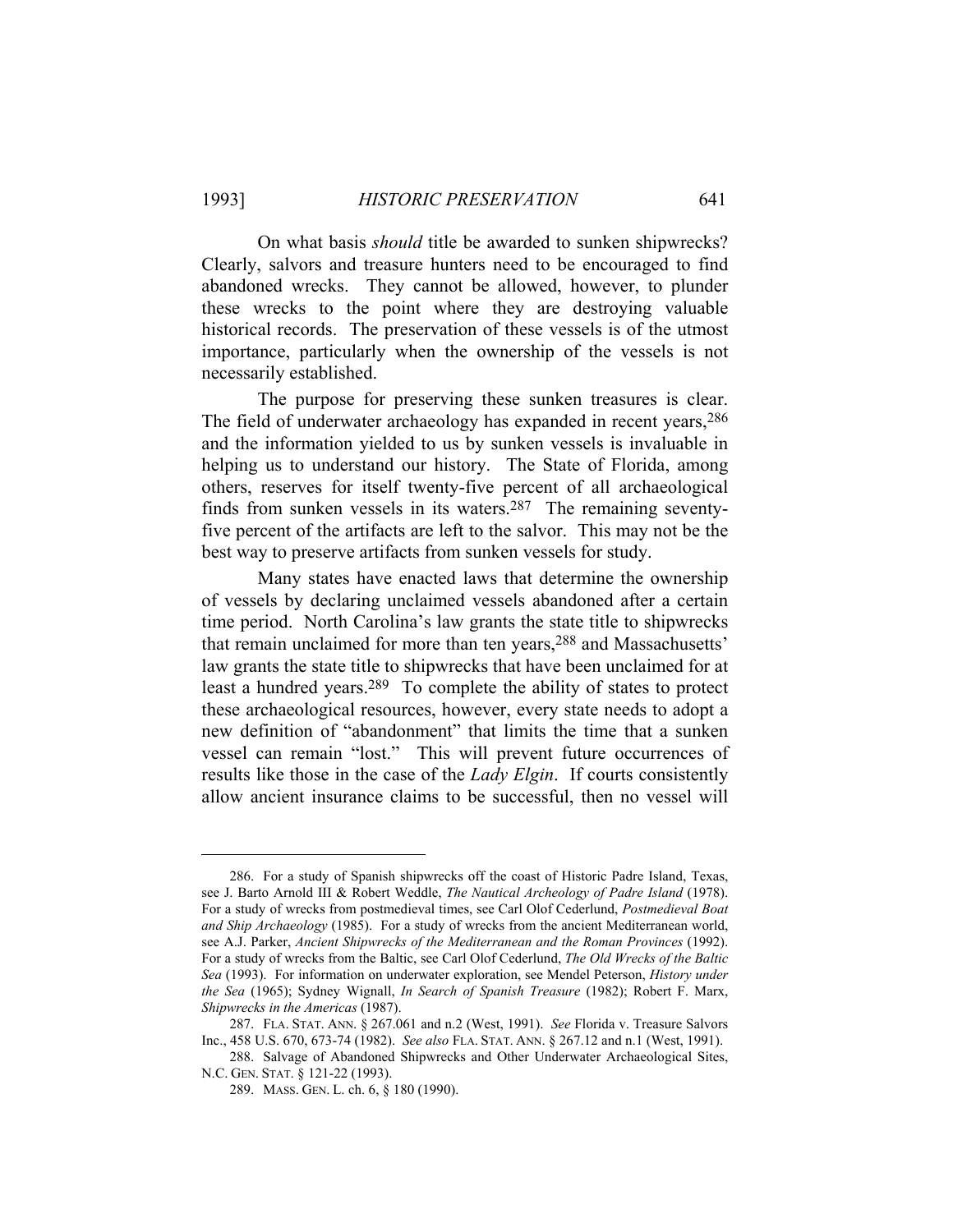On what basis *should* title be awarded to sunken shipwrecks? Clearly, salvors and treasure hunters need to be encouraged to find abandoned wrecks. They cannot be allowed, however, to plunder these wrecks to the point where they are destroying valuable historical records. The preservation of these vessels is of the utmost importance, particularly when the ownership of the vessels is not necessarily established.

The purpose for preserving these sunken treasures is clear. The field of underwater archaeology has expanded in recent years,[286] and the information yielded to us by sunken vessels is invaluable in helping us to understand our history. The State of Florida, among others, reserves for itself twenty-five percent of all archaeological finds from sunken vessels in its waters.[287] The remaining seventy-five percent of the artifacts are left to the salvor. This may not be the best way to preserve artifacts from sunken vessels for study.

Many states have enacted laws that determine the ownership of vessels by declaring unclaimed vessels abandoned after a certain time period. North Carolina's law grants the state title to shipwrecks that remain unclaimed for more than ten years,[288] and Massachusetts' law grants the state title to shipwrecks that have been unclaimed for at least a hundred years.[289] To complete the ability of states to protect these archaeological resources, however, every state needs to adopt a new definition of "abandonment" that limits the time that a sunken vessel can remain "lost." This will prevent future occurrences of results like those in the case of the *Lady Elgin*. If courts consistently allow ancient insurance claims to be successful, then no vessel will

---

286. For a study of Spanish shipwrecks off the coast of Historic Padre Island, Texas, see J. Barto Arnold III & Robert Weddle, *The Nautical Archeology of Padre Island* (1978). For a study of wrecks from postmedieval times, see Carl Olof Cederlund, *Postmedieval Boat and Ship Archaeology* (1985). For a study of wrecks from the ancient Mediterranean world, see A.J. Parker, *Ancient Shipwrecks of the Mediterranean and the Roman Provinces* (1992). For a study of wrecks from the Baltic, see Carl Olof Cederlund, *The Old Wrecks of the Baltic Sea* (1993). For information on underwater exploration, see Mendel Peterson, *History under the Sea* (1965); Sydney Wignall, *In Search of Spanish Treasure* (1982); Robert F. Marx, *Shipwrecks in the Americas* (1987).

287. FLA. STAT. ANN. § 267.061 and n.2 (West, 1991). *See* Florida v. Treasure Salvors Inc., 458 U.S. 670, 673-74 (1982). *See also* FLA. STAT. ANN. § 267.12 and n.1 (West, 1991).

288. Salvage of Abandoned Shipwrecks and Other Underwater Archaeological Sites, N.C. GEN. STAT. § 121-22 (1993).

289. MASS. GEN. L. ch. 6, § 180 (1990).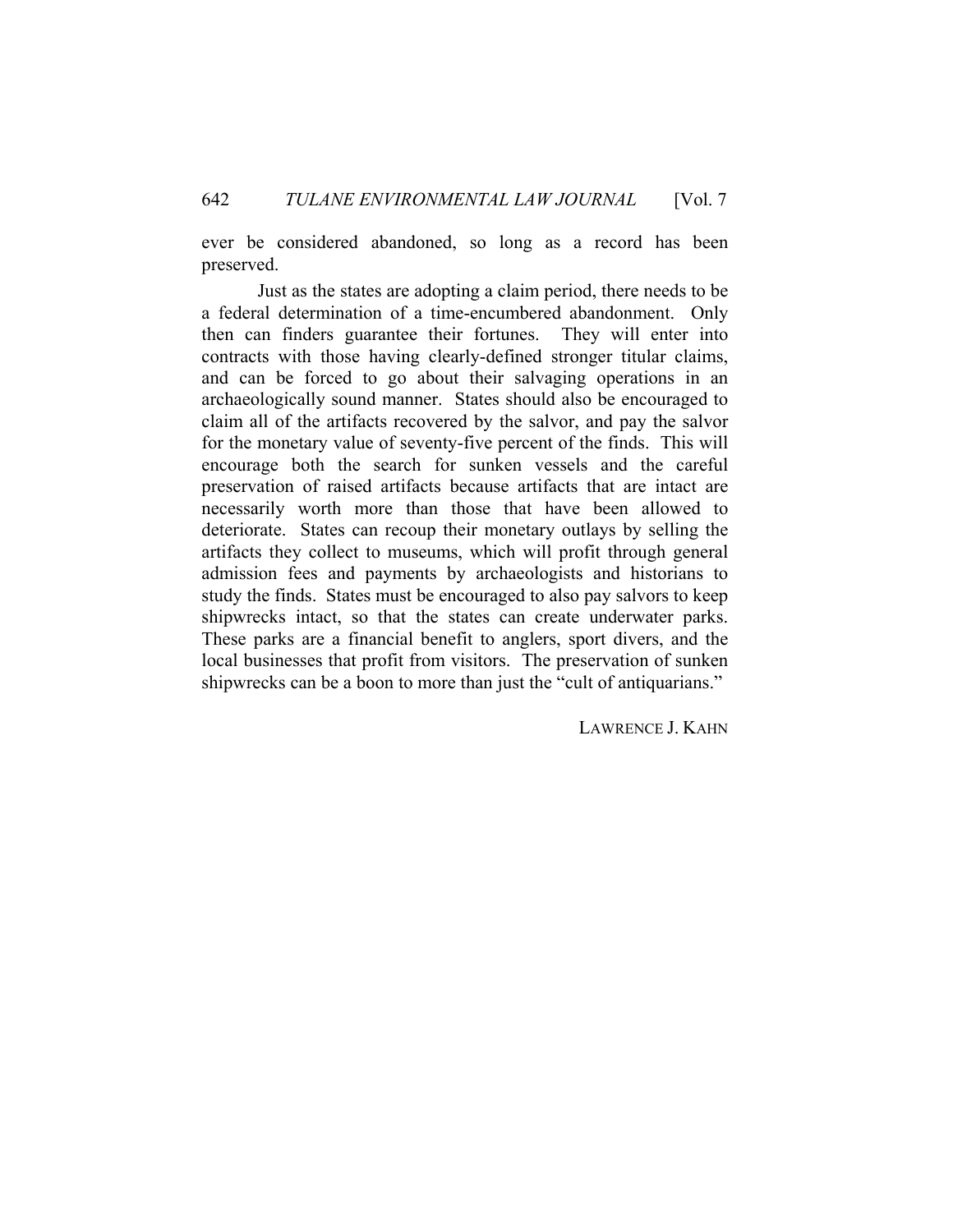ever be considered abandoned, so long as a record has been preserved.

Just as the states are adopting a claim period, there needs to be a federal determination of a time-encumbered abandonment. Only then can finders guarantee their fortunes. They will enter into contracts with those having clearly-defined stronger titular claims, and can be forced to go about their salvaging operations in an archaeologically sound manner. States should also be encouraged to claim all of the artifacts recovered by the salvor, and pay the salvor for the monetary value of seventy-five percent of the finds. This will encourage both the search for sunken vessels and the careful preservation of raised artifacts because artifacts that are intact are necessarily worth more than those that have been allowed to deteriorate. States can recoup their monetary outlays by selling the artifacts they collect to museums, which will profit through general admission fees and payments by archaeologists and historians to study the finds. States must be encouraged to also pay salvors to keep shipwrecks intact, so that the states can create underwater parks. These parks are a financial benefit to anglers, sport divers, and the local businesses that profit from visitors. The preservation of sunken shipwrecks can be a boon to more than just the "cult of antiquarians."

LAWRENCE J. KAHN